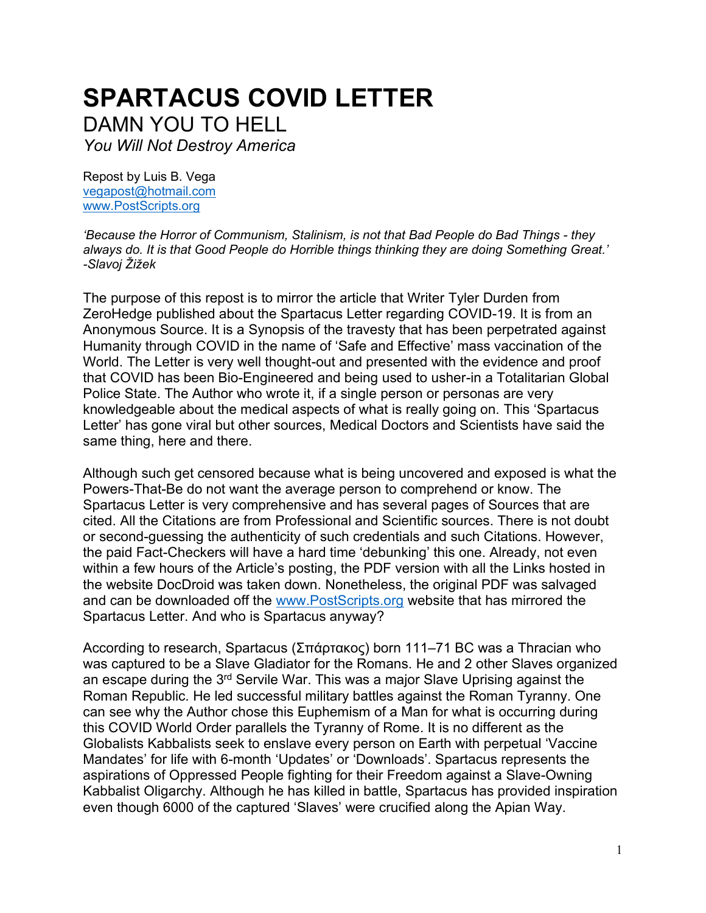# SPARTACUS COVID LETTER

DAMN YOU TO HELL

*You Will Not Destroy America*

Repost by Luis B. Vega
vegapost@hotmail.com
www.PostScripts.org

*'Because the Horror of Communism, Stalinism, is not that Bad People do Bad Things - they always do. It is that Good People do Horrible things thinking they are doing Something Great.' -Slavoj Žižek*

The purpose of this repost is to mirror the article that Writer Tyler Durden from ZeroHedge published about the Spartacus Letter regarding COVID-19. It is from an Anonymous Source. It is a Synopsis of the travesty that has been perpetrated against Humanity through COVID in the name of 'Safe and Effective' mass vaccination of the World. The Letter is very well thought-out and presented with the evidence and proof that COVID has been Bio-Engineered and being used to usher-in a Totalitarian Global Police State. The Author who wrote it, if a single person or personas are very knowledgeable about the medical aspects of what is really going on. This 'Spartacus Letter' has gone viral but other sources, Medical Doctors and Scientists have said the same thing, here and there.

Although such get censored because what is being uncovered and exposed is what the Powers-That-Be do not want the average person to comprehend or know. The Spartacus Letter is very comprehensive and has several pages of Sources that are cited. All the Citations are from Professional and Scientific sources. There is not doubt or second-guessing the authenticity of such credentials and such Citations. However, the paid Fact-Checkers will have a hard time 'debunking' this one. Already, not even within a few hours of the Article's posting, the PDF version with all the Links hosted in the website DocDroid was taken down. Nonetheless, the original PDF was salvaged and can be downloaded off the www.PostScripts.org website that has mirrored the Spartacus Letter. And who is Spartacus anyway?

According to research, Spartacus (Σπάρτακος) born 111–71 BC was a Thracian who was captured to be a Slave Gladiator for the Romans. He and 2 other Slaves organized an escape during the 3rd Servile War. This was a major Slave Uprising against the Roman Republic. He led successful military battles against the Roman Tyranny. One can see why the Author chose this Euphemism of a Man for what is occurring during this COVID World Order parallels the Tyranny of Rome. It is no different as the Globalists Kabbalists seek to enslave every person on Earth with perpetual 'Vaccine Mandates' for life with 6-month 'Updates' or 'Downloads'. Spartacus represents the aspirations of Oppressed People fighting for their Freedom against a Slave-Owning Kabbalist Oligarchy. Although he has killed in battle, Spartacus has provided inspiration even though 6000 of the captured 'Slaves' were crucified along the Apian Way.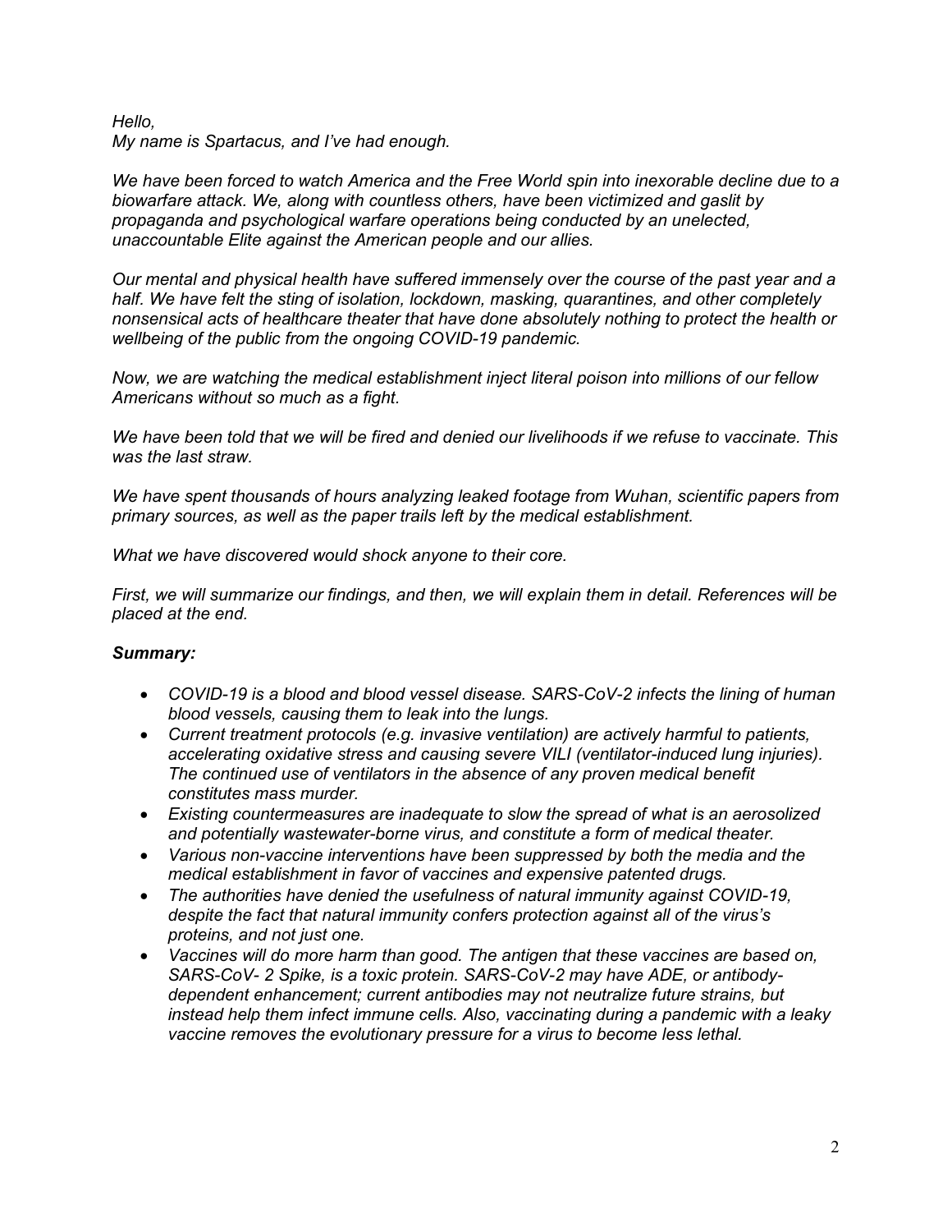*Hello,*
*My name is Spartacus, and I've had enough.*

*We have been forced to watch America and the Free World spin into inexorable decline due to a biowarfare attack. We, along with countless others, have been victimized and gaslit by propaganda and psychological warfare operations being conducted by an unelected, unaccountable Elite against the American people and our allies.*

*Our mental and physical health have suffered immensely over the course of the past year and a half. We have felt the sting of isolation, lockdown, masking, quarantines, and other completely nonsensical acts of healthcare theater that have done absolutely nothing to protect the health or wellbeing of the public from the ongoing COVID-19 pandemic.*

*Now, we are watching the medical establishment inject literal poison into millions of our fellow Americans without so much as a fight.*

*We have been told that we will be fired and denied our livelihoods if we refuse to vaccinate. This was the last straw.*

*We have spent thousands of hours analyzing leaked footage from Wuhan, scientific papers from primary sources, as well as the paper trails left by the medical establishment.*

*What we have discovered would shock anyone to their core.*

*First, we will summarize our findings, and then, we will explain them in detail. References will be placed at the end.*

***Summary:***

- *COVID-19 is a blood and blood vessel disease. SARS-CoV-2 infects the lining of human blood vessels, causing them to leak into the lungs.*
- *Current treatment protocols (e.g. invasive ventilation) are actively harmful to patients, accelerating oxidative stress and causing severe VILI (ventilator-induced lung injuries). The continued use of ventilators in the absence of any proven medical benefit constitutes mass murder.*
- *Existing countermeasures are inadequate to slow the spread of what is an aerosolized and potentially wastewater-borne virus, and constitute a form of medical theater.*
- *Various non-vaccine interventions have been suppressed by both the media and the medical establishment in favor of vaccines and expensive patented drugs.*
- *The authorities have denied the usefulness of natural immunity against COVID-19, despite the fact that natural immunity confers protection against all of the virus's proteins, and not just one.*
- *Vaccines will do more harm than good. The antigen that these vaccines are based on, SARS-CoV- 2 Spike, is a toxic protein. SARS-CoV-2 may have ADE, or antibody-dependent enhancement; current antibodies may not neutralize future strains, but instead help them infect immune cells. Also, vaccinating during a pandemic with a leaky vaccine removes the evolutionary pressure for a virus to become less lethal.*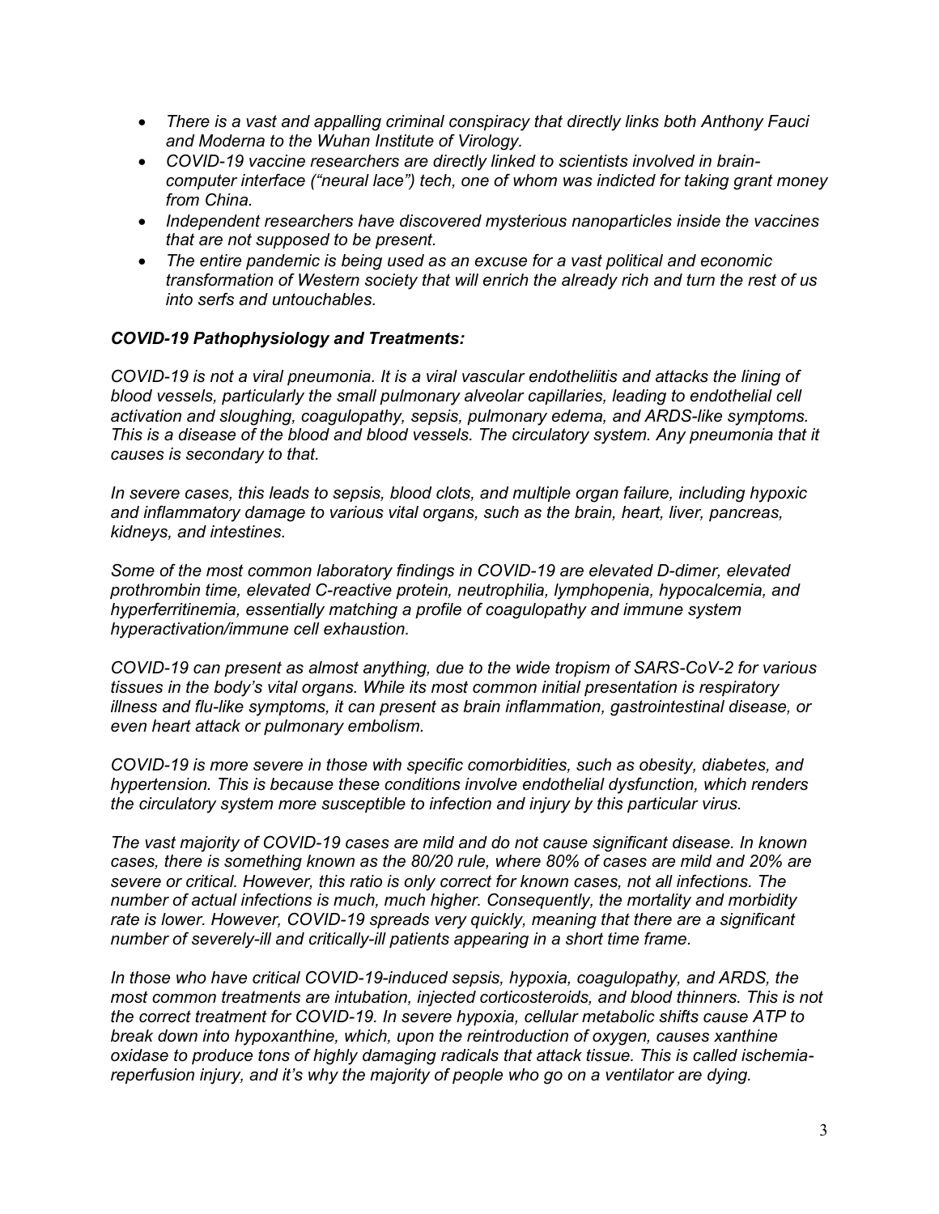- *There is a vast and appalling criminal conspiracy that directly links both Anthony Fauci and Moderna to the Wuhan Institute of Virology.*
- *COVID-19 vaccine researchers are directly linked to scientists involved in brain-computer interface ("neural lace") tech, one of whom was indicted for taking grant money from China.*
- *Independent researchers have discovered mysterious nanoparticles inside the vaccines that are not supposed to be present.*
- *The entire pandemic is being used as an excuse for a vast political and economic transformation of Western society that will enrich the already rich and turn the rest of us into serfs and untouchables.*

***COVID-19 Pathophysiology and Treatments:***

*COVID-19 is not a viral pneumonia. It is a viral vascular endotheliitis and attacks the lining of blood vessels, particularly the small pulmonary alveolar capillaries, leading to endothelial cell activation and sloughing, coagulopathy, sepsis, pulmonary edema, and ARDS-like symptoms. This is a disease of the blood and blood vessels. The circulatory system. Any pneumonia that it causes is secondary to that.*

*In severe cases, this leads to sepsis, blood clots, and multiple organ failure, including hypoxic and inflammatory damage to various vital organs, such as the brain, heart, liver, pancreas, kidneys, and intestines.*

*Some of the most common laboratory findings in COVID-19 are elevated D-dimer, elevated prothrombin time, elevated C-reactive protein, neutrophilia, lymphopenia, hypocalcemia, and hyperferritinemia, essentially matching a profile of coagulopathy and immune system hyperactivation/immune cell exhaustion.*

*COVID-19 can present as almost anything, due to the wide tropism of SARS-CoV-2 for various tissues in the body's vital organs. While its most common initial presentation is respiratory illness and flu-like symptoms, it can present as brain inflammation, gastrointestinal disease, or even heart attack or pulmonary embolism.*

*COVID-19 is more severe in those with specific comorbidities, such as obesity, diabetes, and hypertension. This is because these conditions involve endothelial dysfunction, which renders the circulatory system more susceptible to infection and injury by this particular virus.*

*The vast majority of COVID-19 cases are mild and do not cause significant disease. In known cases, there is something known as the 80/20 rule, where 80% of cases are mild and 20% are severe or critical. However, this ratio is only correct for known cases, not all infections. The number of actual infections is much, much higher. Consequently, the mortality and morbidity rate is lower. However, COVID-19 spreads very quickly, meaning that there are a significant number of severely-ill and critically-ill patients appearing in a short time frame.*

*In those who have critical COVID-19-induced sepsis, hypoxia, coagulopathy, and ARDS, the most common treatments are intubation, injected corticosteroids, and blood thinners. This is not the correct treatment for COVID-19. In severe hypoxia, cellular metabolic shifts cause ATP to break down into hypoxanthine, which, upon the reintroduction of oxygen, causes xanthine oxidase to produce tons of highly damaging radicals that attack tissue. This is called ischemia-reperfusion injury, and it's why the majority of people who go on a ventilator are dying.*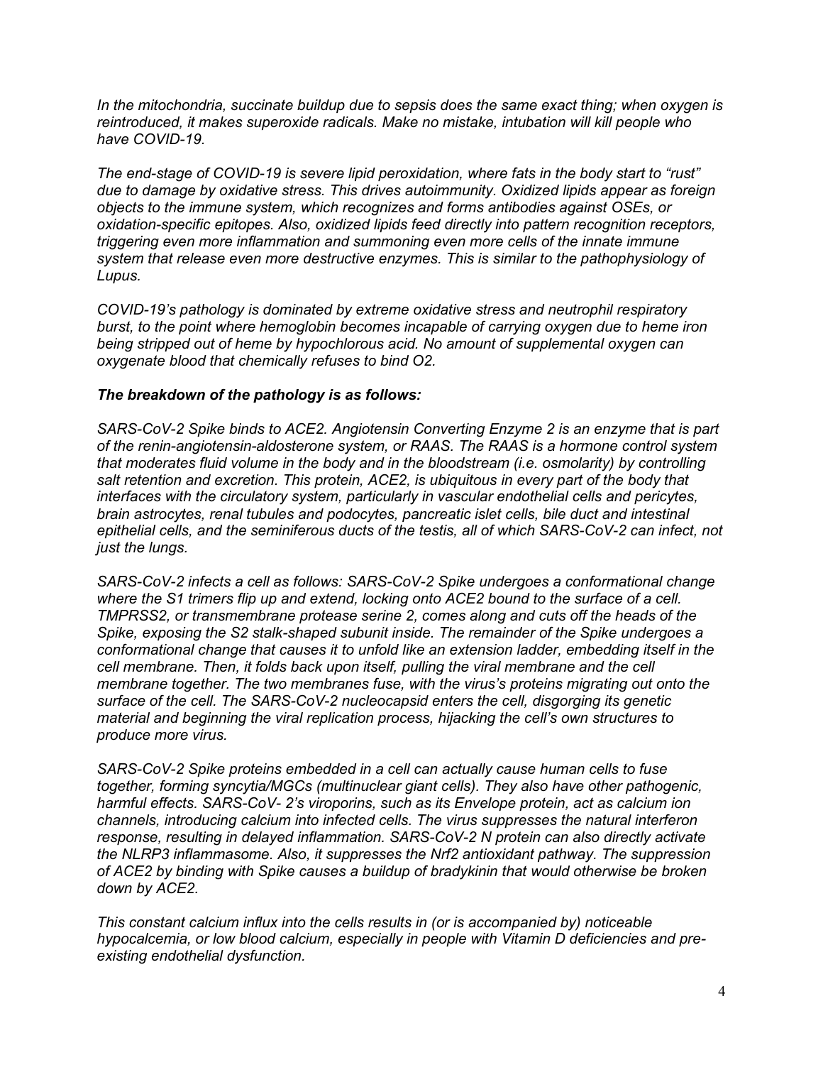*In the mitochondria, succinate buildup due to sepsis does the same exact thing; when oxygen is reintroduced, it makes superoxide radicals. Make no mistake, intubation will kill people who have COVID-19.*

*The end-stage of COVID-19 is severe lipid peroxidation, where fats in the body start to "rust" due to damage by oxidative stress. This drives autoimmunity. Oxidized lipids appear as foreign objects to the immune system, which recognizes and forms antibodies against OSEs, or oxidation-specific epitopes. Also, oxidized lipids feed directly into pattern recognition receptors, triggering even more inflammation and summoning even more cells of the innate immune system that release even more destructive enzymes. This is similar to the pathophysiology of Lupus.*

*COVID-19's pathology is dominated by extreme oxidative stress and neutrophil respiratory burst, to the point where hemoglobin becomes incapable of carrying oxygen due to heme iron being stripped out of heme by hypochlorous acid. No amount of supplemental oxygen can oxygenate blood that chemically refuses to bind O2.*

***The breakdown of the pathology is as follows:***

*SARS-CoV-2 Spike binds to ACE2. Angiotensin Converting Enzyme 2 is an enzyme that is part of the renin-angiotensin-aldosterone system, or RAAS. The RAAS is a hormone control system that moderates fluid volume in the body and in the bloodstream (i.e. osmolarity) by controlling salt retention and excretion. This protein, ACE2, is ubiquitous in every part of the body that interfaces with the circulatory system, particularly in vascular endothelial cells and pericytes, brain astrocytes, renal tubules and podocytes, pancreatic islet cells, bile duct and intestinal epithelial cells, and the seminiferous ducts of the testis, all of which SARS-CoV-2 can infect, not just the lungs.*

*SARS-CoV-2 infects a cell as follows: SARS-CoV-2 Spike undergoes a conformational change where the S1 trimers flip up and extend, locking onto ACE2 bound to the surface of a cell. TMPRSS2, or transmembrane protease serine 2, comes along and cuts off the heads of the Spike, exposing the S2 stalk-shaped subunit inside. The remainder of the Spike undergoes a conformational change that causes it to unfold like an extension ladder, embedding itself in the cell membrane. Then, it folds back upon itself, pulling the viral membrane and the cell membrane together. The two membranes fuse, with the virus's proteins migrating out onto the surface of the cell. The SARS-CoV-2 nucleocapsid enters the cell, disgorging its genetic material and beginning the viral replication process, hijacking the cell's own structures to produce more virus.*

*SARS-CoV-2 Spike proteins embedded in a cell can actually cause human cells to fuse together, forming syncytia/MGCs (multinuclear giant cells). They also have other pathogenic, harmful effects. SARS-CoV- 2's viroporins, such as its Envelope protein, act as calcium ion channels, introducing calcium into infected cells. The virus suppresses the natural interferon response, resulting in delayed inflammation. SARS-CoV-2 N protein can also directly activate the NLRP3 inflammasome. Also, it suppresses the Nrf2 antioxidant pathway. The suppression of ACE2 by binding with Spike causes a buildup of bradykinin that would otherwise be broken down by ACE2.*

*This constant calcium influx into the cells results in (or is accompanied by) noticeable hypocalcemia, or low blood calcium, especially in people with Vitamin D deficiencies and pre-existing endothelial dysfunction.*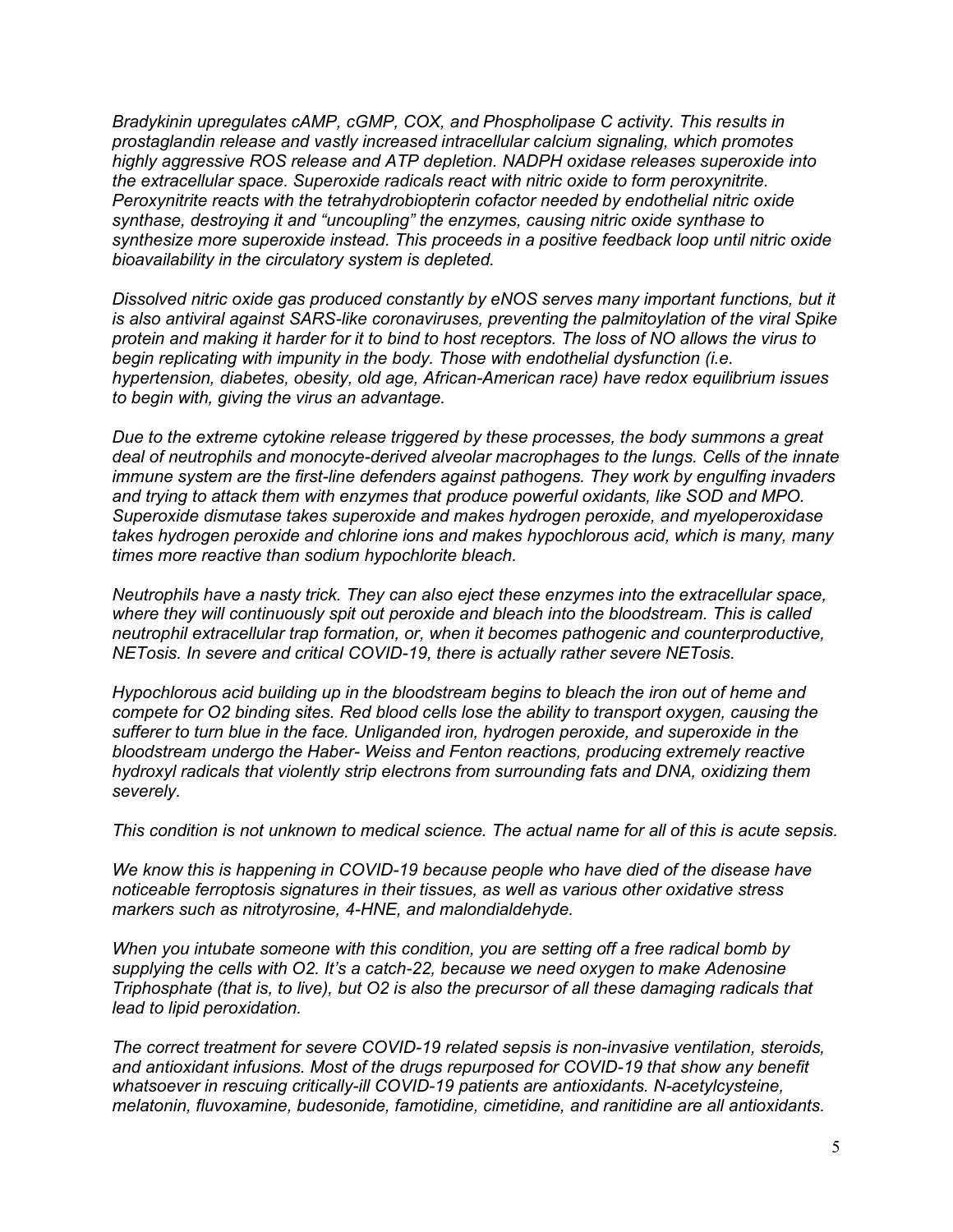*Bradykinin upregulates cAMP, cGMP, COX, and Phospholipase C activity. This results in prostaglandin release and vastly increased intracellular calcium signaling, which promotes highly aggressive ROS release and ATP depletion. NADPH oxidase releases superoxide into the extracellular space. Superoxide radicals react with nitric oxide to form peroxynitrite. Peroxynitrite reacts with the tetrahydrobiopterin cofactor needed by endothelial nitric oxide synthase, destroying it and "uncoupling" the enzymes, causing nitric oxide synthase to synthesize more superoxide instead. This proceeds in a positive feedback loop until nitric oxide bioavailability in the circulatory system is depleted.*

*Dissolved nitric oxide gas produced constantly by eNOS serves many important functions, but it is also antiviral against SARS-like coronaviruses, preventing the palmitoylation of the viral Spike protein and making it harder for it to bind to host receptors. The loss of NO allows the virus to begin replicating with impunity in the body. Those with endothelial dysfunction (i.e. hypertension, diabetes, obesity, old age, African-American race) have redox equilibrium issues to begin with, giving the virus an advantage.*

*Due to the extreme cytokine release triggered by these processes, the body summons a great deal of neutrophils and monocyte-derived alveolar macrophages to the lungs. Cells of the innate immune system are the first-line defenders against pathogens. They work by engulfing invaders and trying to attack them with enzymes that produce powerful oxidants, like SOD and MPO. Superoxide dismutase takes superoxide and makes hydrogen peroxide, and myeloperoxidase takes hydrogen peroxide and chlorine ions and makes hypochlorous acid, which is many, many times more reactive than sodium hypochlorite bleach.*

*Neutrophils have a nasty trick. They can also eject these enzymes into the extracellular space, where they will continuously spit out peroxide and bleach into the bloodstream. This is called neutrophil extracellular trap formation, or, when it becomes pathogenic and counterproductive, NETosis. In severe and critical COVID-19, there is actually rather severe NETosis.*

*Hypochlorous acid building up in the bloodstream begins to bleach the iron out of heme and compete for O2 binding sites. Red blood cells lose the ability to transport oxygen, causing the sufferer to turn blue in the face. Unliganded iron, hydrogen peroxide, and superoxide in the bloodstream undergo the Haber- Weiss and Fenton reactions, producing extremely reactive hydroxyl radicals that violently strip electrons from surrounding fats and DNA, oxidizing them severely.*

*This condition is not unknown to medical science. The actual name for all of this is acute sepsis.*

*We know this is happening in COVID-19 because people who have died of the disease have noticeable ferroptosis signatures in their tissues, as well as various other oxidative stress markers such as nitrotyrosine, 4-HNE, and malondialdehyde.*

*When you intubate someone with this condition, you are setting off a free radical bomb by supplying the cells with O2. It's a catch-22, because we need oxygen to make Adenosine Triphosphate (that is, to live), but O2 is also the precursor of all these damaging radicals that lead to lipid peroxidation.*

*The correct treatment for severe COVID-19 related sepsis is non-invasive ventilation, steroids, and antioxidant infusions. Most of the drugs repurposed for COVID-19 that show any benefit whatsoever in rescuing critically-ill COVID-19 patients are antioxidants. N-acetylcysteine, melatonin, fluvoxamine, budesonide, famotidine, cimetidine, and ranitidine are all antioxidants.*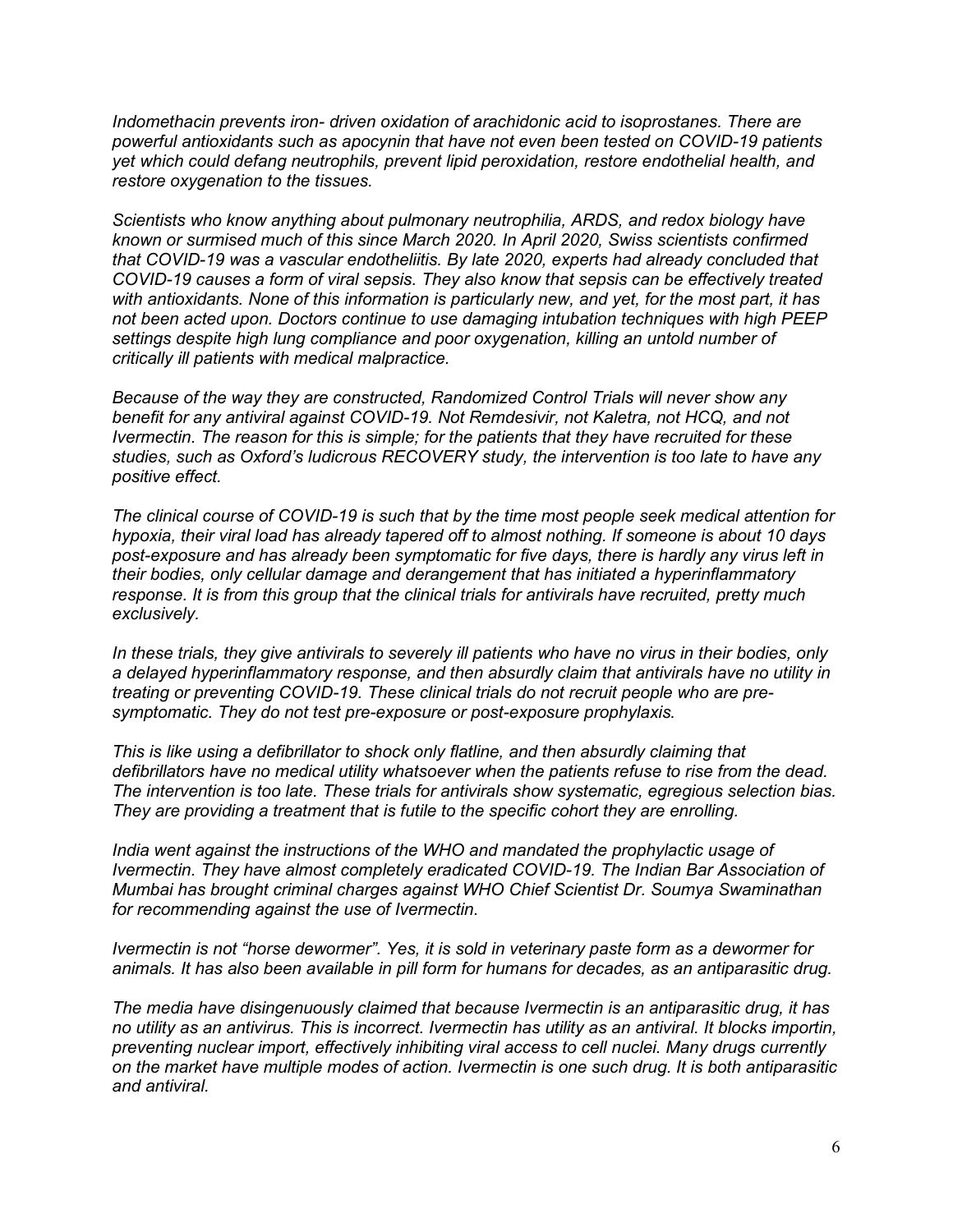*Indomethacin prevents iron- driven oxidation of arachidonic acid to isoprostanes. There are powerful antioxidants such as apocynin that have not even been tested on COVID-19 patients yet which could defang neutrophils, prevent lipid peroxidation, restore endothelial health, and restore oxygenation to the tissues.*

*Scientists who know anything about pulmonary neutrophilia, ARDS, and redox biology have known or surmised much of this since March 2020. In April 2020, Swiss scientists confirmed that COVID-19 was a vascular endotheliitis. By late 2020, experts had already concluded that COVID-19 causes a form of viral sepsis. They also know that sepsis can be effectively treated with antioxidants. None of this information is particularly new, and yet, for the most part, it has not been acted upon. Doctors continue to use damaging intubation techniques with high PEEP settings despite high lung compliance and poor oxygenation, killing an untold number of critically ill patients with medical malpractice.*

*Because of the way they are constructed, Randomized Control Trials will never show any benefit for any antiviral against COVID-19. Not Remdesivir, not Kaletra, not HCQ, and not Ivermectin. The reason for this is simple; for the patients that they have recruited for these studies, such as Oxford's ludicrous RECOVERY study, the intervention is too late to have any positive effect.*

*The clinical course of COVID-19 is such that by the time most people seek medical attention for hypoxia, their viral load has already tapered off to almost nothing. If someone is about 10 days post-exposure and has already been symptomatic for five days, there is hardly any virus left in their bodies, only cellular damage and derangement that has initiated a hyperinflammatory response. It is from this group that the clinical trials for antivirals have recruited, pretty much exclusively.*

*In these trials, they give antivirals to severely ill patients who have no virus in their bodies, only a delayed hyperinflammatory response, and then absurdly claim that antivirals have no utility in treating or preventing COVID-19. These clinical trials do not recruit people who are pre-symptomatic. They do not test pre-exposure or post-exposure prophylaxis.*

*This is like using a defibrillator to shock only flatline, and then absurdly claiming that defibrillators have no medical utility whatsoever when the patients refuse to rise from the dead. The intervention is too late. These trials for antivirals show systematic, egregious selection bias. They are providing a treatment that is futile to the specific cohort they are enrolling.*

*India went against the instructions of the WHO and mandated the prophylactic usage of Ivermectin. They have almost completely eradicated COVID-19. The Indian Bar Association of Mumbai has brought criminal charges against WHO Chief Scientist Dr. Soumya Swaminathan for recommending against the use of Ivermectin.*

*Ivermectin is not "horse dewormer". Yes, it is sold in veterinary paste form as a dewormer for animals. It has also been available in pill form for humans for decades, as an antiparasitic drug.*

*The media have disingenuously claimed that because Ivermectin is an antiparasitic drug, it has no utility as an antivirus. This is incorrect. Ivermectin has utility as an antiviral. It blocks importin, preventing nuclear import, effectively inhibiting viral access to cell nuclei. Many drugs currently on the market have multiple modes of action. Ivermectin is one such drug. It is both antiparasitic and antiviral.*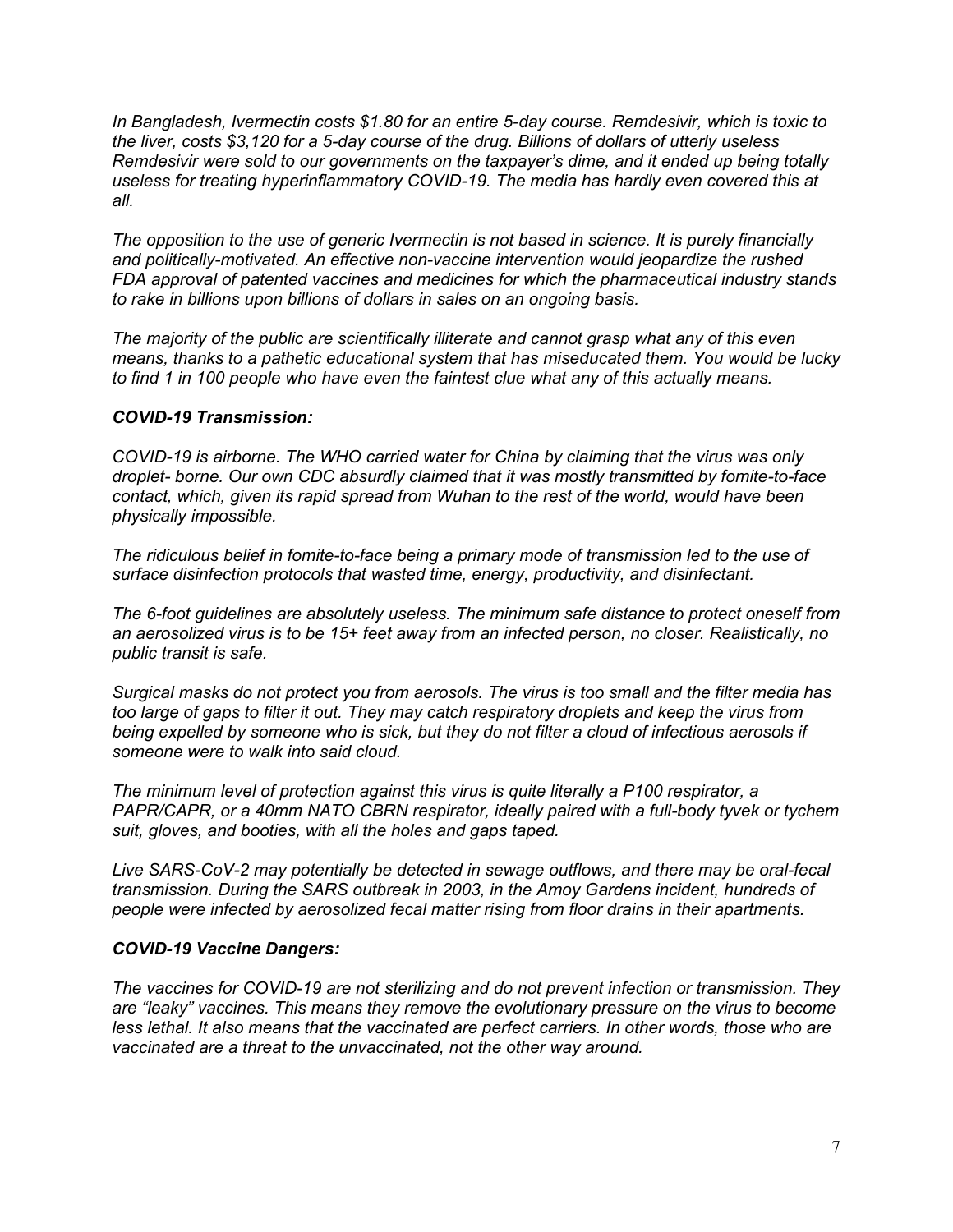*In Bangladesh, Ivermectin costs $1.80 for an entire 5-day course. Remdesivir, which is toxic to the liver, costs $3,120 for a 5-day course of the drug. Billions of dollars of utterly useless Remdesivir were sold to our governments on the taxpayer's dime, and it ended up being totally useless for treating hyperinflammatory COVID-19. The media has hardly even covered this at all.*

*The opposition to the use of generic Ivermectin is not based in science. It is purely financially and politically-motivated. An effective non-vaccine intervention would jeopardize the rushed FDA approval of patented vaccines and medicines for which the pharmaceutical industry stands to rake in billions upon billions of dollars in sales on an ongoing basis.*

*The majority of the public are scientifically illiterate and cannot grasp what any of this even means, thanks to a pathetic educational system that has miseducated them. You would be lucky to find 1 in 100 people who have even the faintest clue what any of this actually means.*

### *COVID-19 Transmission:*

*COVID-19 is airborne. The WHO carried water for China by claiming that the virus was only droplet- borne. Our own CDC absurdly claimed that it was mostly transmitted by fomite-to-face contact, which, given its rapid spread from Wuhan to the rest of the world, would have been physically impossible.*

*The ridiculous belief in fomite-to-face being a primary mode of transmission led to the use of surface disinfection protocols that wasted time, energy, productivity, and disinfectant.*

*The 6-foot guidelines are absolutely useless. The minimum safe distance to protect oneself from an aerosolized virus is to be 15+ feet away from an infected person, no closer. Realistically, no public transit is safe.*

*Surgical masks do not protect you from aerosols. The virus is too small and the filter media has too large of gaps to filter it out. They may catch respiratory droplets and keep the virus from being expelled by someone who is sick, but they do not filter a cloud of infectious aerosols if someone were to walk into said cloud.*

*The minimum level of protection against this virus is quite literally a P100 respirator, a PAPR/CAPR, or a 40mm NATO CBRN respirator, ideally paired with a full-body tyvek or tychem suit, gloves, and booties, with all the holes and gaps taped.*

*Live SARS-CoV-2 may potentially be detected in sewage outflows, and there may be oral-fecal transmission. During the SARS outbreak in 2003, in the Amoy Gardens incident, hundreds of people were infected by aerosolized fecal matter rising from floor drains in their apartments.*

### *COVID-19 Vaccine Dangers:*

*The vaccines for COVID-19 are not sterilizing and do not prevent infection or transmission. They are "leaky" vaccines. This means they remove the evolutionary pressure on the virus to become less lethal. It also means that the vaccinated are perfect carriers. In other words, those who are vaccinated are a threat to the unvaccinated, not the other way around.*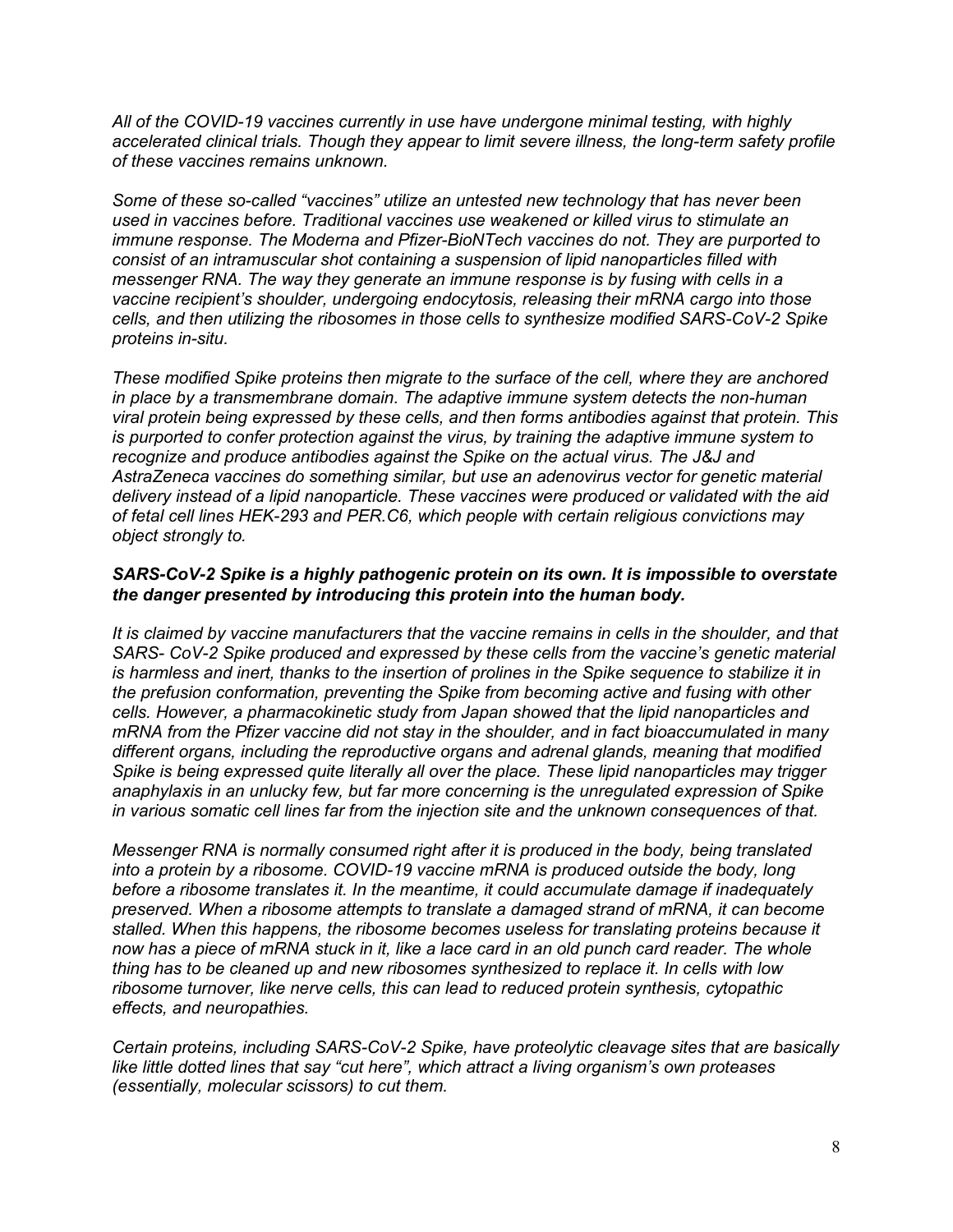*All of the COVID-19 vaccines currently in use have undergone minimal testing, with highly accelerated clinical trials. Though they appear to limit severe illness, the long-term safety profile of these vaccines remains unknown.*

*Some of these so-called "vaccines" utilize an untested new technology that has never been used in vaccines before. Traditional vaccines use weakened or killed virus to stimulate an immune response. The Moderna and Pfizer-BioNTech vaccines do not. They are purported to consist of an intramuscular shot containing a suspension of lipid nanoparticles filled with messenger RNA. The way they generate an immune response is by fusing with cells in a vaccine recipient's shoulder, undergoing endocytosis, releasing their mRNA cargo into those cells, and then utilizing the ribosomes in those cells to synthesize modified SARS-CoV-2 Spike proteins in-situ.*

*These modified Spike proteins then migrate to the surface of the cell, where they are anchored in place by a transmembrane domain. The adaptive immune system detects the non-human viral protein being expressed by these cells, and then forms antibodies against that protein. This is purported to confer protection against the virus, by training the adaptive immune system to recognize and produce antibodies against the Spike on the actual virus. The J&J and AstraZeneca vaccines do something similar, but use an adenovirus vector for genetic material delivery instead of a lipid nanoparticle. These vaccines were produced or validated with the aid of fetal cell lines HEK-293 and PER.C6, which people with certain religious convictions may object strongly to.*

***SARS-CoV-2 Spike is a highly pathogenic protein on its own. It is impossible to overstate the danger presented by introducing this protein into the human body.***

*It is claimed by vaccine manufacturers that the vaccine remains in cells in the shoulder, and that SARS- CoV-2 Spike produced and expressed by these cells from the vaccine's genetic material is harmless and inert, thanks to the insertion of prolines in the Spike sequence to stabilize it in the prefusion conformation, preventing the Spike from becoming active and fusing with other cells. However, a pharmacokinetic study from Japan showed that the lipid nanoparticles and mRNA from the Pfizer vaccine did not stay in the shoulder, and in fact bioaccumulated in many different organs, including the reproductive organs and adrenal glands, meaning that modified Spike is being expressed quite literally all over the place. These lipid nanoparticles may trigger anaphylaxis in an unlucky few, but far more concerning is the unregulated expression of Spike in various somatic cell lines far from the injection site and the unknown consequences of that.*

*Messenger RNA is normally consumed right after it is produced in the body, being translated into a protein by a ribosome. COVID-19 vaccine mRNA is produced outside the body, long before a ribosome translates it. In the meantime, it could accumulate damage if inadequately preserved. When a ribosome attempts to translate a damaged strand of mRNA, it can become stalled. When this happens, the ribosome becomes useless for translating proteins because it now has a piece of mRNA stuck in it, like a lace card in an old punch card reader. The whole thing has to be cleaned up and new ribosomes synthesized to replace it. In cells with low ribosome turnover, like nerve cells, this can lead to reduced protein synthesis, cytopathic effects, and neuropathies.*

*Certain proteins, including SARS-CoV-2 Spike, have proteolytic cleavage sites that are basically like little dotted lines that say "cut here", which attract a living organism's own proteases (essentially, molecular scissors) to cut them.*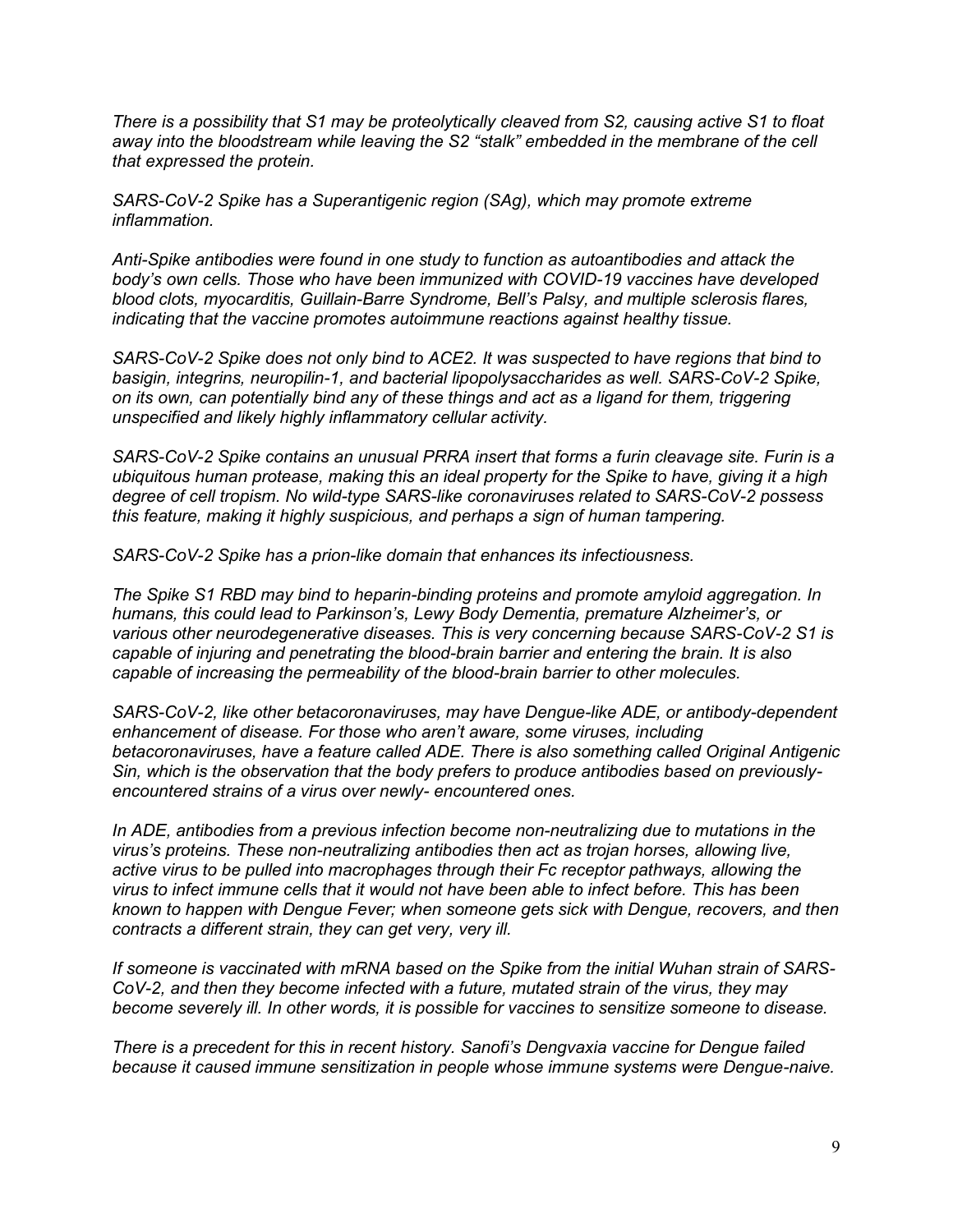*There is a possibility that S1 may be proteolytically cleaved from S2, causing active S1 to float away into the bloodstream while leaving the S2 "stalk" embedded in the membrane of the cell that expressed the protein.*

*SARS-CoV-2 Spike has a Superantigenic region (SAg), which may promote extreme inflammation.*

*Anti-Spike antibodies were found in one study to function as autoantibodies and attack the body's own cells. Those who have been immunized with COVID-19 vaccines have developed blood clots, myocarditis, Guillain-Barre Syndrome, Bell's Palsy, and multiple sclerosis flares, indicating that the vaccine promotes autoimmune reactions against healthy tissue.*

*SARS-CoV-2 Spike does not only bind to ACE2. It was suspected to have regions that bind to basigin, integrins, neuropilin-1, and bacterial lipopolysaccharides as well. SARS-CoV-2 Spike, on its own, can potentially bind any of these things and act as a ligand for them, triggering unspecified and likely highly inflammatory cellular activity.*

*SARS-CoV-2 Spike contains an unusual PRRA insert that forms a furin cleavage site. Furin is a ubiquitous human protease, making this an ideal property for the Spike to have, giving it a high degree of cell tropism. No wild-type SARS-like coronaviruses related to SARS-CoV-2 possess this feature, making it highly suspicious, and perhaps a sign of human tampering.*

*SARS-CoV-2 Spike has a prion-like domain that enhances its infectiousness.*

*The Spike S1 RBD may bind to heparin-binding proteins and promote amyloid aggregation. In humans, this could lead to Parkinson's, Lewy Body Dementia, premature Alzheimer's, or various other neurodegenerative diseases. This is very concerning because SARS-CoV-2 S1 is capable of injuring and penetrating the blood-brain barrier and entering the brain. It is also capable of increasing the permeability of the blood-brain barrier to other molecules.*

*SARS-CoV-2, like other betacoronaviruses, may have Dengue-like ADE, or antibody-dependent enhancement of disease. For those who aren't aware, some viruses, including betacoronaviruses, have a feature called ADE. There is also something called Original Antigenic Sin, which is the observation that the body prefers to produce antibodies based on previously-encountered strains of a virus over newly- encountered ones.*

*In ADE, antibodies from a previous infection become non-neutralizing due to mutations in the virus's proteins. These non-neutralizing antibodies then act as trojan horses, allowing live, active virus to be pulled into macrophages through their Fc receptor pathways, allowing the virus to infect immune cells that it would not have been able to infect before. This has been known to happen with Dengue Fever; when someone gets sick with Dengue, recovers, and then contracts a different strain, they can get very, very ill.*

*If someone is vaccinated with mRNA based on the Spike from the initial Wuhan strain of SARS-CoV-2, and then they become infected with a future, mutated strain of the virus, they may become severely ill. In other words, it is possible for vaccines to sensitize someone to disease.*

*There is a precedent for this in recent history. Sanofi's Dengvaxia vaccine for Dengue failed because it caused immune sensitization in people whose immune systems were Dengue-naive.*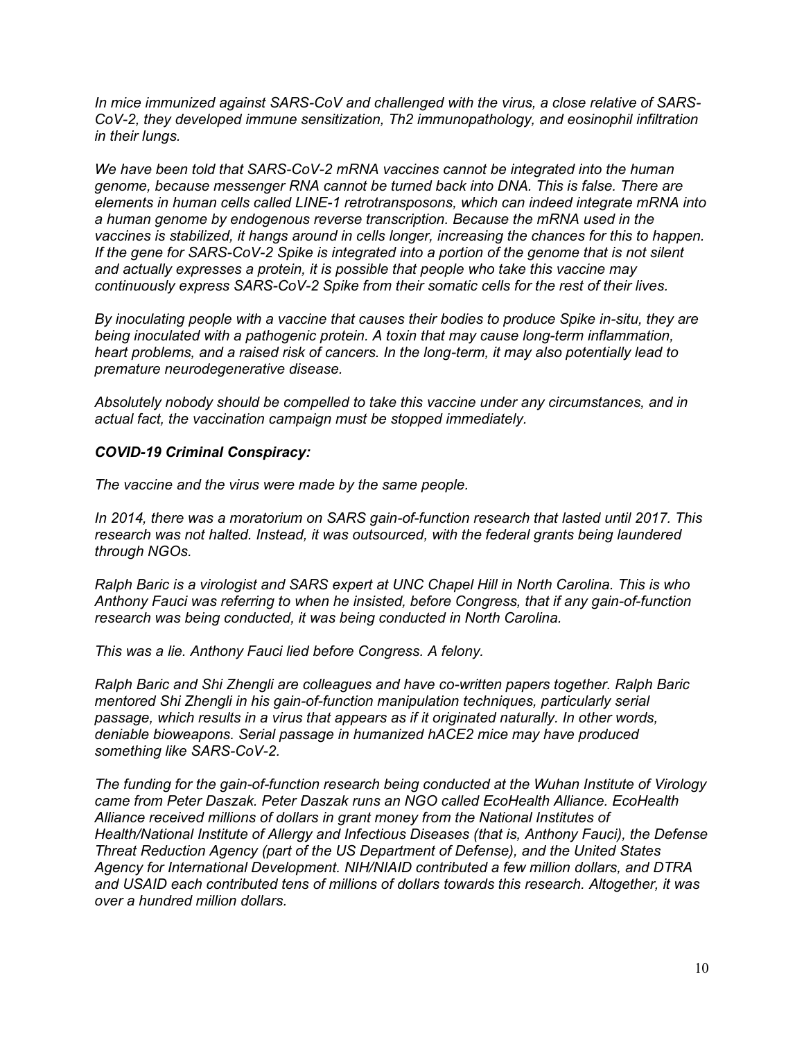*In mice immunized against SARS-CoV and challenged with the virus, a close relative of SARS-CoV-2, they developed immune sensitization, Th2 immunopathology, and eosinophil infiltration in their lungs.*

*We have been told that SARS-CoV-2 mRNA vaccines cannot be integrated into the human genome, because messenger RNA cannot be turned back into DNA. This is false. There are elements in human cells called LINE-1 retrotransposons, which can indeed integrate mRNA into a human genome by endogenous reverse transcription. Because the mRNA used in the vaccines is stabilized, it hangs around in cells longer, increasing the chances for this to happen. If the gene for SARS-CoV-2 Spike is integrated into a portion of the genome that is not silent and actually expresses a protein, it is possible that people who take this vaccine may continuously express SARS-CoV-2 Spike from their somatic cells for the rest of their lives.*

*By inoculating people with a vaccine that causes their bodies to produce Spike in-situ, they are being inoculated with a pathogenic protein. A toxin that may cause long-term inflammation, heart problems, and a raised risk of cancers. In the long-term, it may also potentially lead to premature neurodegenerative disease.*

*Absolutely nobody should be compelled to take this vaccine under any circumstances, and in actual fact, the vaccination campaign must be stopped immediately.*

***COVID-19 Criminal Conspiracy:***

*The vaccine and the virus were made by the same people.*

*In 2014, there was a moratorium on SARS gain-of-function research that lasted until 2017. This research was not halted. Instead, it was outsourced, with the federal grants being laundered through NGOs.*

*Ralph Baric is a virologist and SARS expert at UNC Chapel Hill in North Carolina. This is who Anthony Fauci was referring to when he insisted, before Congress, that if any gain-of-function research was being conducted, it was being conducted in North Carolina.*

*This was a lie. Anthony Fauci lied before Congress. A felony.*

*Ralph Baric and Shi Zhengli are colleagues and have co-written papers together. Ralph Baric mentored Shi Zhengli in his gain-of-function manipulation techniques, particularly serial passage, which results in a virus that appears as if it originated naturally. In other words, deniable bioweapons. Serial passage in humanized hACE2 mice may have produced something like SARS-CoV-2.*

*The funding for the gain-of-function research being conducted at the Wuhan Institute of Virology came from Peter Daszak. Peter Daszak runs an NGO called EcoHealth Alliance. EcoHealth Alliance received millions of dollars in grant money from the National Institutes of Health/National Institute of Allergy and Infectious Diseases (that is, Anthony Fauci), the Defense Threat Reduction Agency (part of the US Department of Defense), and the United States Agency for International Development. NIH/NIAID contributed a few million dollars, and DTRA and USAID each contributed tens of millions of dollars towards this research. Altogether, it was over a hundred million dollars.*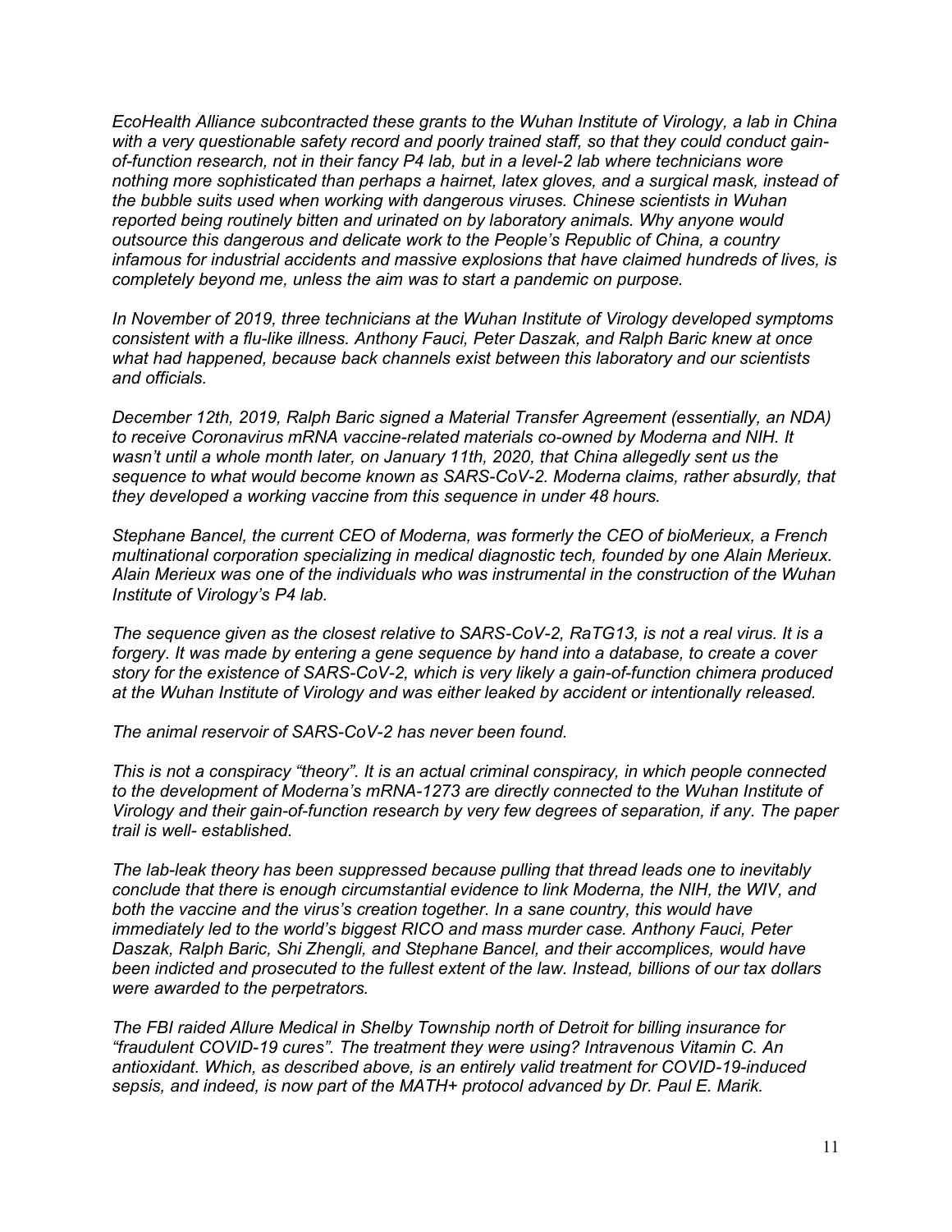*EcoHealth Alliance subcontracted these grants to the Wuhan Institute of Virology, a lab in China with a very questionable safety record and poorly trained staff, so that they could conduct gain-of-function research, not in their fancy P4 lab, but in a level-2 lab where technicians wore nothing more sophisticated than perhaps a hairnet, latex gloves, and a surgical mask, instead of the bubble suits used when working with dangerous viruses. Chinese scientists in Wuhan reported being routinely bitten and urinated on by laboratory animals. Why anyone would outsource this dangerous and delicate work to the People's Republic of China, a country infamous for industrial accidents and massive explosions that have claimed hundreds of lives, is completely beyond me, unless the aim was to start a pandemic on purpose.*

*In November of 2019, three technicians at the Wuhan Institute of Virology developed symptoms consistent with a flu-like illness. Anthony Fauci, Peter Daszak, and Ralph Baric knew at once what had happened, because back channels exist between this laboratory and our scientists and officials.*

*December 12th, 2019, Ralph Baric signed a Material Transfer Agreement (essentially, an NDA) to receive Coronavirus mRNA vaccine-related materials co-owned by Moderna and NIH. It wasn't until a whole month later, on January 11th, 2020, that China allegedly sent us the sequence to what would become known as SARS-CoV-2. Moderna claims, rather absurdly, that they developed a working vaccine from this sequence in under 48 hours.*

*Stephane Bancel, the current CEO of Moderna, was formerly the CEO of bioMerieux, a French multinational corporation specializing in medical diagnostic tech, founded by one Alain Merieux. Alain Merieux was one of the individuals who was instrumental in the construction of the Wuhan Institute of Virology's P4 lab.*

*The sequence given as the closest relative to SARS-CoV-2, RaTG13, is not a real virus. It is a forgery. It was made by entering a gene sequence by hand into a database, to create a cover story for the existence of SARS-CoV-2, which is very likely a gain-of-function chimera produced at the Wuhan Institute of Virology and was either leaked by accident or intentionally released.*

*The animal reservoir of SARS-CoV-2 has never been found.*

*This is not a conspiracy "theory". It is an actual criminal conspiracy, in which people connected to the development of Moderna's mRNA-1273 are directly connected to the Wuhan Institute of Virology and their gain-of-function research by very few degrees of separation, if any. The paper trail is well- established.*

*The lab-leak theory has been suppressed because pulling that thread leads one to inevitably conclude that there is enough circumstantial evidence to link Moderna, the NIH, the WIV, and both the vaccine and the virus's creation together. In a sane country, this would have immediately led to the world's biggest RICO and mass murder case. Anthony Fauci, Peter Daszak, Ralph Baric, Shi Zhengli, and Stephane Bancel, and their accomplices, would have been indicted and prosecuted to the fullest extent of the law. Instead, billions of our tax dollars were awarded to the perpetrators.*

*The FBI raided Allure Medical in Shelby Township north of Detroit for billing insurance for "fraudulent COVID-19 cures". The treatment they were using? Intravenous Vitamin C. An antioxidant. Which, as described above, is an entirely valid treatment for COVID-19-induced sepsis, and indeed, is now part of the MATH+ protocol advanced by Dr. Paul E. Marik.*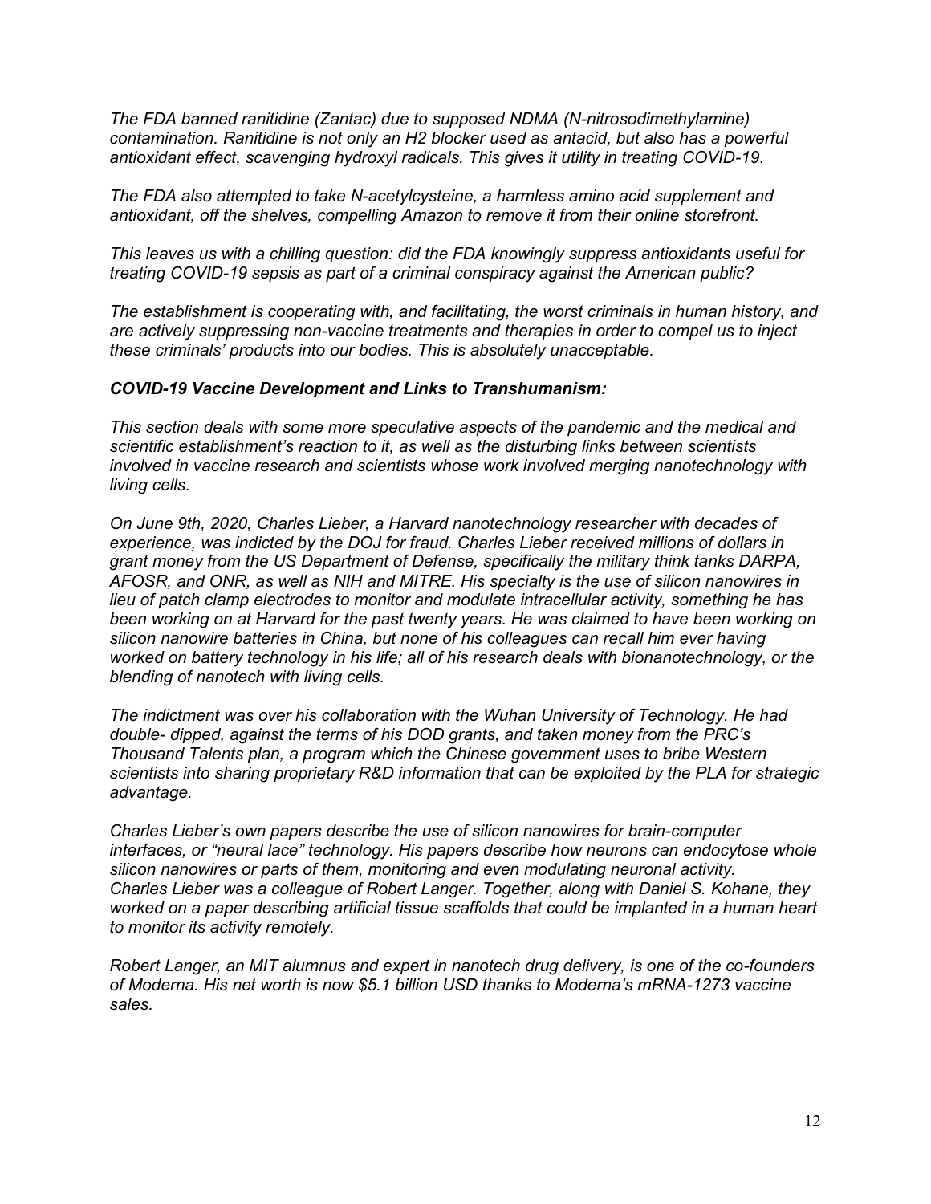*The FDA banned ranitidine (Zantac) due to supposed NDMA (N-nitrosodimethylamine) contamination. Ranitidine is not only an H2 blocker used as antacid, but also has a powerful antioxidant effect, scavenging hydroxyl radicals. This gives it utility in treating COVID-19.*

*The FDA also attempted to take N-acetylcysteine, a harmless amino acid supplement and antioxidant, off the shelves, compelling Amazon to remove it from their online storefront.*

*This leaves us with a chilling question: did the FDA knowingly suppress antioxidants useful for treating COVID-19 sepsis as part of a criminal conspiracy against the American public?*

*The establishment is cooperating with, and facilitating, the worst criminals in human history, and are actively suppressing non-vaccine treatments and therapies in order to compel us to inject these criminals' products into our bodies. This is absolutely unacceptable.*

***COVID-19 Vaccine Development and Links to Transhumanism:***

*This section deals with some more speculative aspects of the pandemic and the medical and scientific establishment's reaction to it, as well as the disturbing links between scientists involved in vaccine research and scientists whose work involved merging nanotechnology with living cells.*

*On June 9th, 2020, Charles Lieber, a Harvard nanotechnology researcher with decades of experience, was indicted by the DOJ for fraud. Charles Lieber received millions of dollars in grant money from the US Department of Defense, specifically the military think tanks DARPA, AFOSR, and ONR, as well as NIH and MITRE. His specialty is the use of silicon nanowires in lieu of patch clamp electrodes to monitor and modulate intracellular activity, something he has been working on at Harvard for the past twenty years. He was claimed to have been working on silicon nanowire batteries in China, but none of his colleagues can recall him ever having worked on battery technology in his life; all of his research deals with bionanotechnology, or the blending of nanotech with living cells.*

*The indictment was over his collaboration with the Wuhan University of Technology. He had double- dipped, against the terms of his DOD grants, and taken money from the PRC's Thousand Talents plan, a program which the Chinese government uses to bribe Western scientists into sharing proprietary R&D information that can be exploited by the PLA for strategic advantage.*

*Charles Lieber's own papers describe the use of silicon nanowires for brain-computer interfaces, or "neural lace" technology. His papers describe how neurons can endocytose whole silicon nanowires or parts of them, monitoring and even modulating neuronal activity. Charles Lieber was a colleague of Robert Langer. Together, along with Daniel S. Kohane, they worked on a paper describing artificial tissue scaffolds that could be implanted in a human heart to monitor its activity remotely.*

*Robert Langer, an MIT alumnus and expert in nanotech drug delivery, is one of the co-founders of Moderna. His net worth is now $5.1 billion USD thanks to Moderna's mRNA-1273 vaccine sales.*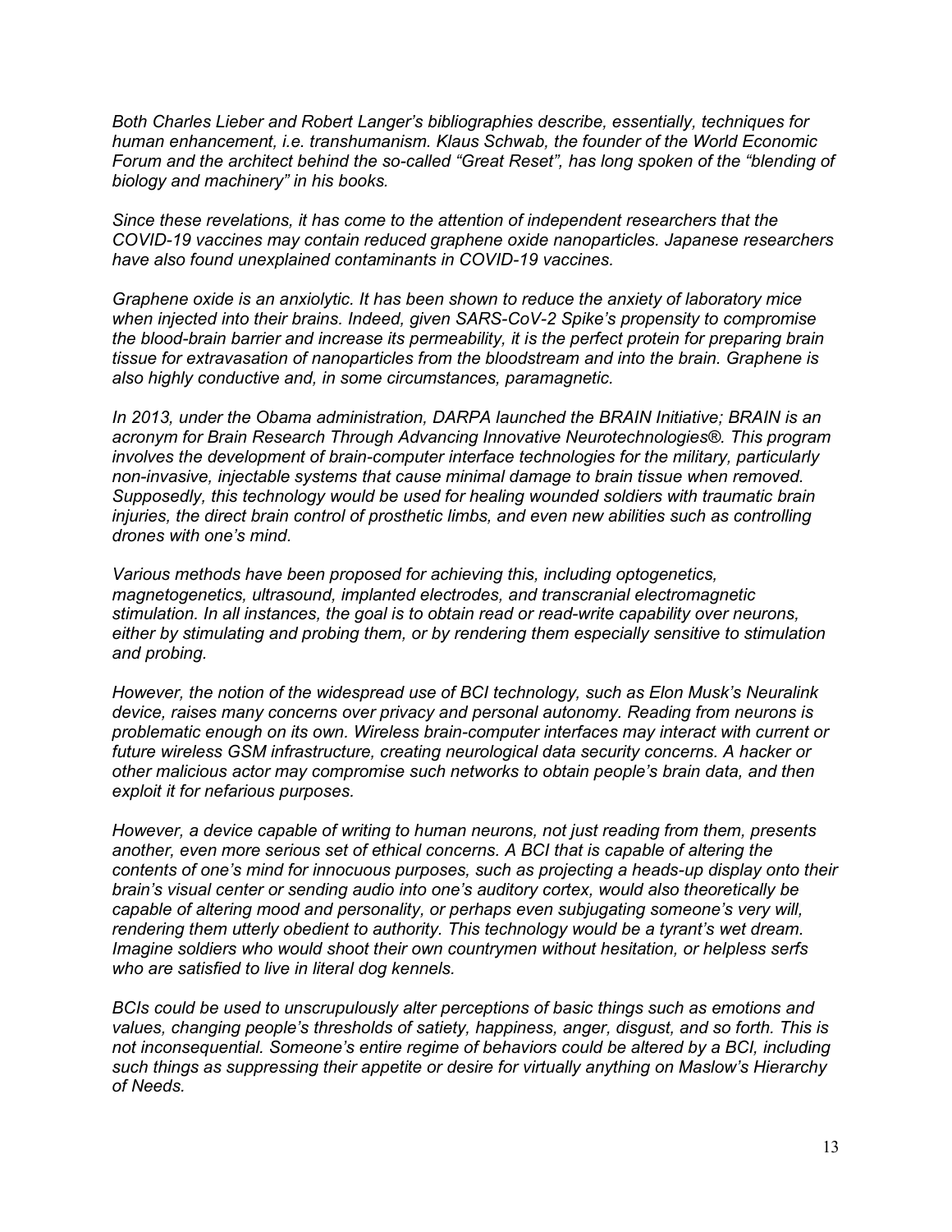*Both Charles Lieber and Robert Langer's bibliographies describe, essentially, techniques for human enhancement, i.e. transhumanism. Klaus Schwab, the founder of the World Economic Forum and the architect behind the so-called "Great Reset", has long spoken of the "blending of biology and machinery" in his books.*

*Since these revelations, it has come to the attention of independent researchers that the COVID-19 vaccines may contain reduced graphene oxide nanoparticles. Japanese researchers have also found unexplained contaminants in COVID-19 vaccines.*

*Graphene oxide is an anxiolytic. It has been shown to reduce the anxiety of laboratory mice when injected into their brains. Indeed, given SARS-CoV-2 Spike's propensity to compromise the blood-brain barrier and increase its permeability, it is the perfect protein for preparing brain tissue for extravasation of nanoparticles from the bloodstream and into the brain. Graphene is also highly conductive and, in some circumstances, paramagnetic.*

*In 2013, under the Obama administration, DARPA launched the BRAIN Initiative; BRAIN is an acronym for Brain Research Through Advancing Innovative Neurotechnologies®. This program involves the development of brain-computer interface technologies for the military, particularly non-invasive, injectable systems that cause minimal damage to brain tissue when removed. Supposedly, this technology would be used for healing wounded soldiers with traumatic brain injuries, the direct brain control of prosthetic limbs, and even new abilities such as controlling drones with one's mind.*

*Various methods have been proposed for achieving this, including optogenetics, magnetogenetics, ultrasound, implanted electrodes, and transcranial electromagnetic stimulation. In all instances, the goal is to obtain read or read-write capability over neurons, either by stimulating and probing them, or by rendering them especially sensitive to stimulation and probing.*

*However, the notion of the widespread use of BCI technology, such as Elon Musk's Neuralink device, raises many concerns over privacy and personal autonomy. Reading from neurons is problematic enough on its own. Wireless brain-computer interfaces may interact with current or future wireless GSM infrastructure, creating neurological data security concerns. A hacker or other malicious actor may compromise such networks to obtain people's brain data, and then exploit it for nefarious purposes.*

*However, a device capable of writing to human neurons, not just reading from them, presents another, even more serious set of ethical concerns. A BCI that is capable of altering the contents of one's mind for innocuous purposes, such as projecting a heads-up display onto their brain's visual center or sending audio into one's auditory cortex, would also theoretically be capable of altering mood and personality, or perhaps even subjugating someone's very will, rendering them utterly obedient to authority. This technology would be a tyrant's wet dream. Imagine soldiers who would shoot their own countrymen without hesitation, or helpless serfs who are satisfied to live in literal dog kennels.*

*BCIs could be used to unscrupulously alter perceptions of basic things such as emotions and values, changing people's thresholds of satiety, happiness, anger, disgust, and so forth. This is not inconsequential. Someone's entire regime of behaviors could be altered by a BCI, including such things as suppressing their appetite or desire for virtually anything on Maslow's Hierarchy of Needs.*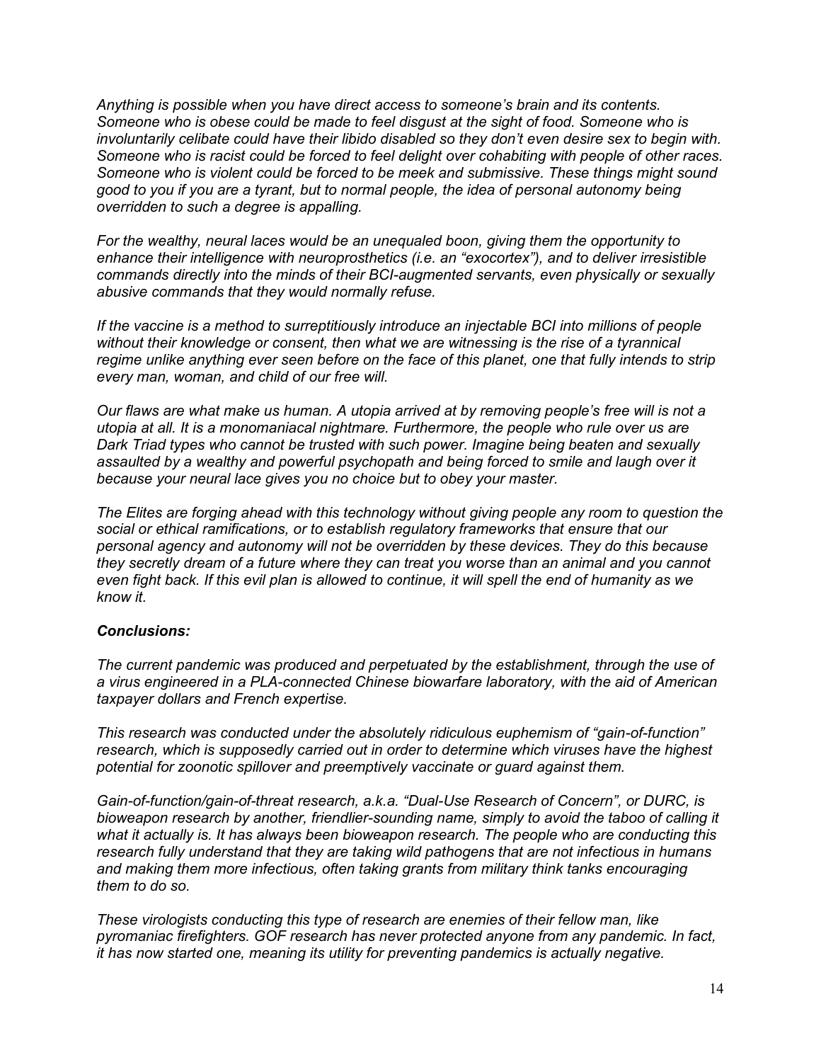*Anything is possible when you have direct access to someone's brain and its contents. Someone who is obese could be made to feel disgust at the sight of food. Someone who is involuntarily celibate could have their libido disabled so they don't even desire sex to begin with. Someone who is racist could be forced to feel delight over cohabiting with people of other races. Someone who is violent could be forced to be meek and submissive. These things might sound good to you if you are a tyrant, but to normal people, the idea of personal autonomy being overridden to such a degree is appalling.*

*For the wealthy, neural laces would be an unequaled boon, giving them the opportunity to enhance their intelligence with neuroprosthetics (i.e. an "exocortex"), and to deliver irresistible commands directly into the minds of their BCI-augmented servants, even physically or sexually abusive commands that they would normally refuse.*

*If the vaccine is a method to surreptitiously introduce an injectable BCI into millions of people without their knowledge or consent, then what we are witnessing is the rise of a tyrannical regime unlike anything ever seen before on the face of this planet, one that fully intends to strip every man, woman, and child of our free will.*

*Our flaws are what make us human. A utopia arrived at by removing people's free will is not a utopia at all. It is a monomaniacal nightmare. Furthermore, the people who rule over us are Dark Triad types who cannot be trusted with such power. Imagine being beaten and sexually assaulted by a wealthy and powerful psychopath and being forced to smile and laugh over it because your neural lace gives you no choice but to obey your master.*

*The Elites are forging ahead with this technology without giving people any room to question the social or ethical ramifications, or to establish regulatory frameworks that ensure that our personal agency and autonomy will not be overridden by these devices. They do this because they secretly dream of a future where they can treat you worse than an animal and you cannot even fight back. If this evil plan is allowed to continue, it will spell the end of humanity as we know it.*

***Conclusions:***

*The current pandemic was produced and perpetuated by the establishment, through the use of a virus engineered in a PLA-connected Chinese biowarfare laboratory, with the aid of American taxpayer dollars and French expertise.*

*This research was conducted under the absolutely ridiculous euphemism of "gain-of-function" research, which is supposedly carried out in order to determine which viruses have the highest potential for zoonotic spillover and preemptively vaccinate or guard against them.*

*Gain-of-function/gain-of-threat research, a.k.a. "Dual-Use Research of Concern", or DURC, is bioweapon research by another, friendlier-sounding name, simply to avoid the taboo of calling it what it actually is. It has always been bioweapon research. The people who are conducting this research fully understand that they are taking wild pathogens that are not infectious in humans and making them more infectious, often taking grants from military think tanks encouraging them to do so.*

*These virologists conducting this type of research are enemies of their fellow man, like pyromaniac firefighters. GOF research has never protected anyone from any pandemic. In fact, it has now started one, meaning its utility for preventing pandemics is actually negative.*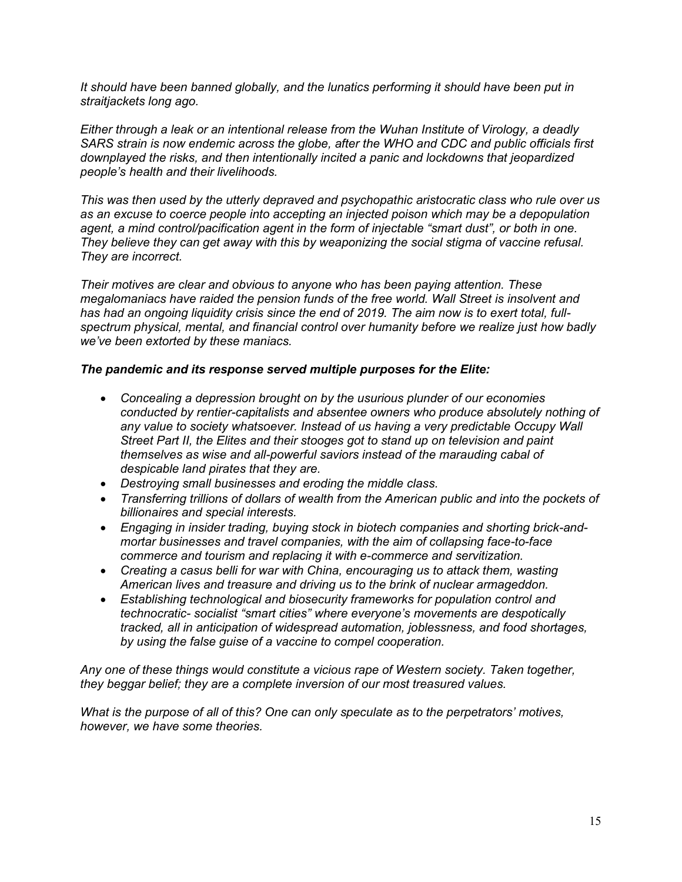*It should have been banned globally, and the lunatics performing it should have been put in straitjackets long ago.*

*Either through a leak or an intentional release from the Wuhan Institute of Virology, a deadly SARS strain is now endemic across the globe, after the WHO and CDC and public officials first downplayed the risks, and then intentionally incited a panic and lockdowns that jeopardized people's health and their livelihoods.*

*This was then used by the utterly depraved and psychopathic aristocratic class who rule over us as an excuse to coerce people into accepting an injected poison which may be a depopulation agent, a mind control/pacification agent in the form of injectable "smart dust", or both in one. They believe they can get away with this by weaponizing the social stigma of vaccine refusal. They are incorrect.*

*Their motives are clear and obvious to anyone who has been paying attention. These megalomaniacs have raided the pension funds of the free world. Wall Street is insolvent and has had an ongoing liquidity crisis since the end of 2019. The aim now is to exert total, full-spectrum physical, mental, and financial control over humanity before we realize just how badly we've been extorted by these maniacs.*

***The pandemic and its response served multiple purposes for the Elite:***

- *Concealing a depression brought on by the usurious plunder of our economies conducted by rentier-capitalists and absentee owners who produce absolutely nothing of any value to society whatsoever. Instead of us having a very predictable Occupy Wall Street Part II, the Elites and their stooges got to stand up on television and paint themselves as wise and all-powerful saviors instead of the marauding cabal of despicable land pirates that they are.*
- *Destroying small businesses and eroding the middle class.*
- *Transferring trillions of dollars of wealth from the American public and into the pockets of billionaires and special interests.*
- *Engaging in insider trading, buying stock in biotech companies and shorting brick-and-mortar businesses and travel companies, with the aim of collapsing face-to-face commerce and tourism and replacing it with e-commerce and servitization.*
- *Creating a casus belli for war with China, encouraging us to attack them, wasting American lives and treasure and driving us to the brink of nuclear armageddon.*
- *Establishing technological and biosecurity frameworks for population control and technocratic- socialist "smart cities" where everyone's movements are despotically tracked, all in anticipation of widespread automation, joblessness, and food shortages, by using the false guise of a vaccine to compel cooperation.*

*Any one of these things would constitute a vicious rape of Western society. Taken together, they beggar belief; they are a complete inversion of our most treasured values.*

*What is the purpose of all of this? One can only speculate as to the perpetrators' motives, however, we have some theories.*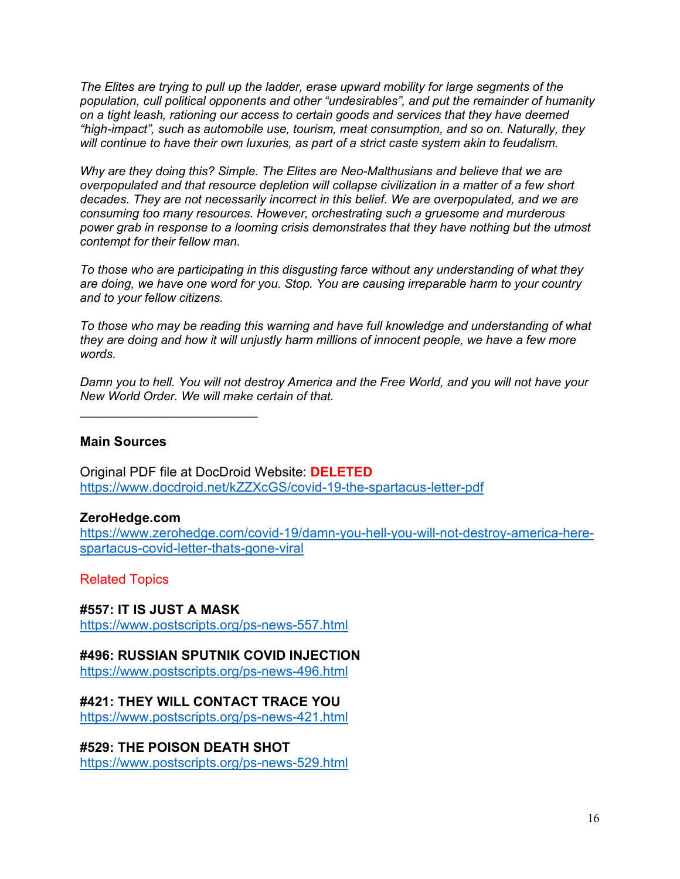*The Elites are trying to pull up the ladder, erase upward mobility for large segments of the population, cull political opponents and other “undesirables”, and put the remainder of humanity on a tight leash, rationing our access to certain goods and services that they have deemed “high-impact”, such as automobile use, tourism, meat consumption, and so on. Naturally, they will continue to have their own luxuries, as part of a strict caste system akin to feudalism.*

*Why are they doing this? Simple. The Elites are Neo-Malthusians and believe that we are overpopulated and that resource depletion will collapse civilization in a matter of a few short decades. They are not necessarily incorrect in this belief. We are overpopulated, and we are consuming too many resources. However, orchestrating such a gruesome and murderous power grab in response to a looming crisis demonstrates that they have nothing but the utmost contempt for their fellow man.*

*To those who are participating in this disgusting farce without any understanding of what they are doing, we have one word for you. Stop. You are causing irreparable harm to your country and to your fellow citizens.*

*To those who may be reading this warning and have full knowledge and understanding of what they are doing and how it will unjustly harm millions of innocent people, we have a few more words.*

*Damn you to hell. You will not destroy America and the Free World, and you will not have your New World Order. We will make certain of that.*

---

**Main Sources**

Original PDF file at DocDroid Website: **DELETED**
https://www.docdroid.net/kZZXcGS/covid-19-the-spartacus-letter-pdf

**ZeroHedge.com**
https://www.zerohedge.com/covid-19/damn-you-hell-you-will-not-destroy-america-here-spartacus-covid-letter-thats-gone-viral

Related Topics

**#557: IT IS JUST A MASK**
https://www.postscripts.org/ps-news-557.html

**#496: RUSSIAN SPUTNIK COVID INJECTION**
https://www.postscripts.org/ps-news-496.html

**#421: THEY WILL CONTACT TRACE YOU**
https://www.postscripts.org/ps-news-421.html

**#529: THE POISON DEATH SHOT**
https://www.postscripts.org/ps-news-529.html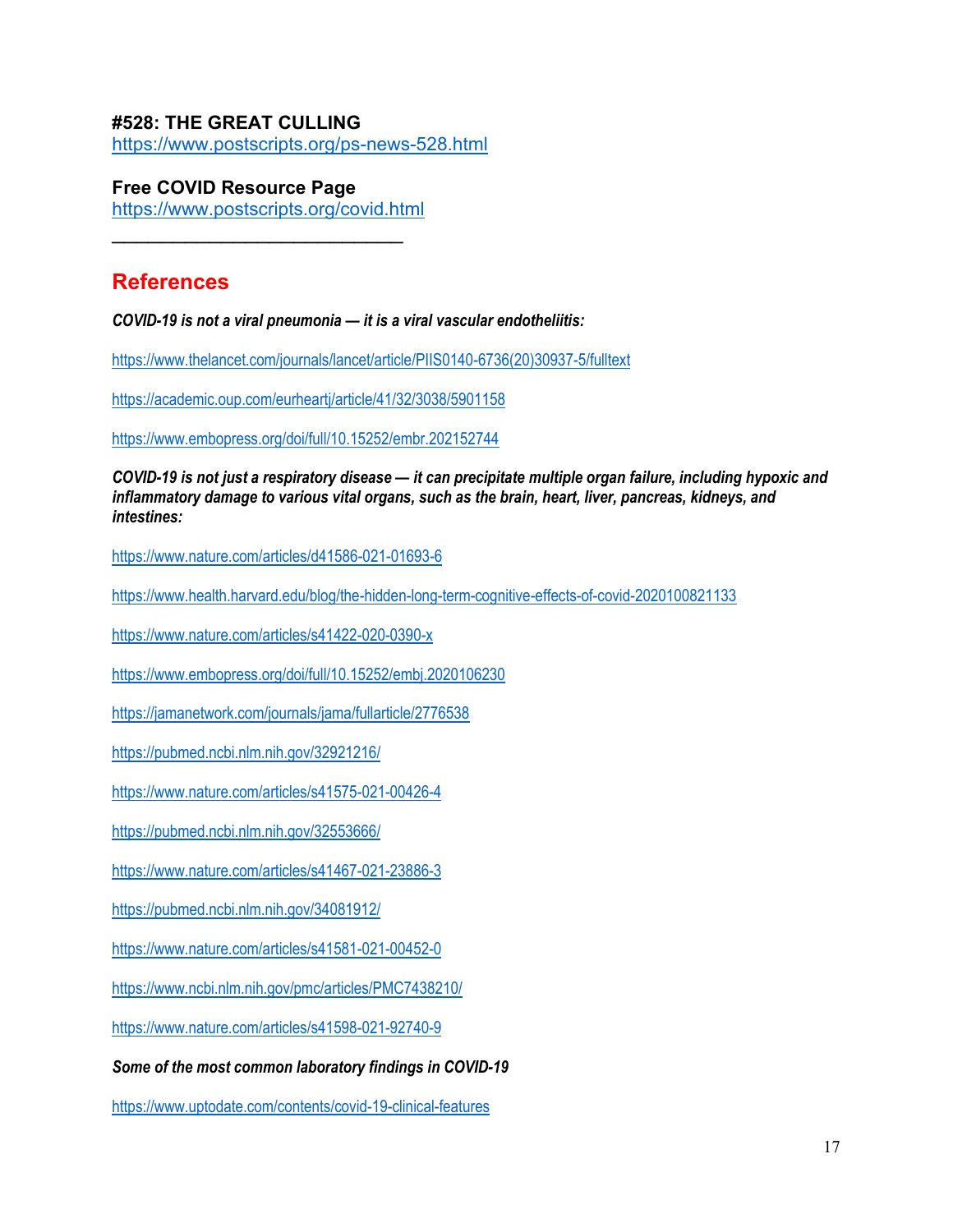**#528: THE GREAT CULLING**
https://www.postscripts.org/ps-news-528.html

**Free COVID Resource Page**
https://www.postscripts.org/covid.html

______________________________

## References

***COVID-19 is not a viral pneumonia — it is a viral vascular endotheliitis:***

https://www.thelancet.com/journals/lancet/article/PIIS0140-6736(20)30937-5/fulltext

https://academic.oup.com/eurheartj/article/41/32/3038/5901158

https://www.embopress.org/doi/full/10.15252/embr.202152744

***COVID-19 is not just a respiratory disease — it can precipitate multiple organ failure, including hypoxic and inflammatory damage to various vital organs, such as the brain, heart, liver, pancreas, kidneys, and intestines:***

https://www.nature.com/articles/d41586-021-01693-6

https://www.health.harvard.edu/blog/the-hidden-long-term-cognitive-effects-of-covid-2020100821133

https://www.nature.com/articles/s41422-020-0390-x

https://www.embopress.org/doi/full/10.15252/embj.2020106230

https://jamanetwork.com/journals/jama/fullarticle/2776538

https://pubmed.ncbi.nlm.nih.gov/32921216/

https://www.nature.com/articles/s41575-021-00426-4

https://pubmed.ncbi.nlm.nih.gov/32553666/

https://www.nature.com/articles/s41467-021-23886-3

https://pubmed.ncbi.nlm.nih.gov/34081912/

https://www.nature.com/articles/s41581-021-00452-0

https://www.ncbi.nlm.nih.gov/pmc/articles/PMC7438210/

https://www.nature.com/articles/s41598-021-92740-9

***Some of the most common laboratory findings in COVID-19***

https://www.uptodate.com/contents/covid-19-clinical-features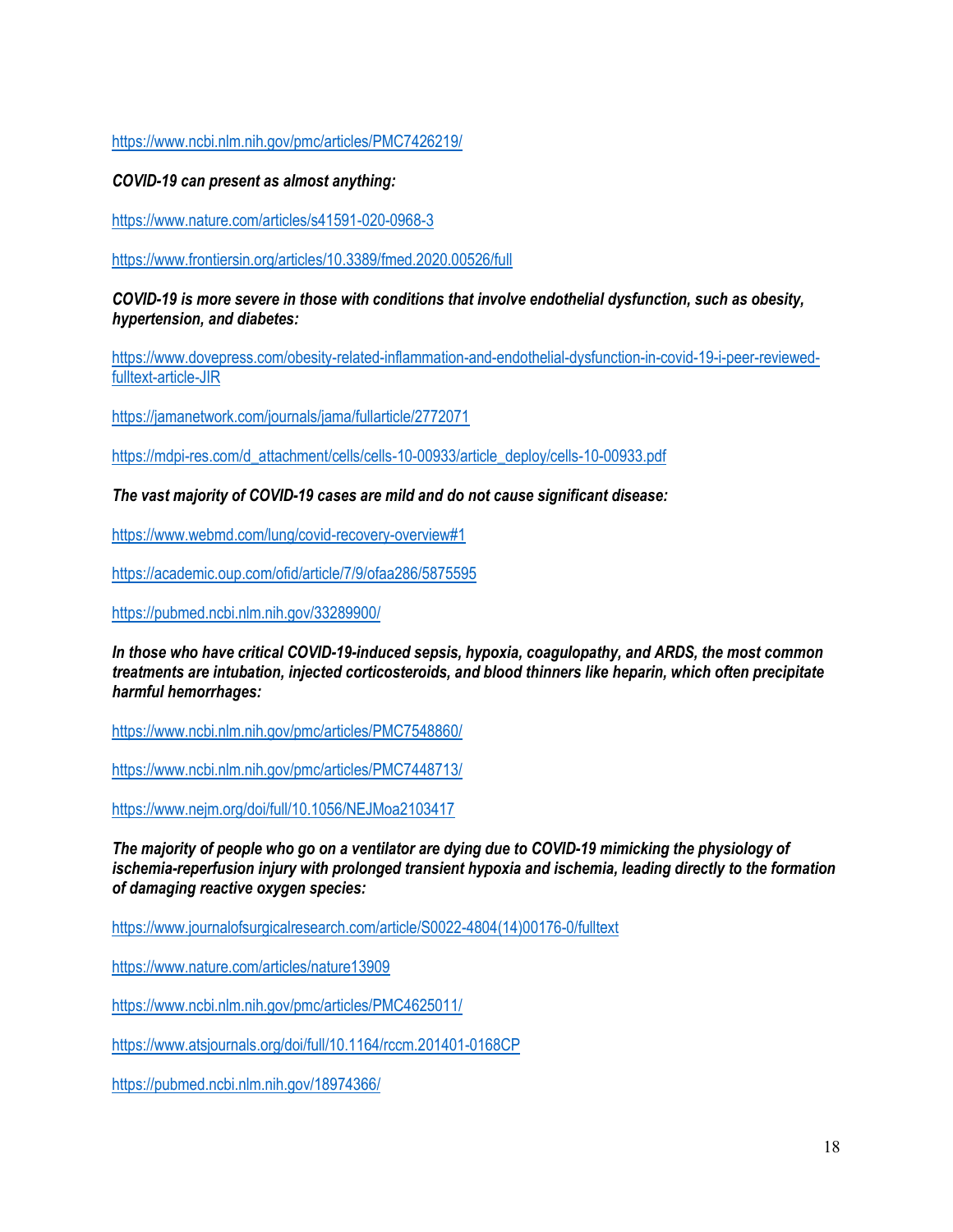https://www.ncbi.nlm.nih.gov/pmc/articles/PMC7426219/

***COVID-19 can present as almost anything:***

https://www.nature.com/articles/s41591-020-0968-3

https://www.frontiersin.org/articles/10.3389/fmed.2020.00526/full

***COVID-19 is more severe in those with conditions that involve endothelial dysfunction, such as obesity, hypertension, and diabetes:***

https://www.dovepress.com/obesity-related-inflammation-and-endothelial-dysfunction-in-covid-19-i-peer-reviewed-fulltext-article-JIR

https://jamanetwork.com/journals/jama/fullarticle/2772071

https://mdpi-res.com/d_attachment/cells/cells-10-00933/article_deploy/cells-10-00933.pdf

***The vast majority of COVID-19 cases are mild and do not cause significant disease:***

https://www.webmd.com/lung/covid-recovery-overview#1

https://academic.oup.com/ofid/article/7/9/ofaa286/5875595

https://pubmed.ncbi.nlm.nih.gov/33289900/

***In those who have critical COVID-19-induced sepsis, hypoxia, coagulopathy, and ARDS, the most common treatments are intubation, injected corticosteroids, and blood thinners like heparin, which often precipitate harmful hemorrhages:***

https://www.ncbi.nlm.nih.gov/pmc/articles/PMC7548860/

https://www.ncbi.nlm.nih.gov/pmc/articles/PMC7448713/

https://www.nejm.org/doi/full/10.1056/NEJMoa2103417

***The majority of people who go on a ventilator are dying due to COVID-19 mimicking the physiology of ischemia-reperfusion injury with prolonged transient hypoxia and ischemia, leading directly to the formation of damaging reactive oxygen species:***

https://www.journalofsurgicalresearch.com/article/S0022-4804(14)00176-0/fulltext

https://www.nature.com/articles/nature13909

https://www.ncbi.nlm.nih.gov/pmc/articles/PMC4625011/

https://www.atsjournals.org/doi/full/10.1164/rccm.201401-0168CP

https://pubmed.ncbi.nlm.nih.gov/18974366/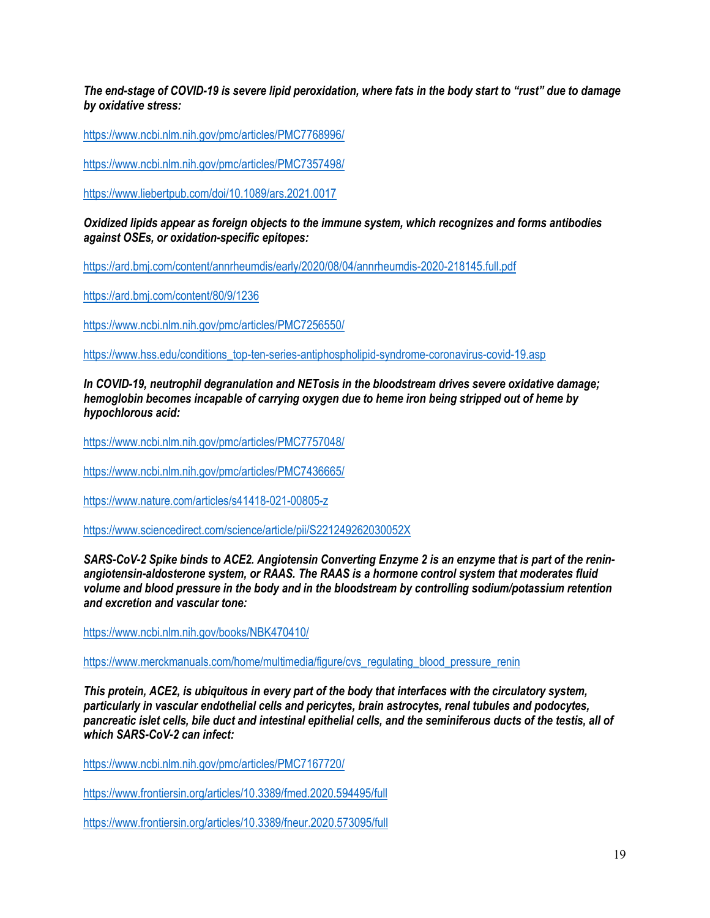***The end-stage of COVID-19 is severe lipid peroxidation, where fats in the body start to "rust" due to damage by oxidative stress:***

https://www.ncbi.nlm.nih.gov/pmc/articles/PMC7768996/

https://www.ncbi.nlm.nih.gov/pmc/articles/PMC7357498/

https://www.liebertpub.com/doi/10.1089/ars.2021.0017

***Oxidized lipids appear as foreign objects to the immune system, which recognizes and forms antibodies against OSEs, or oxidation-specific epitopes:***

https://ard.bmj.com/content/annrheumdis/early/2020/08/04/annrheumdis-2020-218145.full.pdf

https://ard.bmj.com/content/80/9/1236

https://www.ncbi.nlm.nih.gov/pmc/articles/PMC7256550/

https://www.hss.edu/conditions_top-ten-series-antiphospholipid-syndrome-coronavirus-covid-19.asp

***In COVID-19, neutrophil degranulation and NETosis in the bloodstream drives severe oxidative damage; hemoglobin becomes incapable of carrying oxygen due to heme iron being stripped out of heme by hypochlorous acid:***

https://www.ncbi.nlm.nih.gov/pmc/articles/PMC7757048/

https://www.ncbi.nlm.nih.gov/pmc/articles/PMC7436665/

https://www.nature.com/articles/s41418-021-00805-z

https://www.sciencedirect.com/science/article/pii/S221249262030052X

***SARS-CoV-2 Spike binds to ACE2. Angiotensin Converting Enzyme 2 is an enzyme that is part of the renin-angiotensin-aldosterone system, or RAAS. The RAAS is a hormone control system that moderates fluid volume and blood pressure in the body and in the bloodstream by controlling sodium/potassium retention and excretion and vascular tone:***

https://www.ncbi.nlm.nih.gov/books/NBK470410/

https://www.merckmanuals.com/home/multimedia/figure/cvs_regulating_blood_pressure_renin

***This protein, ACE2, is ubiquitous in every part of the body that interfaces with the circulatory system, particularly in vascular endothelial cells and pericytes, brain astrocytes, renal tubules and podocytes, pancreatic islet cells, bile duct and intestinal epithelial cells, and the seminiferous ducts of the testis, all of which SARS-CoV-2 can infect:***

https://www.ncbi.nlm.nih.gov/pmc/articles/PMC7167720/

https://www.frontiersin.org/articles/10.3389/fmed.2020.594495/full

https://www.frontiersin.org/articles/10.3389/fneur.2020.573095/full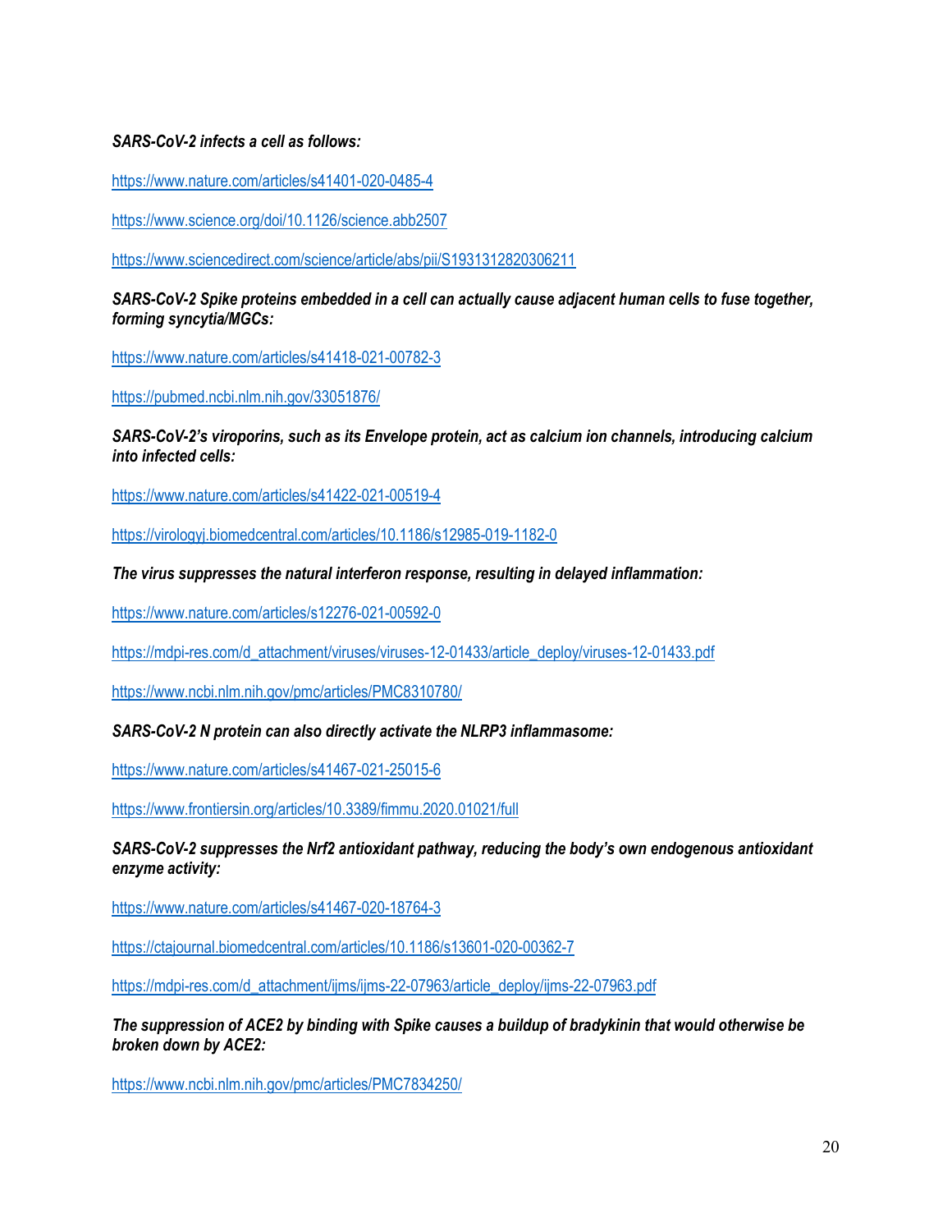***SARS-CoV-2 infects a cell as follows:***

https://www.nature.com/articles/s41401-020-0485-4

https://www.science.org/doi/10.1126/science.abb2507

https://www.sciencedirect.com/science/article/abs/pii/S1931312820306211

***SARS-CoV-2 Spike proteins embedded in a cell can actually cause adjacent human cells to fuse together, forming syncytia/MGCs:***

https://www.nature.com/articles/s41418-021-00782-3

https://pubmed.ncbi.nlm.nih.gov/33051876/

***SARS-CoV-2's viroporins, such as its Envelope protein, act as calcium ion channels, introducing calcium into infected cells:***

https://www.nature.com/articles/s41422-021-00519-4

https://virologyj.biomedcentral.com/articles/10.1186/s12985-019-1182-0

***The virus suppresses the natural interferon response, resulting in delayed inflammation:***

https://www.nature.com/articles/s12276-021-00592-0

https://mdpi-res.com/d_attachment/viruses/viruses-12-01433/article_deploy/viruses-12-01433.pdf

https://www.ncbi.nlm.nih.gov/pmc/articles/PMC8310780/

***SARS-CoV-2 N protein can also directly activate the NLRP3 inflammasome:***

https://www.nature.com/articles/s41467-021-25015-6

https://www.frontiersin.org/articles/10.3389/fimmu.2020.01021/full

***SARS-CoV-2 suppresses the Nrf2 antioxidant pathway, reducing the body's own endogenous antioxidant enzyme activity:***

https://www.nature.com/articles/s41467-020-18764-3

https://ctajournal.biomedcentral.com/articles/10.1186/s13601-020-00362-7

https://mdpi-res.com/d_attachment/ijms/ijms-22-07963/article_deploy/ijms-22-07963.pdf

***The suppression of ACE2 by binding with Spike causes a buildup of bradykinin that would otherwise be broken down by ACE2:***

https://www.ncbi.nlm.nih.gov/pmc/articles/PMC7834250/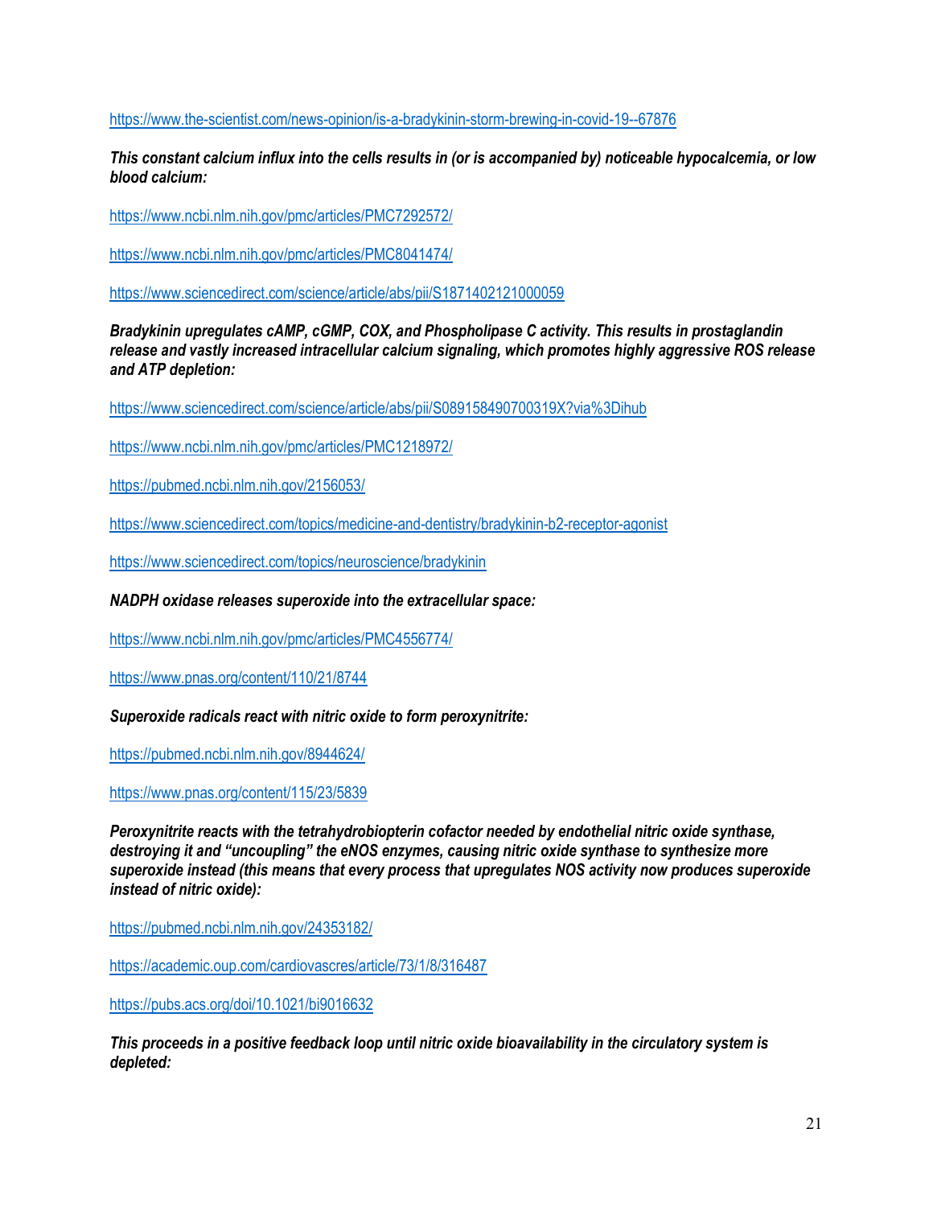https://www.the-scientist.com/news-opinion/is-a-bradykinin-storm-brewing-in-covid-19--67876

***This constant calcium influx into the cells results in (or is accompanied by) noticeable hypocalcemia, or low blood calcium:***

https://www.ncbi.nlm.nih.gov/pmc/articles/PMC7292572/

https://www.ncbi.nlm.nih.gov/pmc/articles/PMC8041474/

https://www.sciencedirect.com/science/article/abs/pii/S1871402121000059

***Bradykinin upregulates cAMP, cGMP, COX, and Phospholipase C activity. This results in prostaglandin release and vastly increased intracellular calcium signaling, which promotes highly aggressive ROS release and ATP depletion:***

https://www.sciencedirect.com/science/article/abs/pii/S089158490700319X?via%3Dihub

https://www.ncbi.nlm.nih.gov/pmc/articles/PMC1218972/

https://pubmed.ncbi.nlm.nih.gov/2156053/

https://www.sciencedirect.com/topics/medicine-and-dentistry/bradykinin-b2-receptor-agonist

https://www.sciencedirect.com/topics/neuroscience/bradykinin

***NADPH oxidase releases superoxide into the extracellular space:***

https://www.ncbi.nlm.nih.gov/pmc/articles/PMC4556774/

https://www.pnas.org/content/110/21/8744

***Superoxide radicals react with nitric oxide to form peroxynitrite:***

https://pubmed.ncbi.nlm.nih.gov/8944624/

https://www.pnas.org/content/115/23/5839

***Peroxynitrite reacts with the tetrahydrobiopterin cofactor needed by endothelial nitric oxide synthase, destroying it and "uncoupling" the eNOS enzymes, causing nitric oxide synthase to synthesize more superoxide instead (this means that every process that upregulates NOS activity now produces superoxide instead of nitric oxide):***

https://pubmed.ncbi.nlm.nih.gov/24353182/

https://academic.oup.com/cardiovascres/article/73/1/8/316487

https://pubs.acs.org/doi/10.1021/bi9016632

***This proceeds in a positive feedback loop until nitric oxide bioavailability in the circulatory system is depleted:***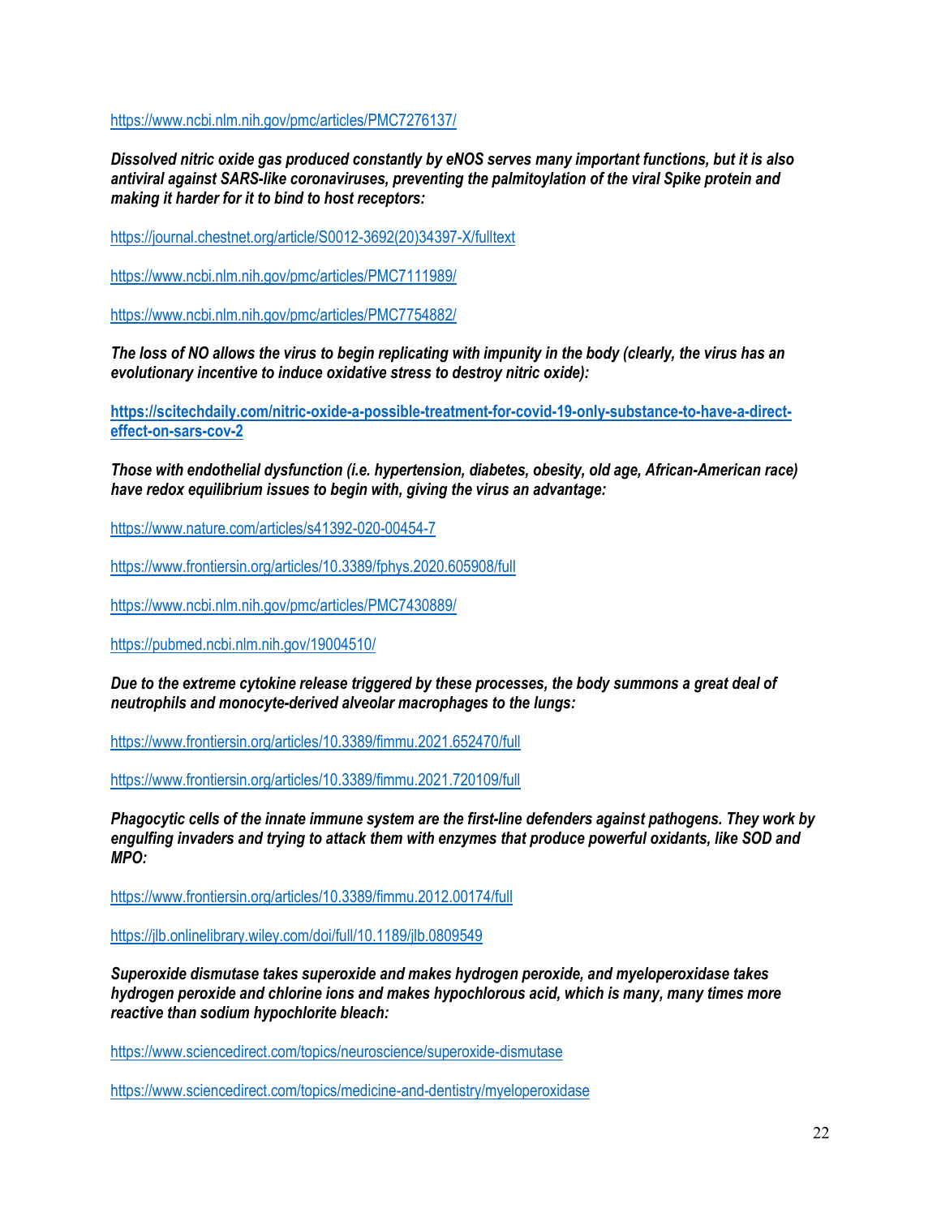https://www.ncbi.nlm.nih.gov/pmc/articles/PMC7276137/

***Dissolved nitric oxide gas produced constantly by eNOS serves many important functions, but it is also antiviral against SARS-like coronaviruses, preventing the palmitoylation of the viral Spike protein and making it harder for it to bind to host receptors:***

https://journal.chestnet.org/article/S0012-3692(20)34397-X/fulltext

https://www.ncbi.nlm.nih.gov/pmc/articles/PMC7111989/

https://www.ncbi.nlm.nih.gov/pmc/articles/PMC7754882/

***The loss of NO allows the virus to begin replicating with impunity in the body (clearly, the virus has an evolutionary incentive to induce oxidative stress to destroy nitric oxide):***

**https://scitechdaily.com/nitric-oxide-a-possible-treatment-for-covid-19-only-substance-to-have-a-direct-effect-on-sars-cov-2**

***Those with endothelial dysfunction (i.e. hypertension, diabetes, obesity, old age, African-American race) have redox equilibrium issues to begin with, giving the virus an advantage:***

https://www.nature.com/articles/s41392-020-00454-7

https://www.frontiersin.org/articles/10.3389/fphys.2020.605908/full

https://www.ncbi.nlm.nih.gov/pmc/articles/PMC7430889/

https://pubmed.ncbi.nlm.nih.gov/19004510/

***Due to the extreme cytokine release triggered by these processes, the body summons a great deal of neutrophils and monocyte-derived alveolar macrophages to the lungs:***

https://www.frontiersin.org/articles/10.3389/fimmu.2021.652470/full

https://www.frontiersin.org/articles/10.3389/fimmu.2021.720109/full

***Phagocytic cells of the innate immune system are the first-line defenders against pathogens. They work by engulfing invaders and trying to attack them with enzymes that produce powerful oxidants, like SOD and MPO:***

https://www.frontiersin.org/articles/10.3389/fimmu.2012.00174/full

https://jlb.onlinelibrary.wiley.com/doi/full/10.1189/jlb.0809549

***Superoxide dismutase takes superoxide and makes hydrogen peroxide, and myeloperoxidase takes hydrogen peroxide and chlorine ions and makes hypochlorous acid, which is many, many times more reactive than sodium hypochlorite bleach:***

https://www.sciencedirect.com/topics/neuroscience/superoxide-dismutase

https://www.sciencedirect.com/topics/medicine-and-dentistry/myeloperoxidase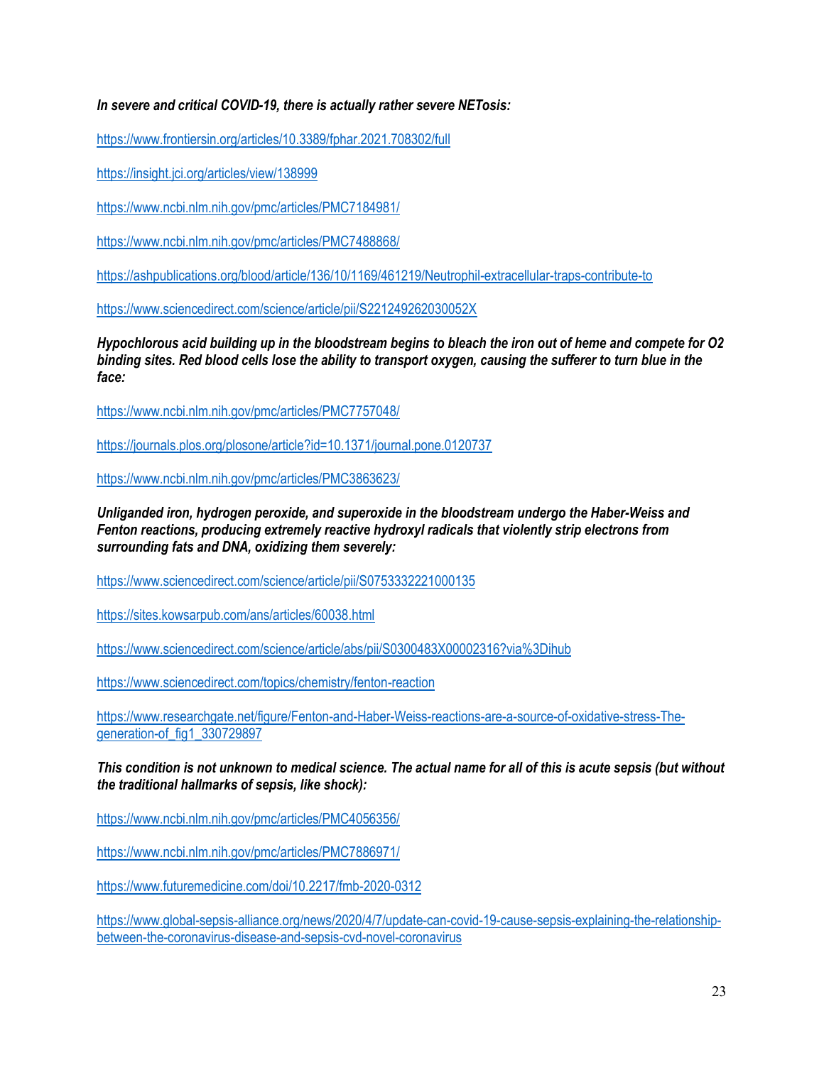***In severe and critical COVID-19, there is actually rather severe NETosis:***

https://www.frontiersin.org/articles/10.3389/fphar.2021.708302/full

https://insight.jci.org/articles/view/138999

https://www.ncbi.nlm.nih.gov/pmc/articles/PMC7184981/

https://www.ncbi.nlm.nih.gov/pmc/articles/PMC7488868/

https://ashpublications.org/blood/article/136/10/1169/461219/Neutrophil-extracellular-traps-contribute-to

https://www.sciencedirect.com/science/article/pii/S221249262030052X

***Hypochlorous acid building up in the bloodstream begins to bleach the iron out of heme and compete for O2 binding sites. Red blood cells lose the ability to transport oxygen, causing the sufferer to turn blue in the face:***

https://www.ncbi.nlm.nih.gov/pmc/articles/PMC7757048/

https://journals.plos.org/plosone/article?id=10.1371/journal.pone.0120737

https://www.ncbi.nlm.nih.gov/pmc/articles/PMC3863623/

***Unliganded iron, hydrogen peroxide, and superoxide in the bloodstream undergo the Haber-Weiss and Fenton reactions, producing extremely reactive hydroxyl radicals that violently strip electrons from surrounding fats and DNA, oxidizing them severely:***

https://www.sciencedirect.com/science/article/pii/S0753332221000135

https://sites.kowsarpub.com/ans/articles/60038.html

https://www.sciencedirect.com/science/article/abs/pii/S0300483X00002316?via%3Dihub

https://www.sciencedirect.com/topics/chemistry/fenton-reaction

https://www.researchgate.net/figure/Fenton-and-Haber-Weiss-reactions-are-a-source-of-oxidative-stress-The-generation-of_fig1_330729897

***This condition is not unknown to medical science. The actual name for all of this is acute sepsis (but without the traditional hallmarks of sepsis, like shock):***

https://www.ncbi.nlm.nih.gov/pmc/articles/PMC4056356/

https://www.ncbi.nlm.nih.gov/pmc/articles/PMC7886971/

https://www.futuremedicine.com/doi/10.2217/fmb-2020-0312

https://www.global-sepsis-alliance.org/news/2020/4/7/update-can-covid-19-cause-sepsis-explaining-the-relationship-between-the-coronavirus-disease-and-sepsis-cvd-novel-coronavirus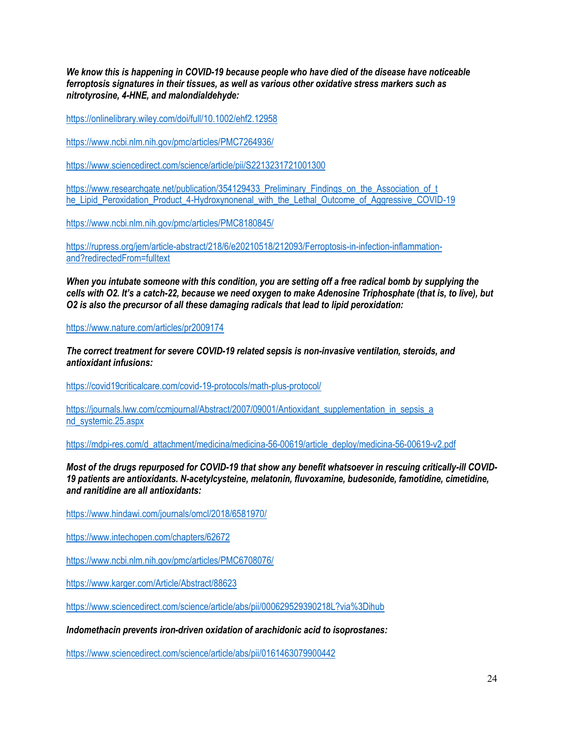***We know this is happening in COVID-19 because people who have died of the disease have noticeable ferroptosis signatures in their tissues, as well as various other oxidative stress markers such as nitrotyrosine, 4-HNE, and malondialdehyde:***

https://onlinelibrary.wiley.com/doi/full/10.1002/ehf2.12958

https://www.ncbi.nlm.nih.gov/pmc/articles/PMC7264936/

https://www.sciencedirect.com/science/article/pii/S2213231721001300

https://www.researchgate.net/publication/354129433_Preliminary_Findings_on_the_Association_of_the_Lipid_Peroxidation_Product_4-Hydroxynonenal_with_the_Lethal_Outcome_of_Aggressive_COVID-19

https://www.ncbi.nlm.nih.gov/pmc/articles/PMC8180845/

https://rupress.org/jem/article-abstract/218/6/e20210518/212093/Ferroptosis-in-infection-inflammation-and?redirectedFrom=fulltext

***When you intubate someone with this condition, you are setting off a free radical bomb by supplying the cells with O2. It's a catch-22, because we need oxygen to make Adenosine Triphosphate (that is, to live), but O2 is also the precursor of all these damaging radicals that lead to lipid peroxidation:***

https://www.nature.com/articles/pr2009174

***The correct treatment for severe COVID-19 related sepsis is non-invasive ventilation, steroids, and antioxidant infusions:***

https://covid19criticalcare.com/covid-19-protocols/math-plus-protocol/

https://journals.lww.com/ccmjournal/Abstract/2007/09001/Antioxidant_supplementation_in_sepsis_and_systemic.25.aspx

https://mdpi-res.com/d_attachment/medicina/medicina-56-00619/article_deploy/medicina-56-00619-v2.pdf

***Most of the drugs repurposed for COVID-19 that show any benefit whatsoever in rescuing critically-ill COVID-19 patients are antioxidants. N-acetylcysteine, melatonin, fluvoxamine, budesonide, famotidine, cimetidine, and ranitidine are all antioxidants:***

https://www.hindawi.com/journals/omcl/2018/6581970/

https://www.intechopen.com/chapters/62672

https://www.ncbi.nlm.nih.gov/pmc/articles/PMC6708076/

https://www.karger.com/Article/Abstract/88623

https://www.sciencedirect.com/science/article/abs/pii/000629529390218L?via%3Dihub

***Indomethacin prevents iron-driven oxidation of arachidonic acid to isoprostanes:***

https://www.sciencedirect.com/science/article/abs/pii/0161463079900442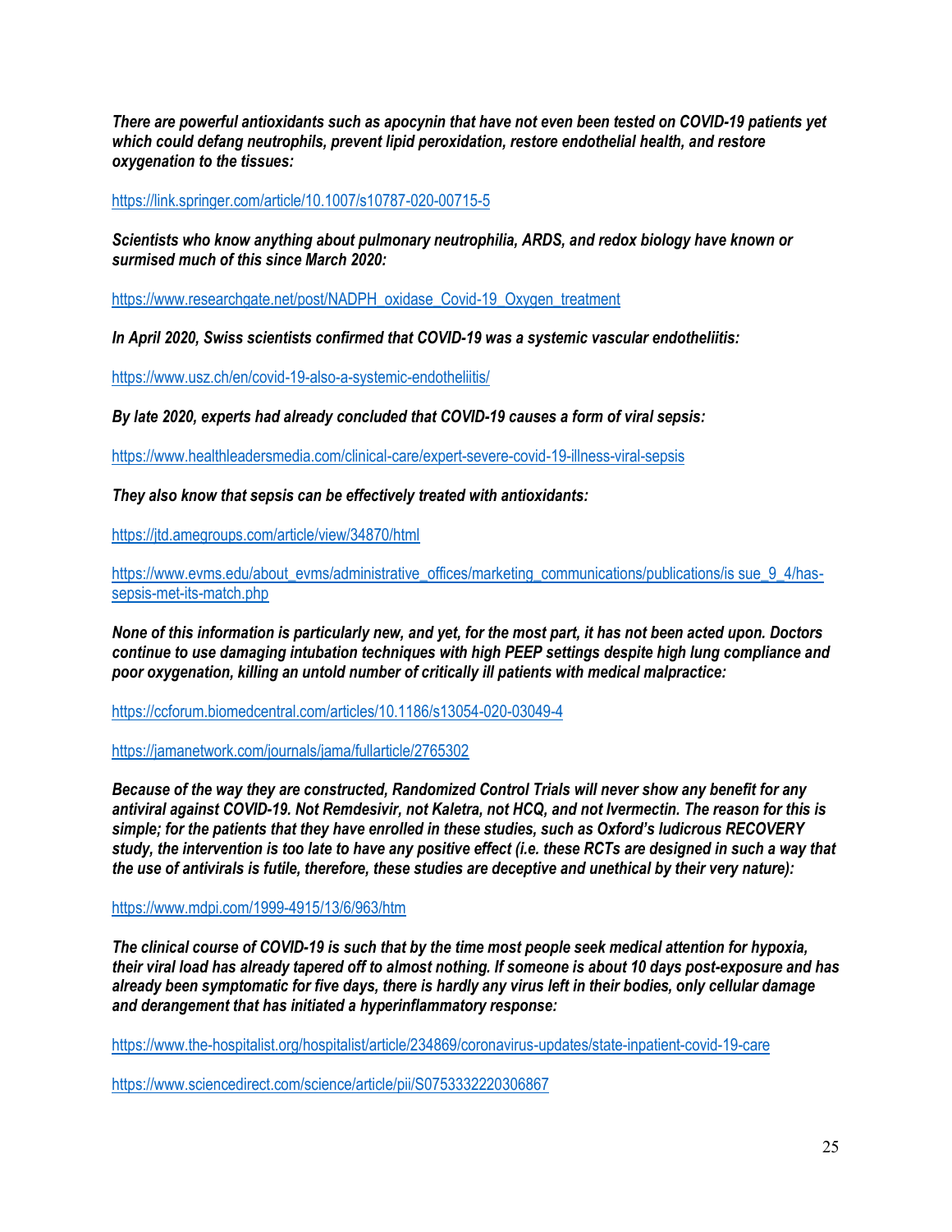***There are powerful antioxidants such as apocynin that have not even been tested on COVID-19 patients yet which could defang neutrophils, prevent lipid peroxidation, restore endothelial health, and restore oxygenation to the tissues:***

https://link.springer.com/article/10.1007/s10787-020-00715-5

***Scientists who know anything about pulmonary neutrophilia, ARDS, and redox biology have known or surmised much of this since March 2020:***

https://www.researchgate.net/post/NADPH_oxidase_Covid-19_Oxygen_treatment

***In April 2020, Swiss scientists confirmed that COVID-19 was a systemic vascular endotheliitis:***

https://www.usz.ch/en/covid-19-also-a-systemic-endotheliitis/

***By late 2020, experts had already concluded that COVID-19 causes a form of viral sepsis:***

https://www.healthleadersmedia.com/clinical-care/expert-severe-covid-19-illness-viral-sepsis

***They also know that sepsis can be effectively treated with antioxidants:***

https://jtd.amegroups.com/article/view/34870/html

https://www.evms.edu/about_evms/administrative_offices/marketing_communications/publications/is sue_9_4/has-sepsis-met-its-match.php

***None of this information is particularly new, and yet, for the most part, it has not been acted upon. Doctors continue to use damaging intubation techniques with high PEEP settings despite high lung compliance and poor oxygenation, killing an untold number of critically ill patients with medical malpractice:***

https://ccforum.biomedcentral.com/articles/10.1186/s13054-020-03049-4

https://jamanetwork.com/journals/jama/fullarticle/2765302

***Because of the way they are constructed, Randomized Control Trials will never show any benefit for any antiviral against COVID-19. Not Remdesivir, not Kaletra, not HCQ, and not Ivermectin. The reason for this is simple; for the patients that they have enrolled in these studies, such as Oxford's ludicrous RECOVERY study, the intervention is too late to have any positive effect (i.e. these RCTs are designed in such a way that the use of antivirals is futile, therefore, these studies are deceptive and unethical by their very nature):***

https://www.mdpi.com/1999-4915/13/6/963/htm

***The clinical course of COVID-19 is such that by the time most people seek medical attention for hypoxia, their viral load has already tapered off to almost nothing. If someone is about 10 days post-exposure and has already been symptomatic for five days, there is hardly any virus left in their bodies, only cellular damage and derangement that has initiated a hyperinflammatory response:***

https://www.the-hospitalist.org/hospitalist/article/234869/coronavirus-updates/state-inpatient-covid-19-care

https://www.sciencedirect.com/science/article/pii/S0753332220306867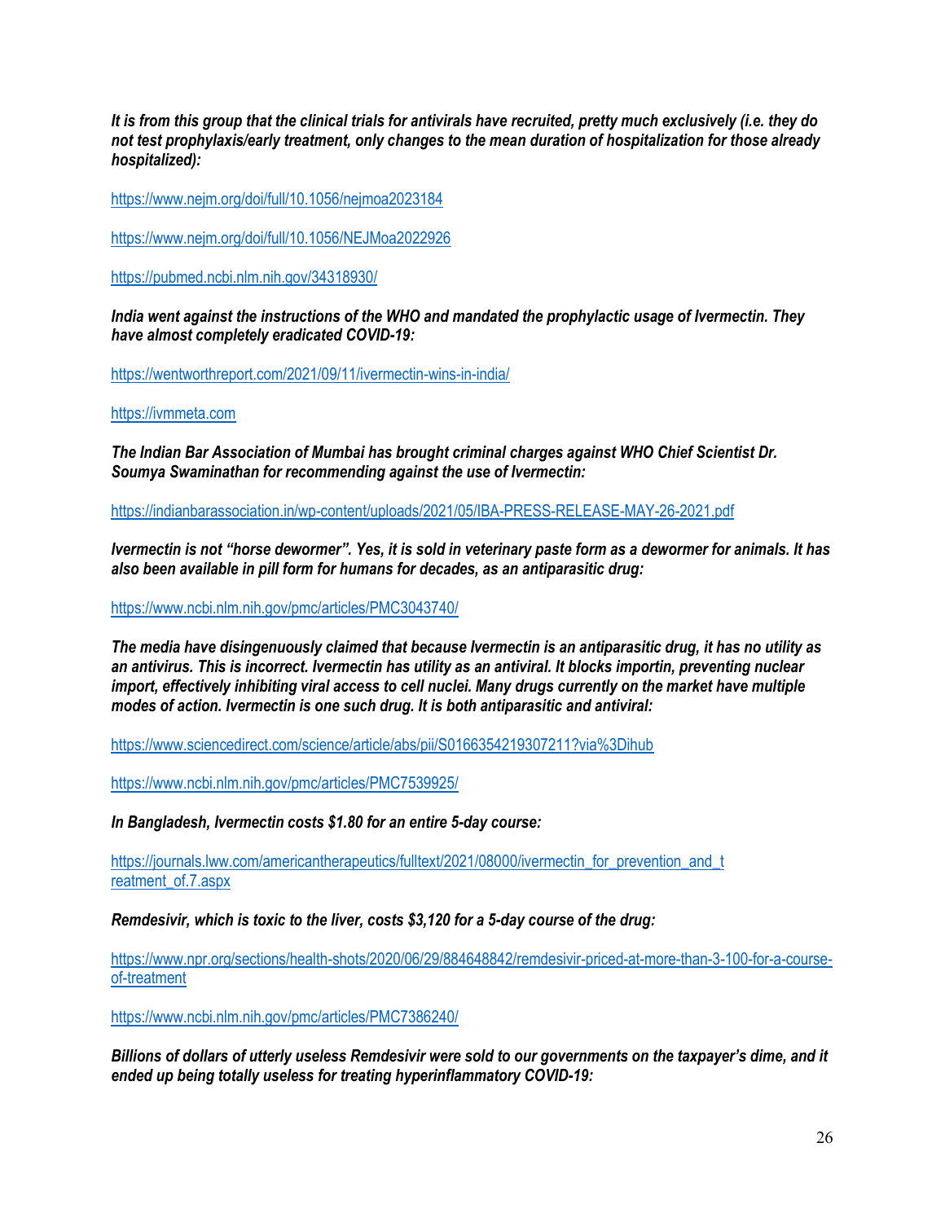***It is from this group that the clinical trials for antivirals have recruited, pretty much exclusively (i.e. they do not test prophylaxis/early treatment, only changes to the mean duration of hospitalization for those already hospitalized):***

https://www.nejm.org/doi/full/10.1056/nejmoa2023184

https://www.nejm.org/doi/full/10.1056/NEJMoa2022926

https://pubmed.ncbi.nlm.nih.gov/34318930/

***India went against the instructions of the WHO and mandated the prophylactic usage of Ivermectin. They have almost completely eradicated COVID-19:***

https://wentworthreport.com/2021/09/11/ivermectin-wins-in-india/

https://ivmmeta.com

***The Indian Bar Association of Mumbai has brought criminal charges against WHO Chief Scientist Dr. Soumya Swaminathan for recommending against the use of Ivermectin:***

https://indianbarassociation.in/wp-content/uploads/2021/05/IBA-PRESS-RELEASE-MAY-26-2021.pdf

***Ivermectin is not "horse dewormer". Yes, it is sold in veterinary paste form as a dewormer for animals. It has also been available in pill form for humans for decades, as an antiparasitic drug:***

https://www.ncbi.nlm.nih.gov/pmc/articles/PMC3043740/

***The media have disingenuously claimed that because Ivermectin is an antiparasitic drug, it has no utility as an antivirus. This is incorrect. Ivermectin has utility as an antiviral. It blocks importin, preventing nuclear import, effectively inhibiting viral access to cell nuclei. Many drugs currently on the market have multiple modes of action. Ivermectin is one such drug. It is both antiparasitic and antiviral:***

https://www.sciencedirect.com/science/article/abs/pii/S0166354219307211?via%3Dihub

https://www.ncbi.nlm.nih.gov/pmc/articles/PMC7539925/

***In Bangladesh, Ivermectin costs $1.80 for an entire 5-day course:***

https://journals.lww.com/americantherapeutics/fulltext/2021/08000/ivermectin_for_prevention_and_treatment_of.7.aspx

***Remdesivir, which is toxic to the liver, costs $3,120 for a 5-day course of the drug:***

https://www.npr.org/sections/health-shots/2020/06/29/884648842/remdesivir-priced-at-more-than-3-100-for-a-course-of-treatment

https://www.ncbi.nlm.nih.gov/pmc/articles/PMC7386240/

***Billions of dollars of utterly useless Remdesivir were sold to our governments on the taxpayer's dime, and it ended up being totally useless for treating hyperinflammatory COVID-19:***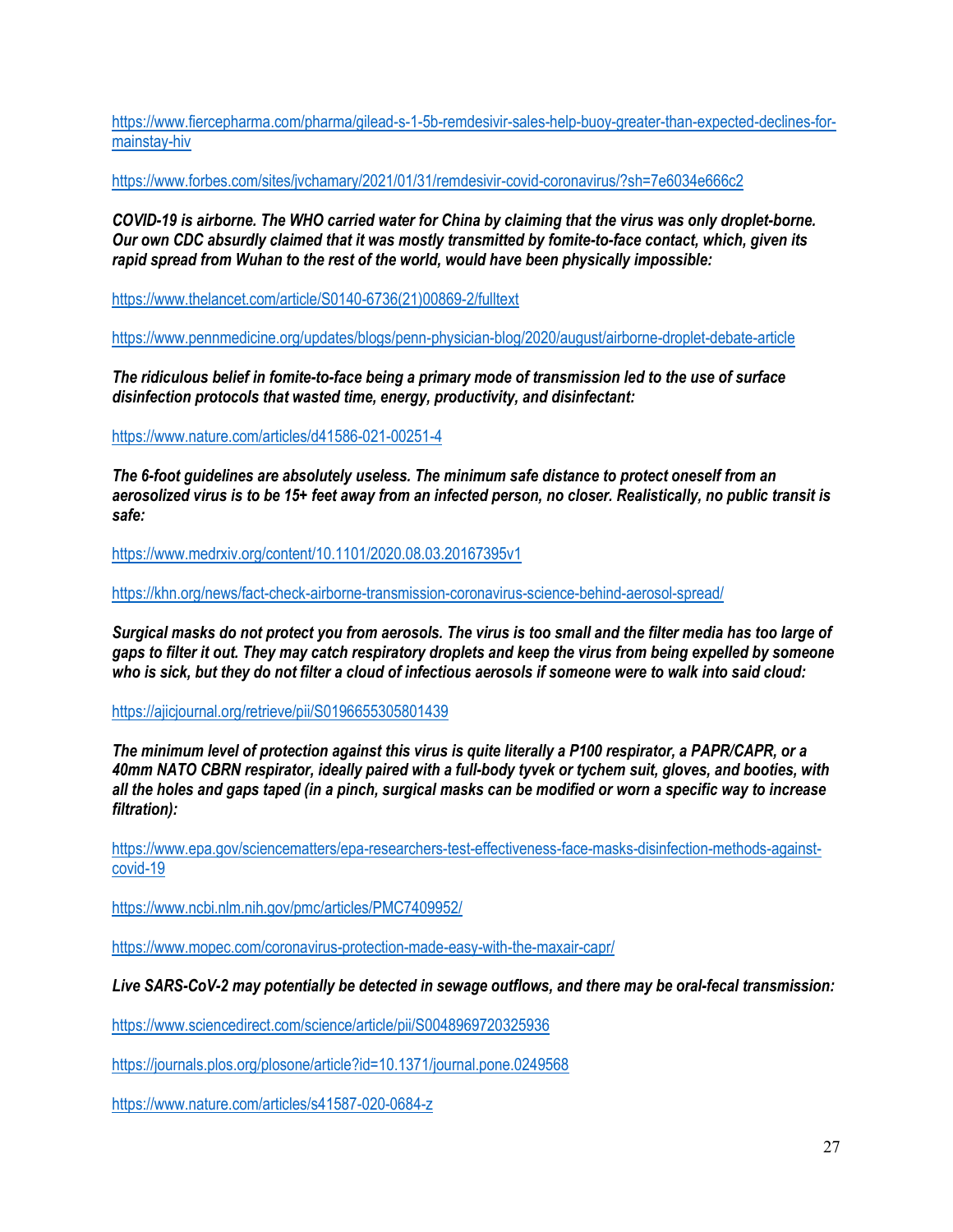https://www.fiercepharma.com/pharma/gilead-s-1-5b-remdesivir-sales-help-buoy-greater-than-expected-declines-for-mainstay-hiv

https://www.forbes.com/sites/jvchamary/2021/01/31/remdesivir-covid-coronavirus/?sh=7e6034e666c2

***COVID-19 is airborne. The WHO carried water for China by claiming that the virus was only droplet-borne. Our own CDC absurdly claimed that it was mostly transmitted by fomite-to-face contact, which, given its rapid spread from Wuhan to the rest of the world, would have been physically impossible:***

https://www.thelancet.com/article/S0140-6736(21)00869-2/fulltext

https://www.pennmedicine.org/updates/blogs/penn-physician-blog/2020/august/airborne-droplet-debate-article

***The ridiculous belief in fomite-to-face being a primary mode of transmission led to the use of surface disinfection protocols that wasted time, energy, productivity, and disinfectant:***

https://www.nature.com/articles/d41586-021-00251-4

***The 6-foot guidelines are absolutely useless. The minimum safe distance to protect oneself from an aerosolized virus is to be 15+ feet away from an infected person, no closer. Realistically, no public transit is safe:***

https://www.medrxiv.org/content/10.1101/2020.08.03.20167395v1

https://khn.org/news/fact-check-airborne-transmission-coronavirus-science-behind-aerosol-spread/

***Surgical masks do not protect you from aerosols. The virus is too small and the filter media has too large of gaps to filter it out. They may catch respiratory droplets and keep the virus from being expelled by someone who is sick, but they do not filter a cloud of infectious aerosols if someone were to walk into said cloud:***

https://ajicjournal.org/retrieve/pii/S0196655305801439

***The minimum level of protection against this virus is quite literally a P100 respirator, a PAPR/CAPR, or a 40mm NATO CBRN respirator, ideally paired with a full-body tyvek or tychem suit, gloves, and booties, with all the holes and gaps taped (in a pinch, surgical masks can be modified or worn a specific way to increase filtration):***

https://www.epa.gov/sciencematters/epa-researchers-test-effectiveness-face-masks-disinfection-methods-against-covid-19

https://www.ncbi.nlm.nih.gov/pmc/articles/PMC7409952/

https://www.mopec.com/coronavirus-protection-made-easy-with-the-maxair-capr/

***Live SARS-CoV-2 may potentially be detected in sewage outflows, and there may be oral-fecal transmission:***

https://www.sciencedirect.com/science/article/pii/S0048969720325936

https://journals.plos.org/plosone/article?id=10.1371/journal.pone.0249568

https://www.nature.com/articles/s41587-020-0684-z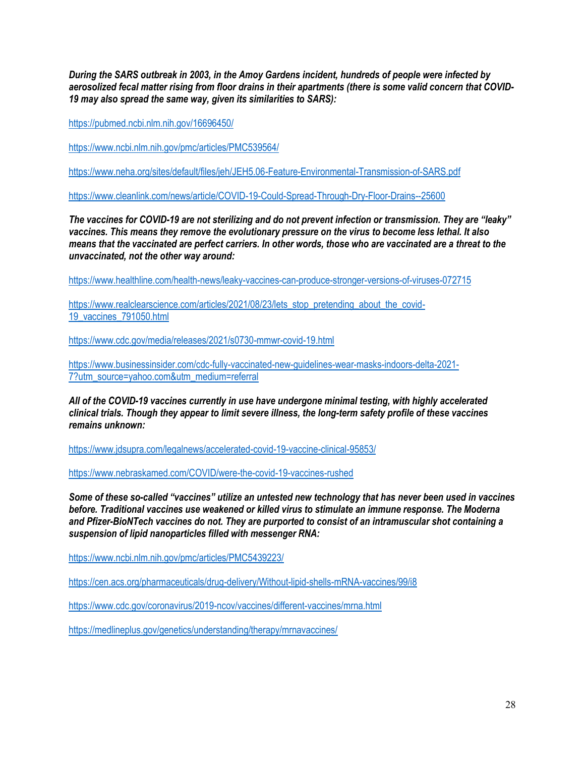***During the SARS outbreak in 2003, in the Amoy Gardens incident, hundreds of people were infected by aerosolized fecal matter rising from floor drains in their apartments (there is some valid concern that COVID-19 may also spread the same way, given its similarities to SARS):***

https://pubmed.ncbi.nlm.nih.gov/16696450/

https://www.ncbi.nlm.nih.gov/pmc/articles/PMC539564/

https://www.neha.org/sites/default/files/jeh/JEH5.06-Feature-Environmental-Transmission-of-SARS.pdf

https://www.cleanlink.com/news/article/COVID-19-Could-Spread-Through-Dry-Floor-Drains--25600

***The vaccines for COVID-19 are not sterilizing and do not prevent infection or transmission. They are "leaky" vaccines. This means they remove the evolutionary pressure on the virus to become less lethal. It also means that the vaccinated are perfect carriers. In other words, those who are vaccinated are a threat to the unvaccinated, not the other way around:***

https://www.healthline.com/health-news/leaky-vaccines-can-produce-stronger-versions-of-viruses-072715

https://www.realclearscience.com/articles/2021/08/23/lets_stop_pretending_about_the_covid-19_vaccines_791050.html

https://www.cdc.gov/media/releases/2021/s0730-mmwr-covid-19.html

https://www.businessinsider.com/cdc-fully-vaccinated-new-guidelines-wear-masks-indoors-delta-2021-7?utm_source=yahoo.com&utm_medium=referral

***All of the COVID-19 vaccines currently in use have undergone minimal testing, with highly accelerated clinical trials. Though they appear to limit severe illness, the long-term safety profile of these vaccines remains unknown:***

https://www.jdsupra.com/legalnews/accelerated-covid-19-vaccine-clinical-95853/

https://www.nebraskamed.com/COVID/were-the-covid-19-vaccines-rushed

***Some of these so-called "vaccines" utilize an untested new technology that has never been used in vaccines before. Traditional vaccines use weakened or killed virus to stimulate an immune response. The Moderna and Pfizer-BioNTech vaccines do not. They are purported to consist of an intramuscular shot containing a suspension of lipid nanoparticles filled with messenger RNA:***

https://www.ncbi.nlm.nih.gov/pmc/articles/PMC5439223/

https://cen.acs.org/pharmaceuticals/drug-delivery/Without-lipid-shells-mRNA-vaccines/99/i8

https://www.cdc.gov/coronavirus/2019-ncov/vaccines/different-vaccines/mrna.html

https://medlineplus.gov/genetics/understanding/therapy/mrnavaccines/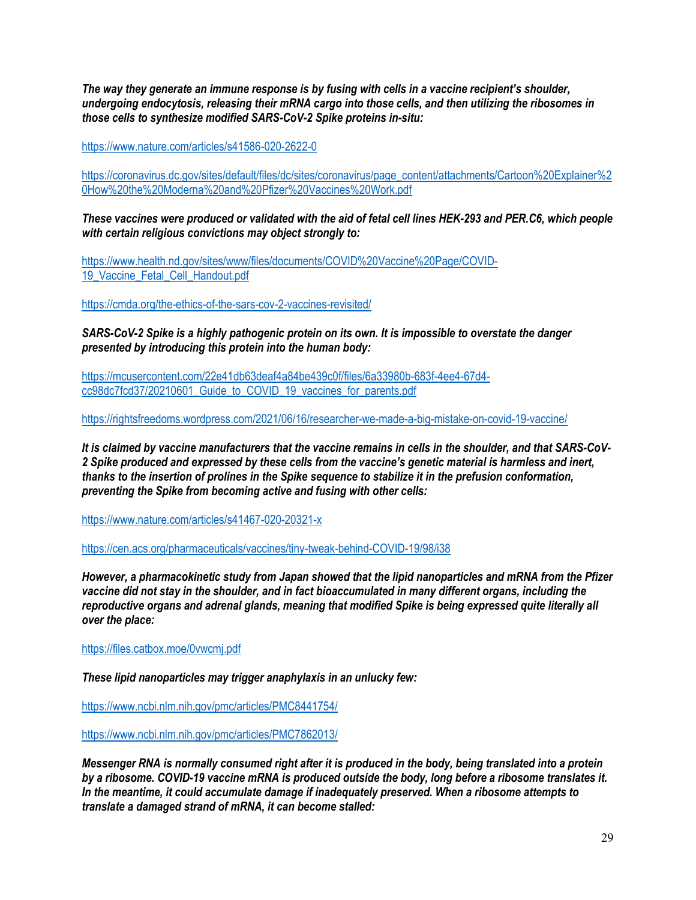***The way they generate an immune response is by fusing with cells in a vaccine recipient's shoulder, undergoing endocytosis, releasing their mRNA cargo into those cells, and then utilizing the ribosomes in those cells to synthesize modified SARS-CoV-2 Spike proteins in-situ:***

https://www.nature.com/articles/s41586-020-2622-0

https://coronavirus.dc.gov/sites/default/files/dc/sites/coronavirus/page_content/attachments/Cartoon%20Explainer%20How%20the%20Moderna%20and%20Pfizer%20Vaccines%20Work.pdf

***These vaccines were produced or validated with the aid of fetal cell lines HEK-293 and PER.C6, which people with certain religious convictions may object strongly to:***

https://www.health.nd.gov/sites/www/files/documents/COVID%20Vaccine%20Page/COVID-19_Vaccine_Fetal_Cell_Handout.pdf

https://cmda.org/the-ethics-of-the-sars-cov-2-vaccines-revisited/

***SARS-CoV-2 Spike is a highly pathogenic protein on its own. It is impossible to overstate the danger presented by introducing this protein into the human body:***

https://mcusercontent.com/22e41db63deaf4a84be439c0f/files/6a33980b-683f-4ee4-67d4-cc98dc7fcd37/20210601_Guide_to_COVID_19_vaccines_for_parents.pdf

https://rightsfreedoms.wordpress.com/2021/06/16/researcher-we-made-a-big-mistake-on-covid-19-vaccine/

***It is claimed by vaccine manufacturers that the vaccine remains in cells in the shoulder, and that SARS-CoV-2 Spike produced and expressed by these cells from the vaccine's genetic material is harmless and inert, thanks to the insertion of prolines in the Spike sequence to stabilize it in the prefusion conformation, preventing the Spike from becoming active and fusing with other cells:***

https://www.nature.com/articles/s41467-020-20321-x

https://cen.acs.org/pharmaceuticals/vaccines/tiny-tweak-behind-COVID-19/98/i38

***However, a pharmacokinetic study from Japan showed that the lipid nanoparticles and mRNA from the Pfizer vaccine did not stay in the shoulder, and in fact bioaccumulated in many different organs, including the reproductive organs and adrenal glands, meaning that modified Spike is being expressed quite literally all over the place:***

https://files.catbox.moe/0vwcmj.pdf

***These lipid nanoparticles may trigger anaphylaxis in an unlucky few:***

https://www.ncbi.nlm.nih.gov/pmc/articles/PMC8441754/

https://www.ncbi.nlm.nih.gov/pmc/articles/PMC7862013/

***Messenger RNA is normally consumed right after it is produced in the body, being translated into a protein by a ribosome. COVID-19 vaccine mRNA is produced outside the body, long before a ribosome translates it. In the meantime, it could accumulate damage if inadequately preserved. When a ribosome attempts to translate a damaged strand of mRNA, it can become stalled:***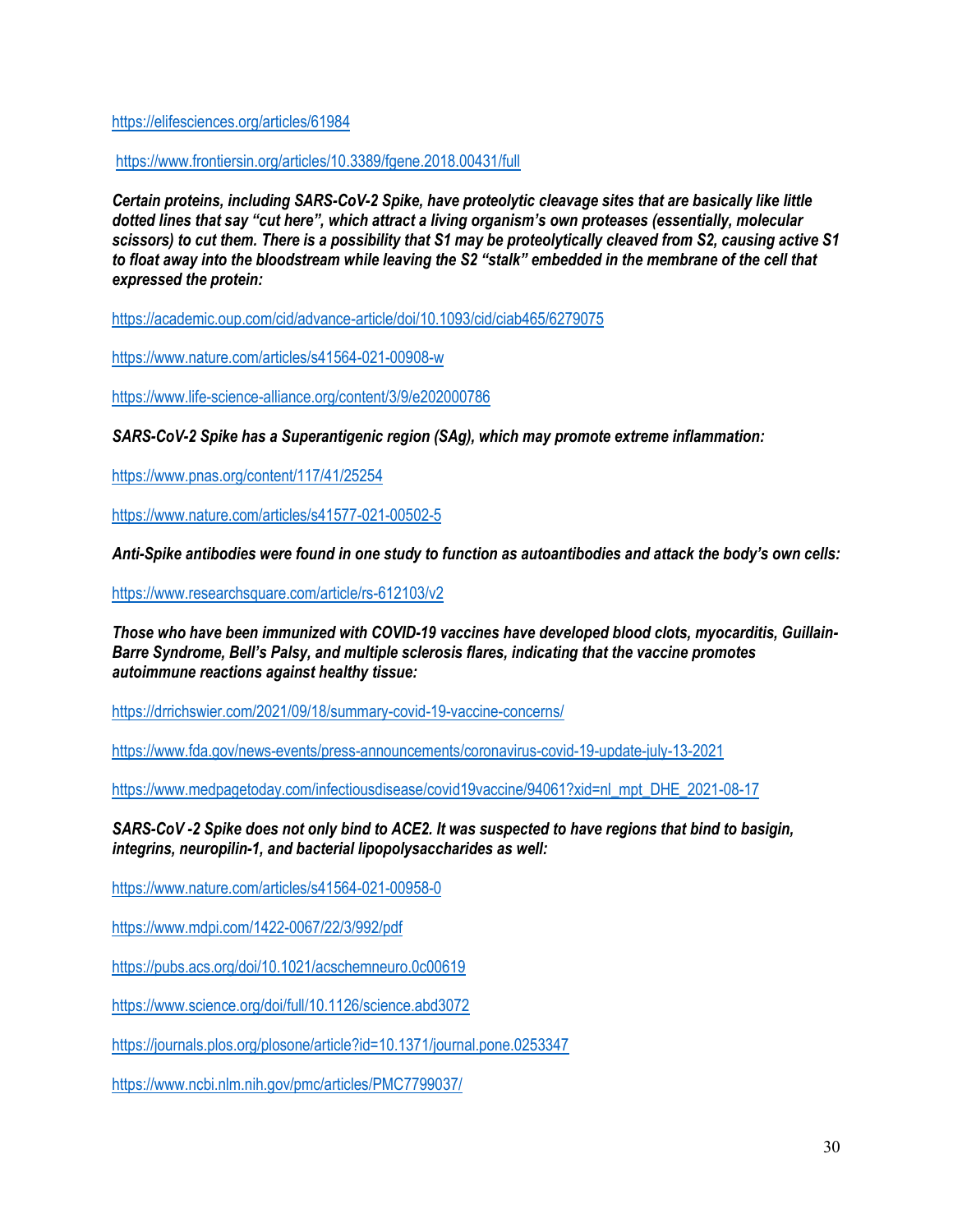https://elifesciences.org/articles/61984

https://www.frontiersin.org/articles/10.3389/fgene.2018.00431/full

***Certain proteins, including SARS-CoV-2 Spike, have proteolytic cleavage sites that are basically like little dotted lines that say "cut here", which attract a living organism's own proteases (essentially, molecular scissors) to cut them. There is a possibility that S1 may be proteolytically cleaved from S2, causing active S1 to float away into the bloodstream while leaving the S2 "stalk" embedded in the membrane of the cell that expressed the protein:***

https://academic.oup.com/cid/advance-article/doi/10.1093/cid/ciab465/6279075

https://www.nature.com/articles/s41564-021-00908-w

https://www.life-science-alliance.org/content/3/9/e202000786

***SARS-CoV-2 Spike has a Superantigenic region (SAg), which may promote extreme inflammation:***

https://www.pnas.org/content/117/41/25254

https://www.nature.com/articles/s41577-021-00502-5

***Anti-Spike antibodies were found in one study to function as autoantibodies and attack the body's own cells:***

https://www.researchsquare.com/article/rs-612103/v2

***Those who have been immunized with COVID-19 vaccines have developed blood clots, myocarditis, Guillain-Barre Syndrome, Bell's Palsy, and multiple sclerosis flares, indicating that the vaccine promotes autoimmune reactions against healthy tissue:***

https://drrichswier.com/2021/09/18/summary-covid-19-vaccine-concerns/

https://www.fda.gov/news-events/press-announcements/coronavirus-covid-19-update-july-13-2021

https://www.medpagetoday.com/infectiousdisease/covid19vaccine/94061?xid=nl_mpt_DHE_2021-08-17

***SARS-CoV -2 Spike does not only bind to ACE2. It was suspected to have regions that bind to basigin, integrins, neuropilin-1, and bacterial lipopolysaccharides as well:***

https://www.nature.com/articles/s41564-021-00958-0

https://www.mdpi.com/1422-0067/22/3/992/pdf

https://pubs.acs.org/doi/10.1021/acschemneuro.0c00619

https://www.science.org/doi/full/10.1126/science.abd3072

https://journals.plos.org/plosone/article?id=10.1371/journal.pone.0253347

https://www.ncbi.nlm.nih.gov/pmc/articles/PMC7799037/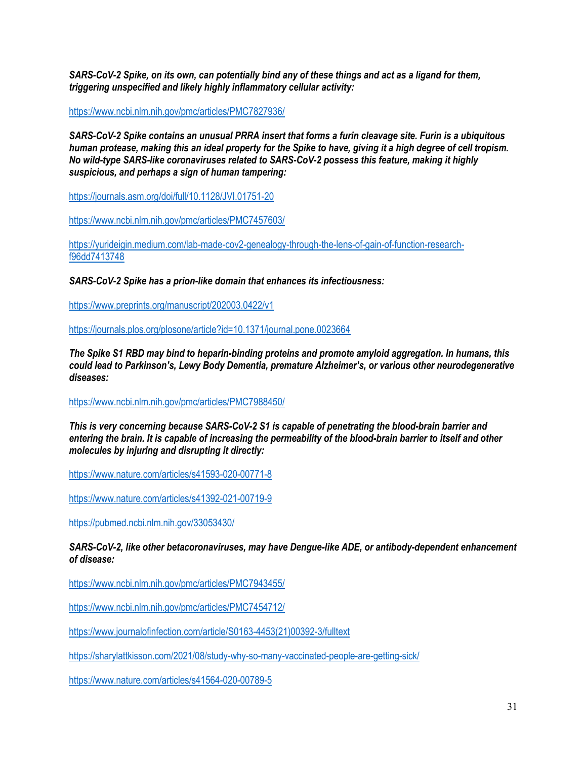***SARS-CoV-2 Spike, on its own, can potentially bind any of these things and act as a ligand for them, triggering unspecified and likely highly inflammatory cellular activity:***

https://www.ncbi.nlm.nih.gov/pmc/articles/PMC7827936/

***SARS-CoV-2 Spike contains an unusual PRRA insert that forms a furin cleavage site. Furin is a ubiquitous human protease, making this an ideal property for the Spike to have, giving it a high degree of cell tropism. No wild-type SARS-like coronaviruses related to SARS-CoV-2 possess this feature, making it highly suspicious, and perhaps a sign of human tampering:***

https://journals.asm.org/doi/full/10.1128/JVI.01751-20

https://www.ncbi.nlm.nih.gov/pmc/articles/PMC7457603/

https://yurideigin.medium.com/lab-made-cov2-genealogy-through-the-lens-of-gain-of-function-research-f96dd7413748

***SARS-CoV-2 Spike has a prion-like domain that enhances its infectiousness:***

https://www.preprints.org/manuscript/202003.0422/v1

https://journals.plos.org/plosone/article?id=10.1371/journal.pone.0023664

***The Spike S1 RBD may bind to heparin-binding proteins and promote amyloid aggregation. In humans, this could lead to Parkinson's, Lewy Body Dementia, premature Alzheimer's, or various other neurodegenerative diseases:***

https://www.ncbi.nlm.nih.gov/pmc/articles/PMC7988450/

***This is very concerning because SARS-CoV-2 S1 is capable of penetrating the blood-brain barrier and entering the brain. It is capable of increasing the permeability of the blood-brain barrier to itself and other molecules by injuring and disrupting it directly:***

https://www.nature.com/articles/s41593-020-00771-8

https://www.nature.com/articles/s41392-021-00719-9

https://pubmed.ncbi.nlm.nih.gov/33053430/

***SARS-CoV-2, like other betacoronaviruses, may have Dengue-like ADE, or antibody-dependent enhancement of disease:***

https://www.ncbi.nlm.nih.gov/pmc/articles/PMC7943455/

https://www.ncbi.nlm.nih.gov/pmc/articles/PMC7454712/

https://www.journalofinfection.com/article/S0163-4453(21)00392-3/fulltext

https://sharylattkisson.com/2021/08/study-why-so-many-vaccinated-people-are-getting-sick/

https://www.nature.com/articles/s41564-020-00789-5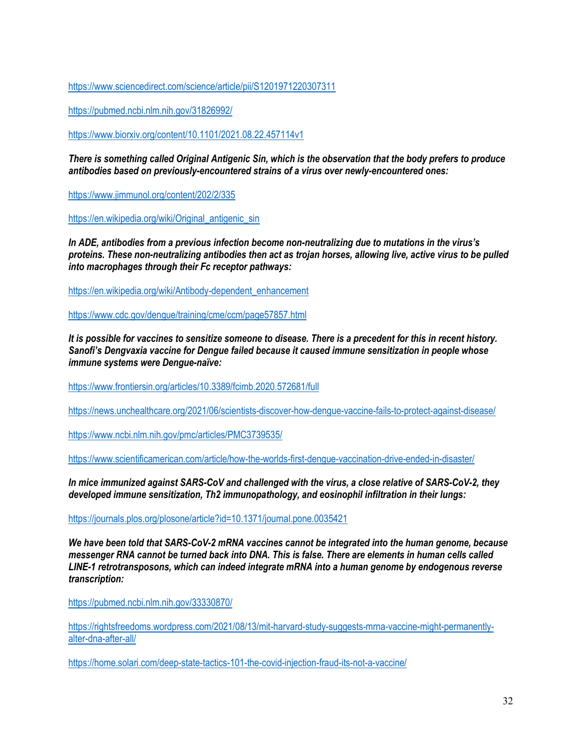https://www.sciencedirect.com/science/article/pii/S1201971220307311

https://pubmed.ncbi.nlm.nih.gov/31826992/

https://www.biorxiv.org/content/10.1101/2021.08.22.457114v1

***There is something called Original Antigenic Sin, which is the observation that the body prefers to produce antibodies based on previously-encountered strains of a virus over newly-encountered ones:***

https://www.jimmunol.org/content/202/2/335

https://en.wikipedia.org/wiki/Original_antigenic_sin

***In ADE, antibodies from a previous infection become non-neutralizing due to mutations in the virus's proteins. These non-neutralizing antibodies then act as trojan horses, allowing live, active virus to be pulled into macrophages through their Fc receptor pathways:***

https://en.wikipedia.org/wiki/Antibody-dependent_enhancement

https://www.cdc.gov/dengue/training/cme/ccm/page57857.html

***It is possible for vaccines to sensitize someone to disease. There is a precedent for this in recent history. Sanofi's Dengvaxia vaccine for Dengue failed because it caused immune sensitization in people whose immune systems were Dengue-naïve:***

https://www.frontiersin.org/articles/10.3389/fcimb.2020.572681/full

https://news.unchealthcare.org/2021/06/scientists-discover-how-dengue-vaccine-fails-to-protect-against-disease/

https://www.ncbi.nlm.nih.gov/pmc/articles/PMC3739535/

https://www.scientificamerican.com/article/how-the-worlds-first-dengue-vaccination-drive-ended-in-disaster/

***In mice immunized against SARS-CoV and challenged with the virus, a close relative of SARS-CoV-2, they developed immune sensitization, Th2 immunopathology, and eosinophil infiltration in their lungs:***

https://journals.plos.org/plosone/article?id=10.1371/journal.pone.0035421

***We have been told that SARS-CoV-2 mRNA vaccines cannot be integrated into the human genome, because messenger RNA cannot be turned back into DNA. This is false. There are elements in human cells called LINE-1 retrotransposons, which can indeed integrate mRNA into a human genome by endogenous reverse transcription:***

https://pubmed.ncbi.nlm.nih.gov/33330870/

https://rightsfreedoms.wordpress.com/2021/08/13/mit-harvard-study-suggests-mrna-vaccine-might-permanently-alter-dna-after-all/

https://home.solari.com/deep-state-tactics-101-the-covid-injection-fraud-its-not-a-vaccine/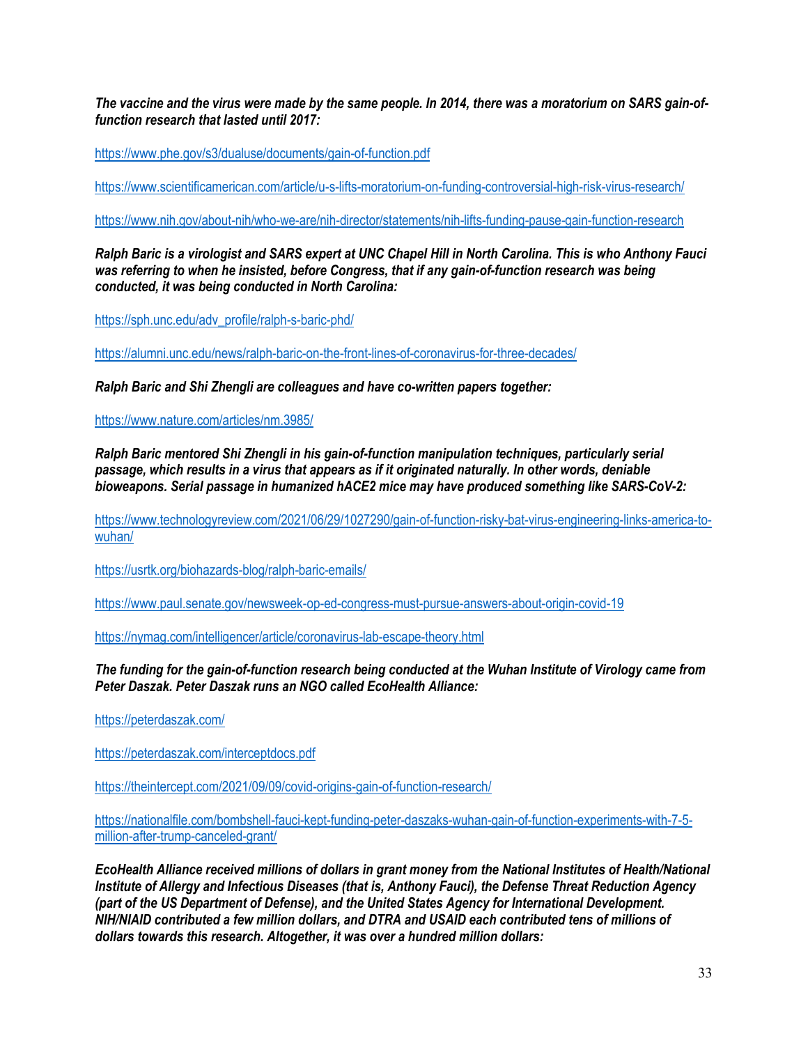***The vaccine and the virus were made by the same people. In 2014, there was a moratorium on SARS gain-of-function research that lasted until 2017:***

https://www.phe.gov/s3/dualuse/documents/gain-of-function.pdf

https://www.scientificamerican.com/article/u-s-lifts-moratorium-on-funding-controversial-high-risk-virus-research/

https://www.nih.gov/about-nih/who-we-are/nih-director/statements/nih-lifts-funding-pause-gain-function-research

***Ralph Baric is a virologist and SARS expert at UNC Chapel Hill in North Carolina. This is who Anthony Fauci was referring to when he insisted, before Congress, that if any gain-of-function research was being conducted, it was being conducted in North Carolina:***

https://sph.unc.edu/adv_profile/ralph-s-baric-phd/

https://alumni.unc.edu/news/ralph-baric-on-the-front-lines-of-coronavirus-for-three-decades/

***Ralph Baric and Shi Zhengli are colleagues and have co-written papers together:***

https://www.nature.com/articles/nm.3985/

***Ralph Baric mentored Shi Zhengli in his gain-of-function manipulation techniques, particularly serial passage, which results in a virus that appears as if it originated naturally. In other words, deniable bioweapons. Serial passage in humanized hACE2 mice may have produced something like SARS-CoV-2:***

https://www.technologyreview.com/2021/06/29/1027290/gain-of-function-risky-bat-virus-engineering-links-america-to-wuhan/

https://usrtk.org/biohazards-blog/ralph-baric-emails/

https://www.paul.senate.gov/newsweek-op-ed-congress-must-pursue-answers-about-origin-covid-19

https://nymag.com/intelligencer/article/coronavirus-lab-escape-theory.html

***The funding for the gain-of-function research being conducted at the Wuhan Institute of Virology came from Peter Daszak. Peter Daszak runs an NGO called EcoHealth Alliance:***

https://peterdaszak.com/

https://peterdaszak.com/interceptdocs.pdf

https://theintercept.com/2021/09/09/covid-origins-gain-of-function-research/

https://nationalfile.com/bombshell-fauci-kept-funding-peter-daszaks-wuhan-gain-of-function-experiments-with-7-5-million-after-trump-canceled-grant/

***EcoHealth Alliance received millions of dollars in grant money from the National Institutes of Health/National Institute of Allergy and Infectious Diseases (that is, Anthony Fauci), the Defense Threat Reduction Agency (part of the US Department of Defense), and the United States Agency for International Development. NIH/NIAID contributed a few million dollars, and DTRA and USAID each contributed tens of millions of dollars towards this research. Altogether, it was over a hundred million dollars:***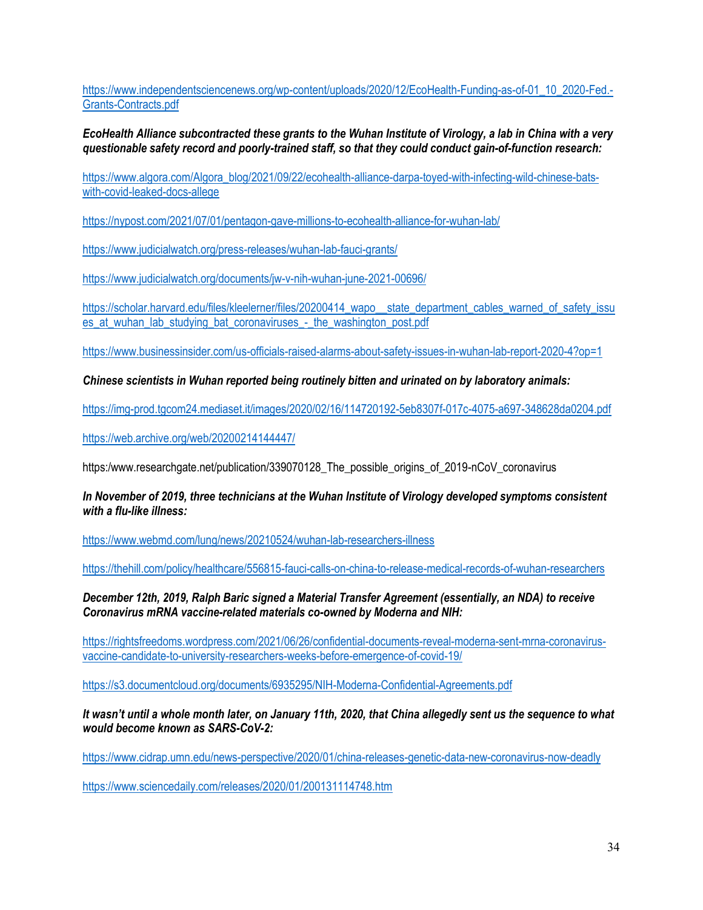https://www.independentsciencenews.org/wp-content/uploads/2020/12/EcoHealth-Funding-as-of-01_10_2020-Fed.-Grants-Contracts.pdf

***EcoHealth Alliance subcontracted these grants to the Wuhan Institute of Virology, a lab in China with a very questionable safety record and poorly-trained staff, so that they could conduct gain-of-function research:***

https://www.algora.com/Algora_blog/2021/09/22/ecohealth-alliance-darpa-toyed-with-infecting-wild-chinese-bats-with-covid-leaked-docs-allege

https://nypost.com/2021/07/01/pentagon-gave-millions-to-ecohealth-alliance-for-wuhan-lab/

https://www.judicialwatch.org/press-releases/wuhan-lab-fauci-grants/

https://www.judicialwatch.org/documents/jw-v-nih-wuhan-june-2021-00696/

https://scholar.harvard.edu/files/kleelerner/files/20200414_wapo__state_department_cables_warned_of_safety_issues_at_wuhan_lab_studying_bat_coronaviruses_-_the_washington_post.pdf

https://www.businessinsider.com/us-officials-raised-alarms-about-safety-issues-in-wuhan-lab-report-2020-4?op=1

***Chinese scientists in Wuhan reported being routinely bitten and urinated on by laboratory animals:***

https://img-prod.tgcom24.mediaset.it/images/2020/02/16/114720192-5eb8307f-017c-4075-a697-348628da0204.pdf

https://web.archive.org/web/20200214144447/

https:/www.researchgate.net/publication/339070128_The_possible_origins_of_2019-nCoV_coronavirus

***In November of 2019, three technicians at the Wuhan Institute of Virology developed symptoms consistent with a flu-like illness:***

https://www.webmd.com/lung/news/20210524/wuhan-lab-researchers-illness

https://thehill.com/policy/healthcare/556815-fauci-calls-on-china-to-release-medical-records-of-wuhan-researchers

***December 12th, 2019, Ralph Baric signed a Material Transfer Agreement (essentially, an NDA) to receive Coronavirus mRNA vaccine-related materials co-owned by Moderna and NIH:***

https://rightsfreedoms.wordpress.com/2021/06/26/confidential-documents-reveal-moderna-sent-mrna-coronavirus-vaccine-candidate-to-university-researchers-weeks-before-emergence-of-covid-19/

https://s3.documentcloud.org/documents/6935295/NIH-Moderna-Confidential-Agreements.pdf

***It wasn't until a whole month later, on January 11th, 2020, that China allegedly sent us the sequence to what would become known as SARS-CoV-2:***

https://www.cidrap.umn.edu/news-perspective/2020/01/china-releases-genetic-data-new-coronavirus-now-deadly

https://www.sciencedaily.com/releases/2020/01/200131114748.htm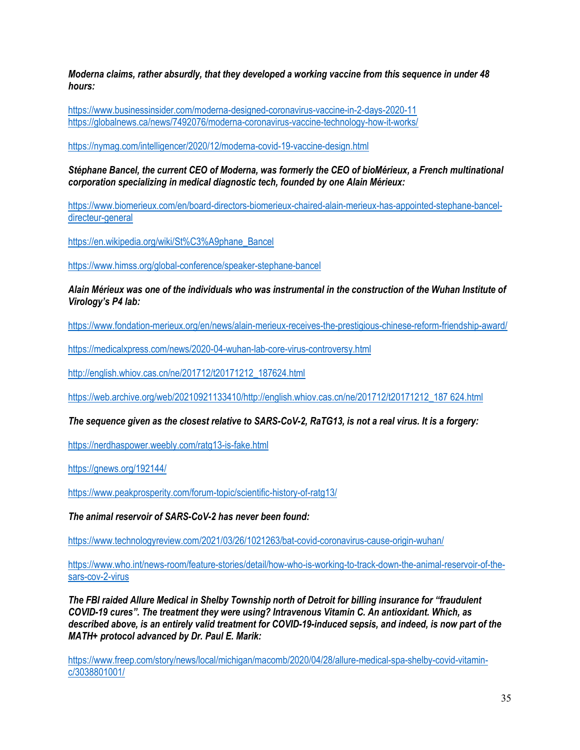***Moderna claims, rather absurdly, that they developed a working vaccine from this sequence in under 48 hours:***

https://www.businessinsider.com/moderna-designed-coronavirus-vaccine-in-2-days-2020-11
https://globalnews.ca/news/7492076/moderna-coronavirus-vaccine-technology-how-it-works/

https://nymag.com/intelligencer/2020/12/moderna-covid-19-vaccine-design.html

***Stéphane Bancel, the current CEO of Moderna, was formerly the CEO of bioMérieux, a French multinational corporation specializing in medical diagnostic tech, founded by one Alain Mérieux:***

https://www.biomerieux.com/en/board-directors-biomerieux-chaired-alain-merieux-has-appointed-stephane-bancel-directeur-general

https://en.wikipedia.org/wiki/St%C3%A9phane_Bancel

https://www.himss.org/global-conference/speaker-stephane-bancel

***Alain Mérieux was one of the individuals who was instrumental in the construction of the Wuhan Institute of Virology's P4 lab:***

https://www.fondation-merieux.org/en/news/alain-merieux-receives-the-prestigious-chinese-reform-friendship-award/

https://medicalxpress.com/news/2020-04-wuhan-lab-core-virus-controversy.html

http://english.whiov.cas.cn/ne/201712/t20171212_187624.html

https://web.archive.org/web/20210921133410/http://english.whiov.cas.cn/ne/201712/t20171212_187 624.html

***The sequence given as the closest relative to SARS-CoV-2, RaTG13, is not a real virus. It is a forgery:***

https://nerdhaspower.weebly.com/ratg13-is-fake.html

https://gnews.org/192144/

https://www.peakprosperity.com/forum-topic/scientific-history-of-ratg13/

***The animal reservoir of SARS-CoV-2 has never been found:***

https://www.technologyreview.com/2021/03/26/1021263/bat-covid-coronavirus-cause-origin-wuhan/

https://www.who.int/news-room/feature-stories/detail/how-who-is-working-to-track-down-the-animal-reservoir-of-the-sars-cov-2-virus

***The FBI raided Allure Medical in Shelby Township north of Detroit for billing insurance for "fraudulent COVID-19 cures". The treatment they were using? Intravenous Vitamin C. An antioxidant. Which, as described above, is an entirely valid treatment for COVID-19-induced sepsis, and indeed, is now part of the MATH+ protocol advanced by Dr. Paul E. Marik:***

https://www.freep.com/story/news/local/michigan/macomb/2020/04/28/allure-medical-spa-shelby-covid-vitamin-c/3038801001/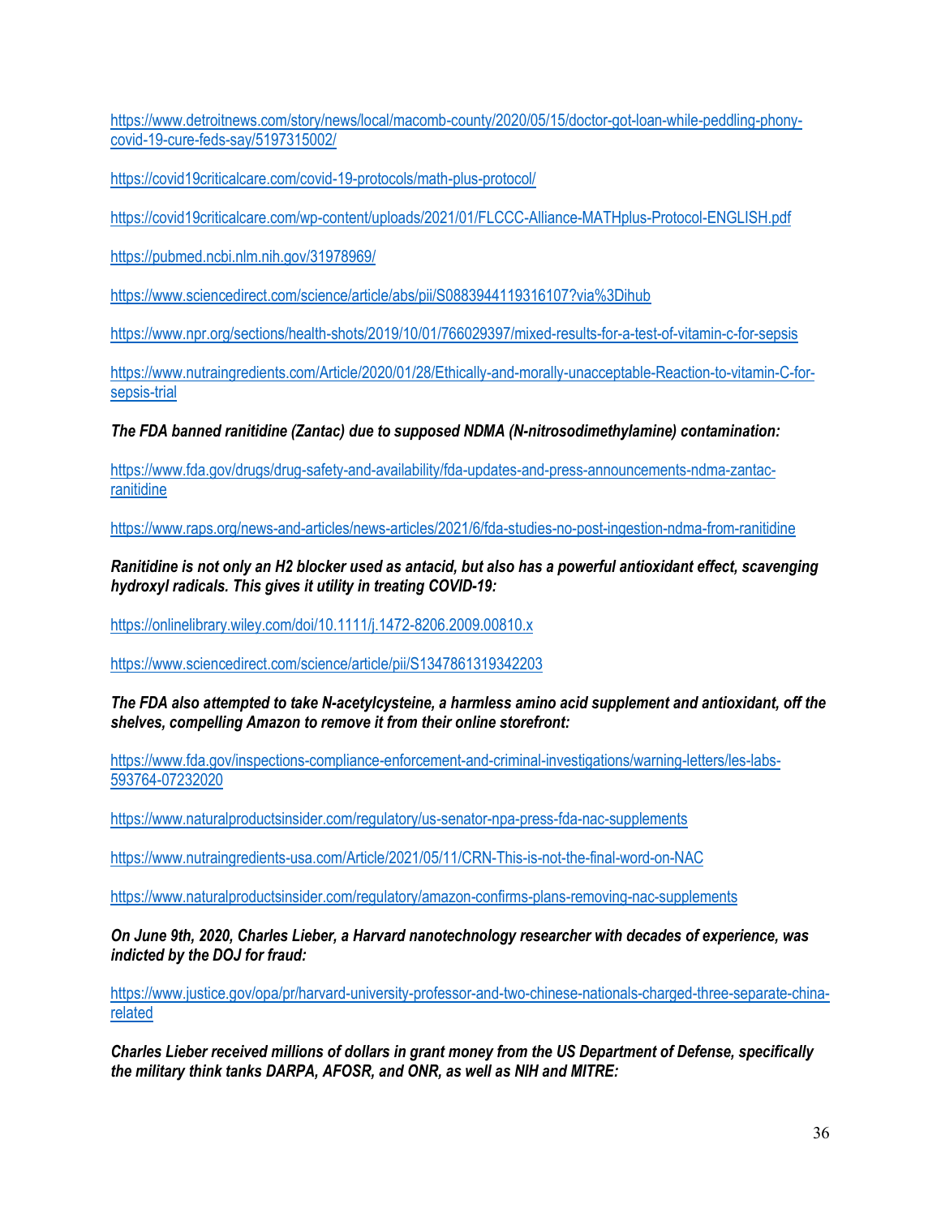https://www.detroitnews.com/story/news/local/macomb-county/2020/05/15/doctor-got-loan-while-peddling-phony-covid-19-cure-feds-say/5197315002/

https://covid19criticalcare.com/covid-19-protocols/math-plus-protocol/

https://covid19criticalcare.com/wp-content/uploads/2021/01/FLCCC-Alliance-MATHplus-Protocol-ENGLISH.pdf

https://pubmed.ncbi.nlm.nih.gov/31978969/

https://www.sciencedirect.com/science/article/abs/pii/S0883944119316107?via%3Dihub

https://www.npr.org/sections/health-shots/2019/10/01/766029397/mixed-results-for-a-test-of-vitamin-c-for-sepsis

https://www.nutraingredients.com/Article/2020/01/28/Ethically-and-morally-unacceptable-Reaction-to-vitamin-C-for-sepsis-trial

***The FDA banned ranitidine (Zantac) due to supposed NDMA (N-nitrosodimethylamine) contamination:***

https://www.fda.gov/drugs/drug-safety-and-availability/fda-updates-and-press-announcements-ndma-zantac-ranitidine

https://www.raps.org/news-and-articles/news-articles/2021/6/fda-studies-no-post-ingestion-ndma-from-ranitidine

***Ranitidine is not only an H2 blocker used as antacid, but also has a powerful antioxidant effect, scavenging hydroxyl radicals. This gives it utility in treating COVID-19:***

https://onlinelibrary.wiley.com/doi/10.1111/j.1472-8206.2009.00810.x

https://www.sciencedirect.com/science/article/pii/S1347861319342203

***The FDA also attempted to take N-acetylcysteine, a harmless amino acid supplement and antioxidant, off the shelves, compelling Amazon to remove it from their online storefront:***

https://www.fda.gov/inspections-compliance-enforcement-and-criminal-investigations/warning-letters/les-labs-593764-07232020

https://www.naturalproductsinsider.com/regulatory/us-senator-npa-press-fda-nac-supplements

https://www.nutraingredients-usa.com/Article/2021/05/11/CRN-This-is-not-the-final-word-on-NAC

https://www.naturalproductsinsider.com/regulatory/amazon-confirms-plans-removing-nac-supplements

***On June 9th, 2020, Charles Lieber, a Harvard nanotechnology researcher with decades of experience, was indicted by the DOJ for fraud:***

https://www.justice.gov/opa/pr/harvard-university-professor-and-two-chinese-nationals-charged-three-separate-china-related

***Charles Lieber received millions of dollars in grant money from the US Department of Defense, specifically the military think tanks DARPA, AFOSR, and ONR, as well as NIH and MITRE:***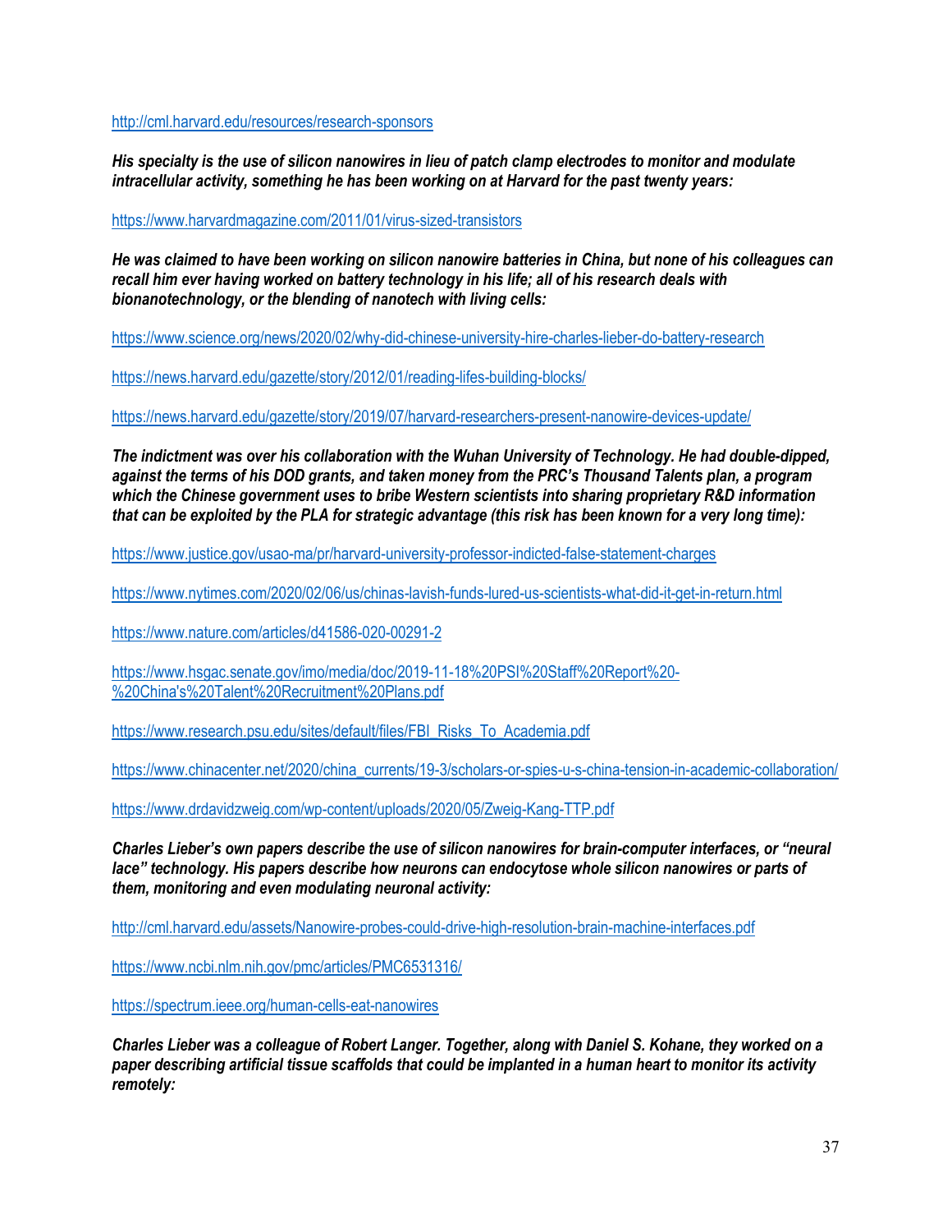http://cml.harvard.edu/resources/research-sponsors

***His specialty is the use of silicon nanowires in lieu of patch clamp electrodes to monitor and modulate intracellular activity, something he has been working on at Harvard for the past twenty years:***

https://www.harvardmagazine.com/2011/01/virus-sized-transistors

***He was claimed to have been working on silicon nanowire batteries in China, but none of his colleagues can recall him ever having worked on battery technology in his life; all of his research deals with bionanotechnology, or the blending of nanotech with living cells:***

https://www.science.org/news/2020/02/why-did-chinese-university-hire-charles-lieber-do-battery-research

https://news.harvard.edu/gazette/story/2012/01/reading-lifes-building-blocks/

https://news.harvard.edu/gazette/story/2019/07/harvard-researchers-present-nanowire-devices-update/

***The indictment was over his collaboration with the Wuhan University of Technology. He had double-dipped, against the terms of his DOD grants, and taken money from the PRC's Thousand Talents plan, a program which the Chinese government uses to bribe Western scientists into sharing proprietary R&D information that can be exploited by the PLA for strategic advantage (this risk has been known for a very long time):***

https://www.justice.gov/usao-ma/pr/harvard-university-professor-indicted-false-statement-charges

https://www.nytimes.com/2020/02/06/us/chinas-lavish-funds-lured-us-scientists-what-did-it-get-in-return.html

https://www.nature.com/articles/d41586-020-00291-2

https://www.hsgac.senate.gov/imo/media/doc/2019-11-18%20PSI%20Staff%20Report%20-%20China's%20Talent%20Recruitment%20Plans.pdf

https://www.research.psu.edu/sites/default/files/FBI_Risks_To_Academia.pdf

https://www.chinacenter.net/2020/china_currents/19-3/scholars-or-spies-u-s-china-tension-in-academic-collaboration/

https://www.drdavidzweig.com/wp-content/uploads/2020/05/Zweig-Kang-TTP.pdf

***Charles Lieber's own papers describe the use of silicon nanowires for brain-computer interfaces, or "neural lace" technology. His papers describe how neurons can endocytose whole silicon nanowires or parts of them, monitoring and even modulating neuronal activity:***

http://cml.harvard.edu/assets/Nanowire-probes-could-drive-high-resolution-brain-machine-interfaces.pdf

https://www.ncbi.nlm.nih.gov/pmc/articles/PMC6531316/

https://spectrum.ieee.org/human-cells-eat-nanowires

***Charles Lieber was a colleague of Robert Langer. Together, along with Daniel S. Kohane, they worked on a paper describing artificial tissue scaffolds that could be implanted in a human heart to monitor its activity remotely:***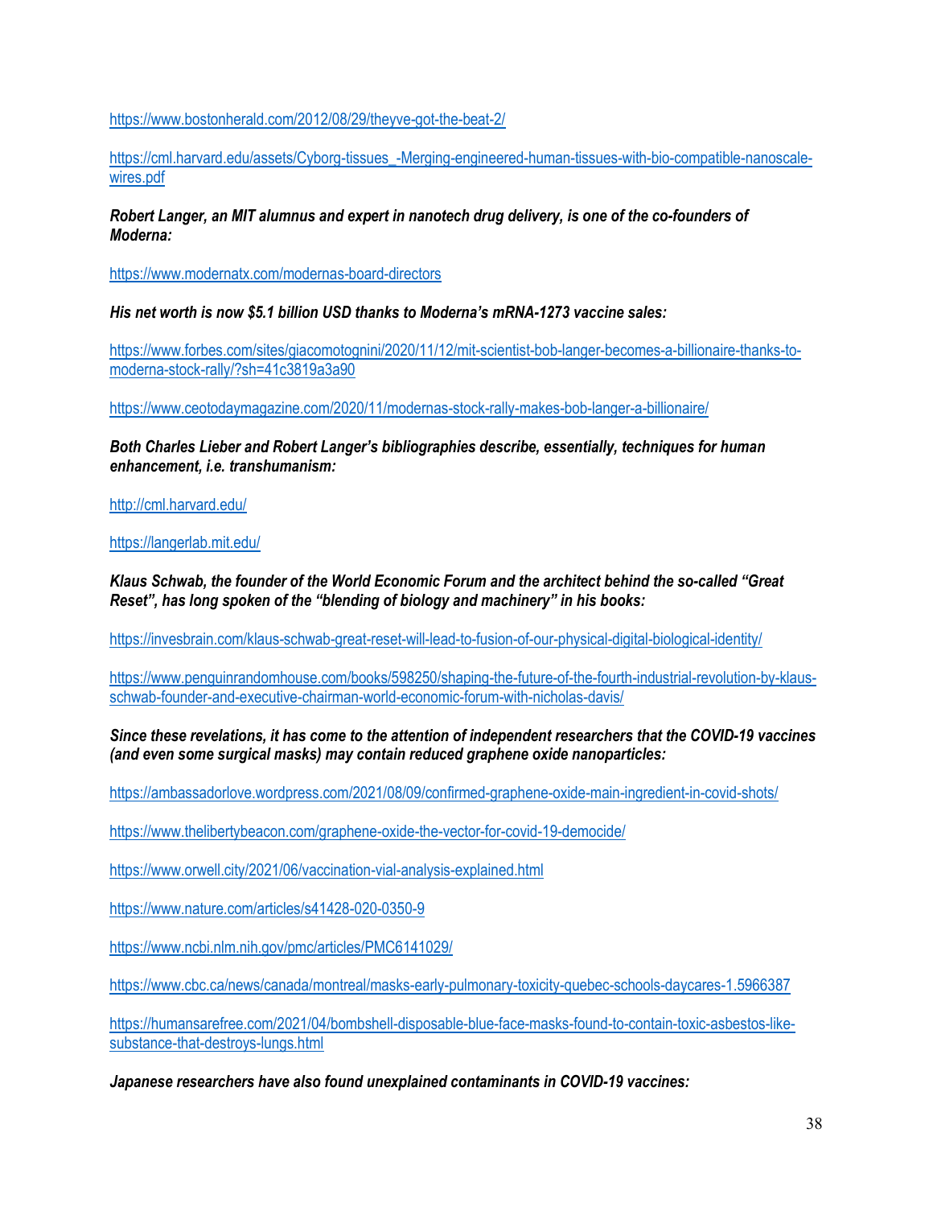https://www.bostonherald.com/2012/08/29/theyve-got-the-beat-2/

https://cml.harvard.edu/assets/Cyborg-tissues_-Merging-engineered-human-tissues-with-bio-compatible-nanoscale-wires.pdf

***Robert Langer, an MIT alumnus and expert in nanotech drug delivery, is one of the co-founders of Moderna:***

https://www.modernatx.com/modernas-board-directors

***His net worth is now $5.1 billion USD thanks to Moderna's mRNA-1273 vaccine sales:***

https://www.forbes.com/sites/giacomotognini/2020/11/12/mit-scientist-bob-langer-becomes-a-billionaire-thanks-to-moderna-stock-rally/?sh=41c3819a3a90

https://www.ceotodaymagazine.com/2020/11/modernas-stock-rally-makes-bob-langer-a-billionaire/

***Both Charles Lieber and Robert Langer's bibliographies describe, essentially, techniques for human enhancement, i.e. transhumanism:***

http://cml.harvard.edu/

https://langerlab.mit.edu/

***Klaus Schwab, the founder of the World Economic Forum and the architect behind the so-called "Great Reset", has long spoken of the "blending of biology and machinery" in his books:***

https://invesbrain.com/klaus-schwab-great-reset-will-lead-to-fusion-of-our-physical-digital-biological-identity/

https://www.penguinrandomhouse.com/books/598250/shaping-the-future-of-the-fourth-industrial-revolution-by-klaus-schwab-founder-and-executive-chairman-world-economic-forum-with-nicholas-davis/

***Since these revelations, it has come to the attention of independent researchers that the COVID-19 vaccines (and even some surgical masks) may contain reduced graphene oxide nanoparticles:***

https://ambassadorlove.wordpress.com/2021/08/09/confirmed-graphene-oxide-main-ingredient-in-covid-shots/

https://www.thelibertybeacon.com/graphene-oxide-the-vector-for-covid-19-democide/

https://www.orwell.city/2021/06/vaccination-vial-analysis-explained.html

https://www.nature.com/articles/s41428-020-0350-9

https://www.ncbi.nlm.nih.gov/pmc/articles/PMC6141029/

https://www.cbc.ca/news/canada/montreal/masks-early-pulmonary-toxicity-quebec-schools-daycares-1.5966387

https://humansarefree.com/2021/04/bombshell-disposable-blue-face-masks-found-to-contain-toxic-asbestos-like-substance-that-destroys-lungs.html

***Japanese researchers have also found unexplained contaminants in COVID-19 vaccines:***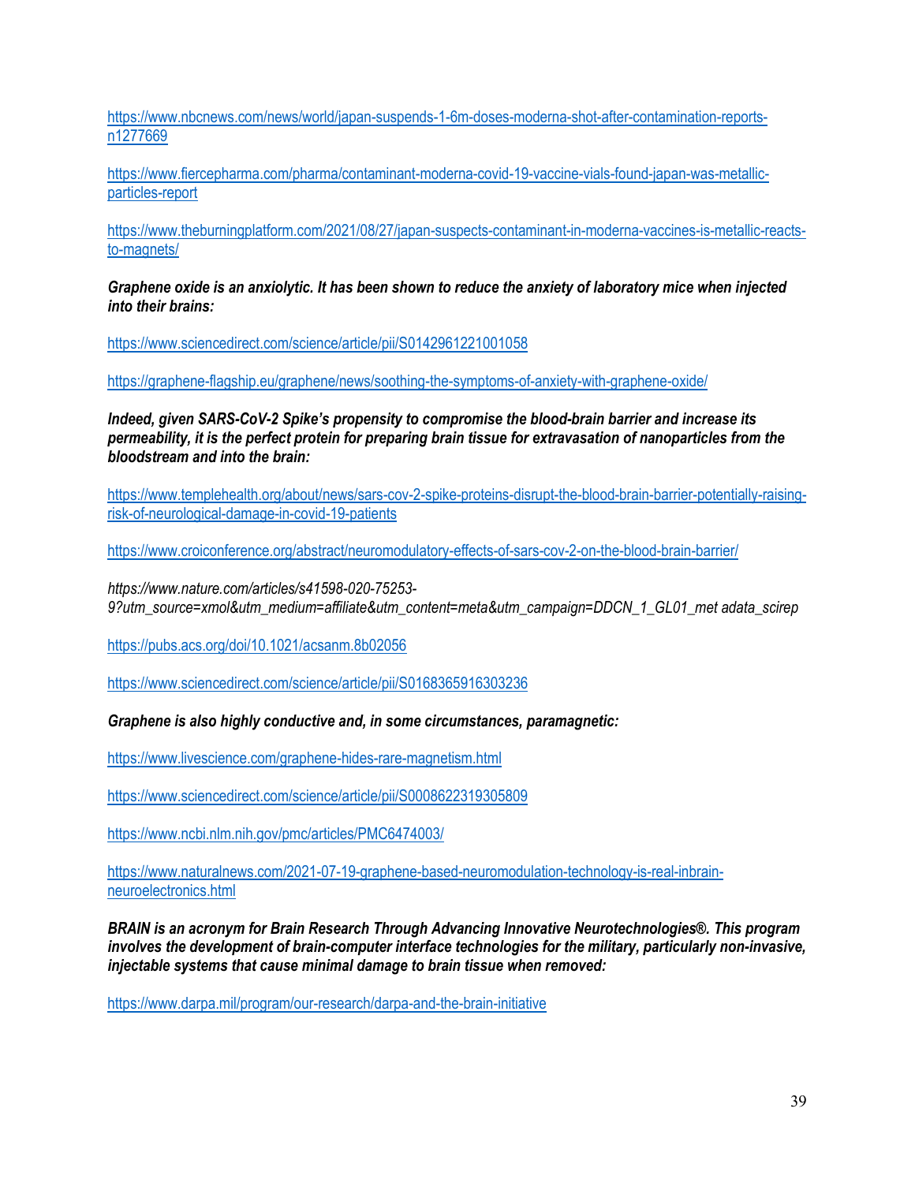https://www.nbcnews.com/news/world/japan-suspends-1-6m-doses-moderna-shot-after-contamination-reports-n1277669

https://www.fiercepharma.com/pharma/contaminant-moderna-covid-19-vaccine-vials-found-japan-was-metallic-particles-report

https://www.theburningplatform.com/2021/08/27/japan-suspects-contaminant-in-moderna-vaccines-is-metallic-reacts-to-magnets/

***Graphene oxide is an anxiolytic. It has been shown to reduce the anxiety of laboratory mice when injected into their brains:***

https://www.sciencedirect.com/science/article/pii/S0142961221001058

https://graphene-flagship.eu/graphene/news/soothing-the-symptoms-of-anxiety-with-graphene-oxide/

***Indeed, given SARS-CoV-2 Spike's propensity to compromise the blood-brain barrier and increase its permeability, it is the perfect protein for preparing brain tissue for extravasation of nanoparticles from the bloodstream and into the brain:***

https://www.templehealth.org/about/news/sars-cov-2-spike-proteins-disrupt-the-blood-brain-barrier-potentially-raising-risk-of-neurological-damage-in-covid-19-patients

https://www.croiconference.org/abstract/neuromodulatory-effects-of-sars-cov-2-on-the-blood-brain-barrier/

*https://www.nature.com/articles/s41598-020-75253-9?utm_source=xmol&utm_medium=affiliate&utm_content=meta&utm_campaign=DDCN_1_GL01_met adata_scirep*

https://pubs.acs.org/doi/10.1021/acsanm.8b02056

https://www.sciencedirect.com/science/article/pii/S0168365916303236

***Graphene is also highly conductive and, in some circumstances, paramagnetic:***

https://www.livescience.com/graphene-hides-rare-magnetism.html

https://www.sciencedirect.com/science/article/pii/S0008622319305809

https://www.ncbi.nlm.nih.gov/pmc/articles/PMC6474003/

https://www.naturalnews.com/2021-07-19-graphene-based-neuromodulation-technology-is-real-inbrain-neuroelectronics.html

***BRAIN is an acronym for Brain Research Through Advancing Innovative Neurotechnologies®. This program involves the development of brain-computer interface technologies for the military, particularly non-invasive, injectable systems that cause minimal damage to brain tissue when removed:***

https://www.darpa.mil/program/our-research/darpa-and-the-brain-initiative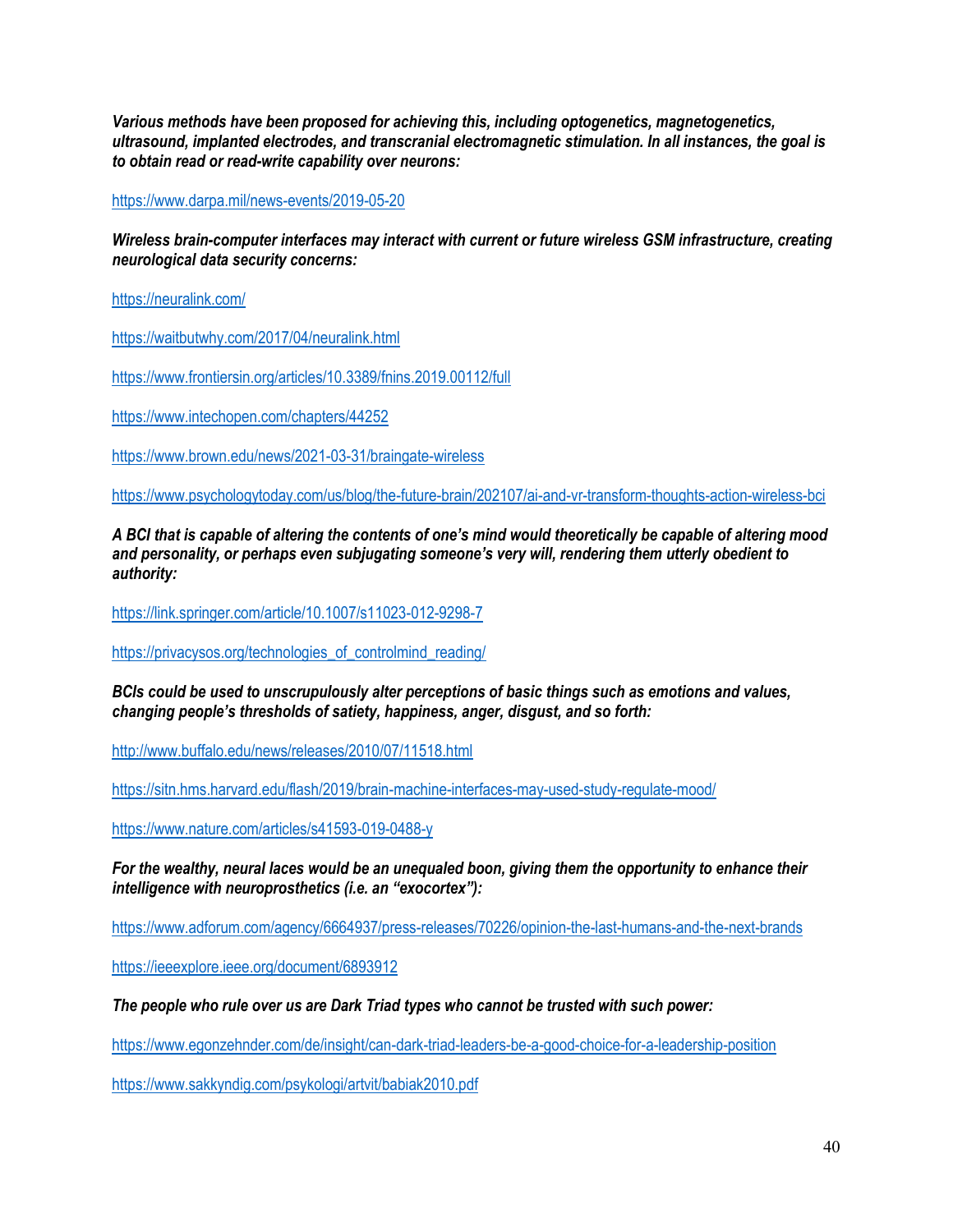***Various methods have been proposed for achieving this, including optogenetics, magnetogenetics, ultrasound, implanted electrodes, and transcranial electromagnetic stimulation. In all instances, the goal is to obtain read or read-write capability over neurons:***

https://www.darpa.mil/news-events/2019-05-20

***Wireless brain-computer interfaces may interact with current or future wireless GSM infrastructure, creating neurological data security concerns:***

https://neuralink.com/

https://waitbutwhy.com/2017/04/neuralink.html

https://www.frontiersin.org/articles/10.3389/fnins.2019.00112/full

https://www.intechopen.com/chapters/44252

https://www.brown.edu/news/2021-03-31/braingate-wireless

https://www.psychologytoday.com/us/blog/the-future-brain/202107/ai-and-vr-transform-thoughts-action-wireless-bci

***A BCI that is capable of altering the contents of one's mind would theoretically be capable of altering mood and personality, or perhaps even subjugating someone's very will, rendering them utterly obedient to authority:***

https://link.springer.com/article/10.1007/s11023-012-9298-7

https://privacysos.org/technologies_of_controlmind_reading/

***BCIs could be used to unscrupulously alter perceptions of basic things such as emotions and values, changing people's thresholds of satiety, happiness, anger, disgust, and so forth:***

http://www.buffalo.edu/news/releases/2010/07/11518.html

https://sitn.hms.harvard.edu/flash/2019/brain-machine-interfaces-may-used-study-regulate-mood/

https://www.nature.com/articles/s41593-019-0488-y

***For the wealthy, neural laces would be an unequaled boon, giving them the opportunity to enhance their intelligence with neuroprosthetics (i.e. an "exocortex"):***

https://www.adforum.com/agency/6664937/press-releases/70226/opinion-the-last-humans-and-the-next-brands

https://ieeexplore.ieee.org/document/6893912

***The people who rule over us are Dark Triad types who cannot be trusted with such power:***

https://www.egonzehnder.com/de/insight/can-dark-triad-leaders-be-a-good-choice-for-a-leadership-position

https://www.sakkyndig.com/psykologi/artvit/babiak2010.pdf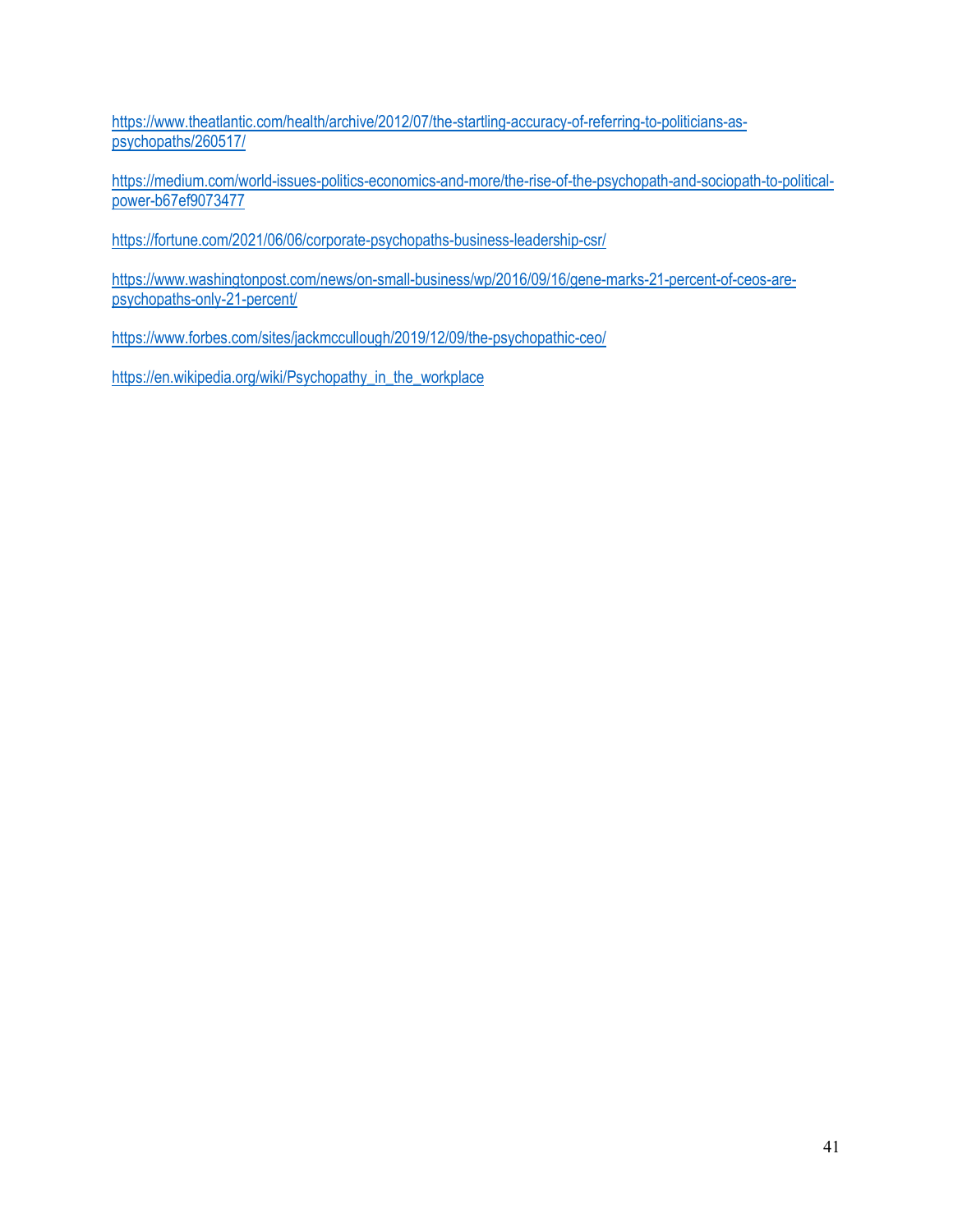https://www.theatlantic.com/health/archive/2012/07/the-startling-accuracy-of-referring-to-politicians-as-psychopaths/260517/

https://medium.com/world-issues-politics-economics-and-more/the-rise-of-the-psychopath-and-sociopath-to-political-power-b67ef9073477

https://fortune.com/2021/06/06/corporate-psychopaths-business-leadership-csr/

https://www.washingtonpost.com/news/on-small-business/wp/2016/09/16/gene-marks-21-percent-of-ceos-are-psychopaths-only-21-percent/

https://www.forbes.com/sites/jackmccullough/2019/12/09/the-psychopathic-ceo/

https://en.wikipedia.org/wiki/Psychopathy_in_the_workplace